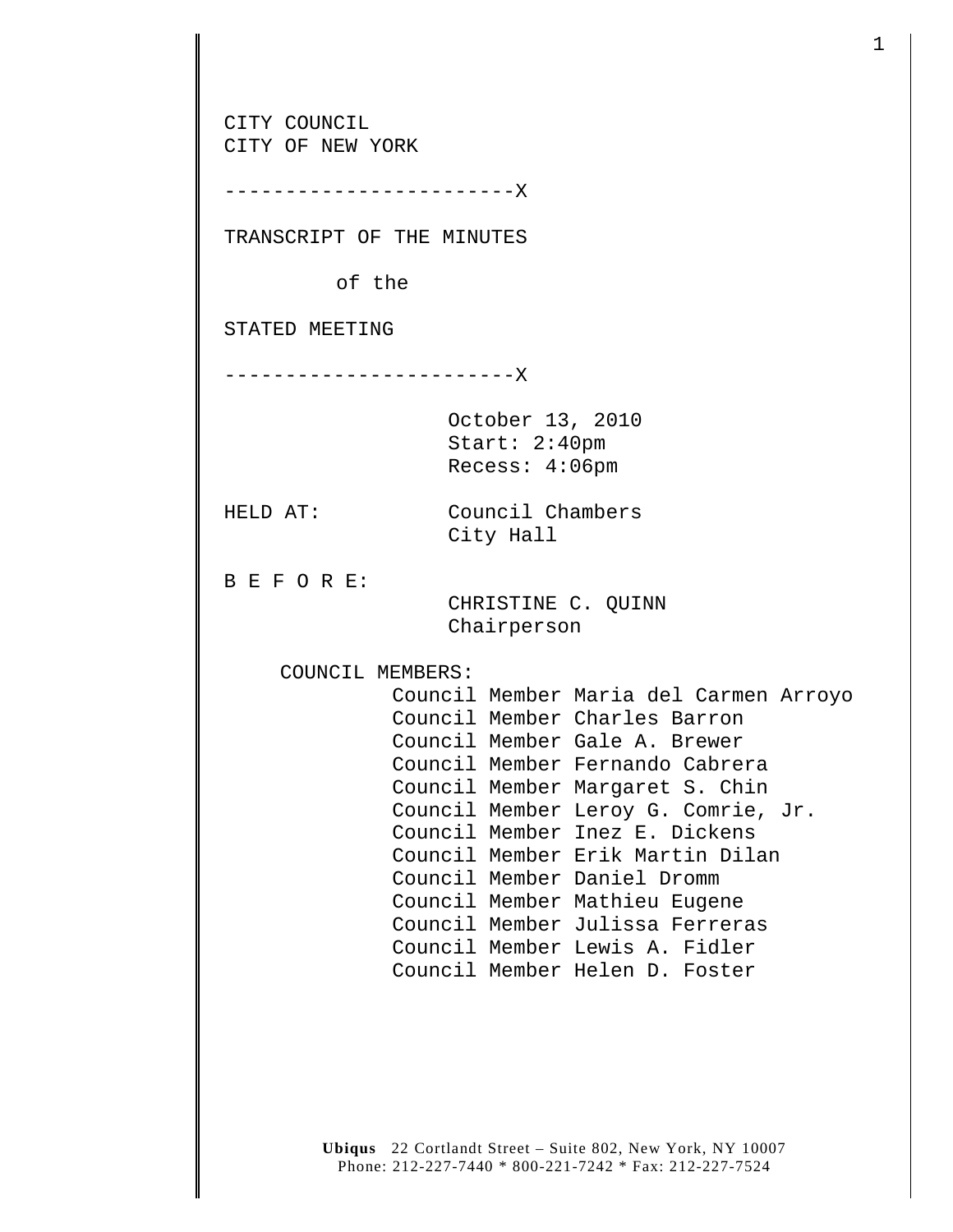CITY COUNCIL
CITY OF NEW YORK

------------------------X

TRANSCRIPT OF THE MINUTES

of the

STATED MEETING

------------------------X

October 13, 2010
Start: 2:40pm
Recess: 4:06pm

HELD AT: Council Chambers
City Hall

B E F O R E:
CHRISTINE C. QUINN
Chairperson

COUNCIL MEMBERS:
Council Member Maria del Carmen Arroyo
Council Member Charles Barron
Council Member Gale A. Brewer
Council Member Fernando Cabrera
Council Member Margaret S. Chin
Council Member Leroy G. Comrie, Jr.
Council Member Inez E. Dickens
Council Member Erik Martin Dilan
Council Member Daniel Dromm
Council Member Mathieu Eugene
Council Member Julissa Ferreras
Council Member Lewis A. Fidler
Council Member Helen D. Foster

**Ubiqus** 22 Cortlandt Street – Suite 802, New York, NY 10007
Phone: 212-227-7440 * 800-221-7242 * Fax: 212-227-7524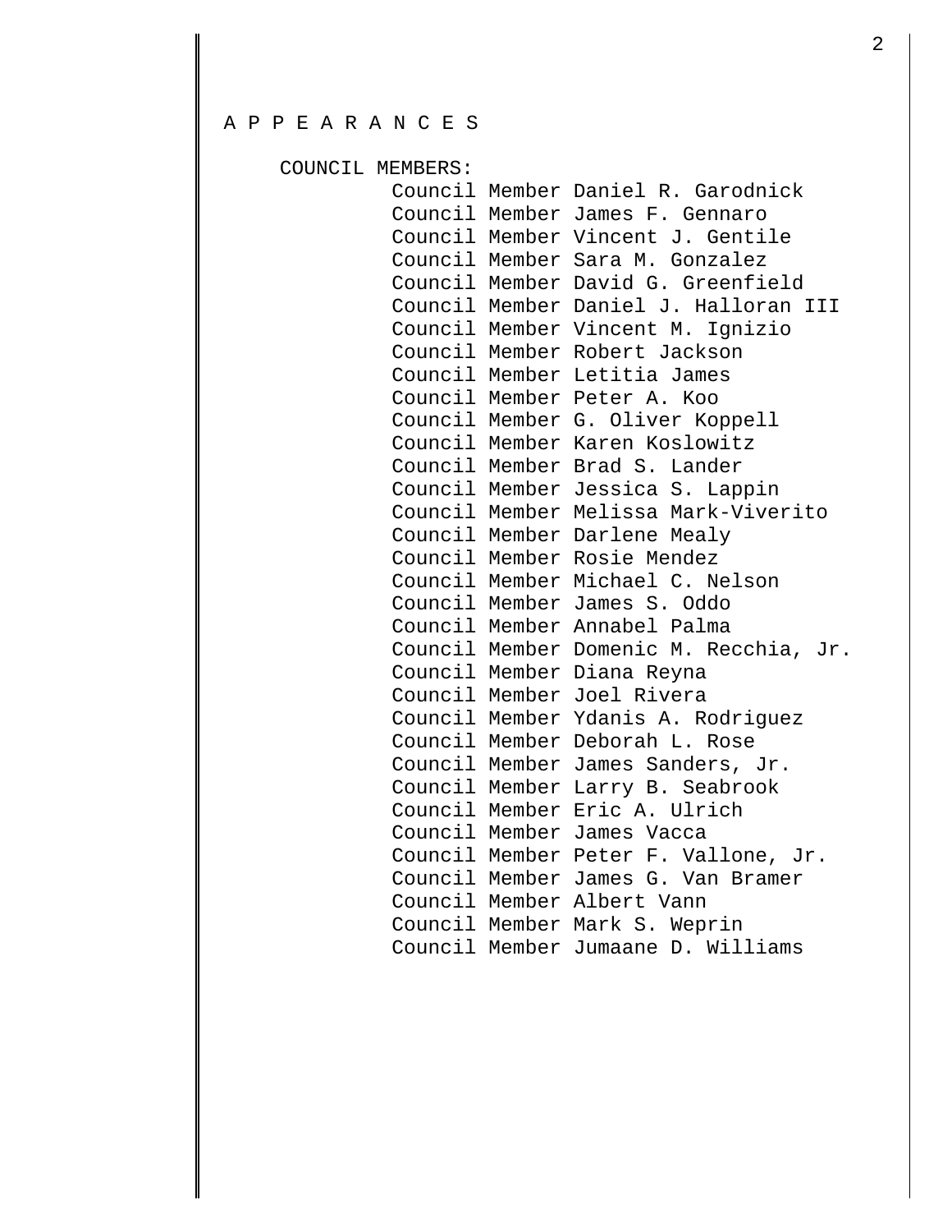# A P P E A R A N C E S

COUNCIL MEMBERS:

Council Member Daniel R. Garodnick
Council Member James F. Gennaro
Council Member Vincent J. Gentile
Council Member Sara M. Gonzalez
Council Member David G. Greenfield
Council Member Daniel J. Halloran III
Council Member Vincent M. Ignizio
Council Member Robert Jackson
Council Member Letitia James
Council Member Peter A. Koo
Council Member G. Oliver Koppell
Council Member Karen Koslowitz
Council Member Brad S. Lander
Council Member Jessica S. Lappin
Council Member Melissa Mark-Viverito
Council Member Darlene Mealy
Council Member Rosie Mendez
Council Member Michael C. Nelson
Council Member James S. Oddo
Council Member Annabel Palma
Council Member Domenic M. Recchia, Jr.
Council Member Diana Reyna
Council Member Joel Rivera
Council Member Ydanis A. Rodriguez
Council Member Deborah L. Rose
Council Member James Sanders, Jr.
Council Member Larry B. Seabrook
Council Member Eric A. Ulrich
Council Member James Vacca
Council Member Peter F. Vallone, Jr.
Council Member James G. Van Bramer
Council Member Albert Vann
Council Member Mark S. Weprin
Council Member Jumaane D. Williams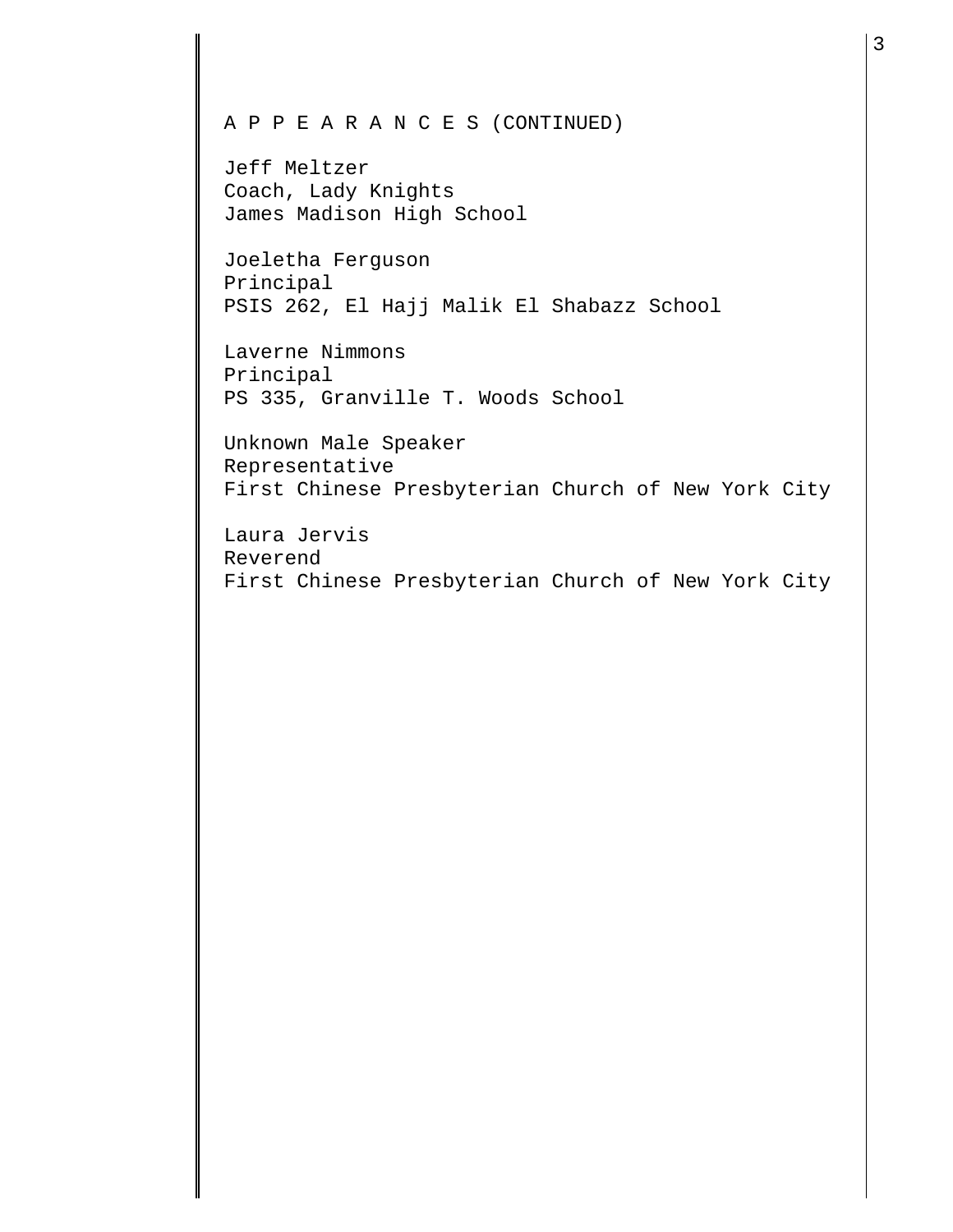A P P E A R A N C E S (CONTINUED)

Jeff Meltzer
Coach, Lady Knights
James Madison High School

Joeletha Ferguson
Principal
PSIS 262, El Hajj Malik El Shabazz School

Laverne Nimmons
Principal
PS 335, Granville T. Woods School

Unknown Male Speaker
Representative
First Chinese Presbyterian Church of New York City

Laura Jervis
Reverend
First Chinese Presbyterian Church of New York City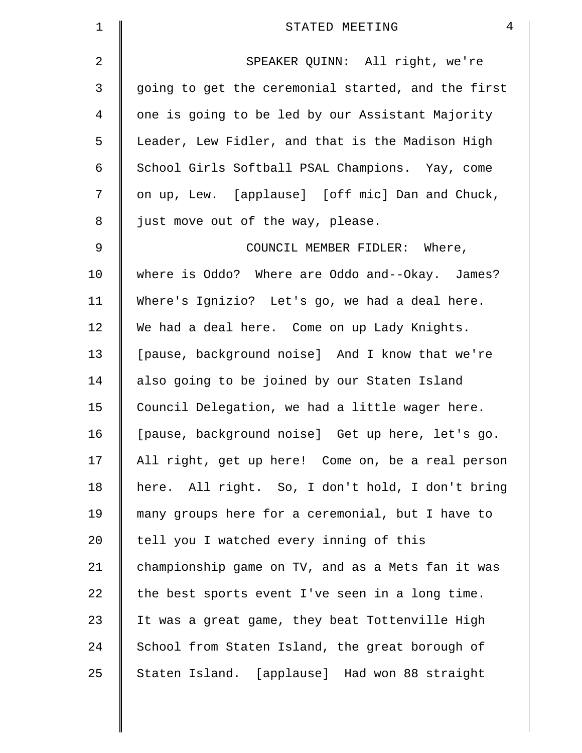SPEAKER QUINN: All right, we're going to get the ceremonial started, and the first one is going to be led by our Assistant Majority Leader, Lew Fidler, and that is the Madison High School Girls Softball PSAL Champions. Yay, come on up, Lew. [applause] [off mic] Dan and Chuck, just move out of the way, please.

COUNCIL MEMBER FIDLER: Where, where is Oddo? Where are Oddo and--Okay. James? Where's Ignizio? Let's go, we had a deal here. We had a deal here. Come on up Lady Knights. [pause, background noise] And I know that we're also going to be joined by our Staten Island Council Delegation, we had a little wager here. [pause, background noise] Get up here, let's go. All right, get up here! Come on, be a real person here. All right. So, I don't hold, I don't bring many groups here for a ceremonial, but I have to tell you I watched every inning of this championship game on TV, and as a Mets fan it was the best sports event I've seen in a long time. It was a great game, they beat Tottenville High School from Staten Island, the great borough of Staten Island. [applause] Had won 88 straight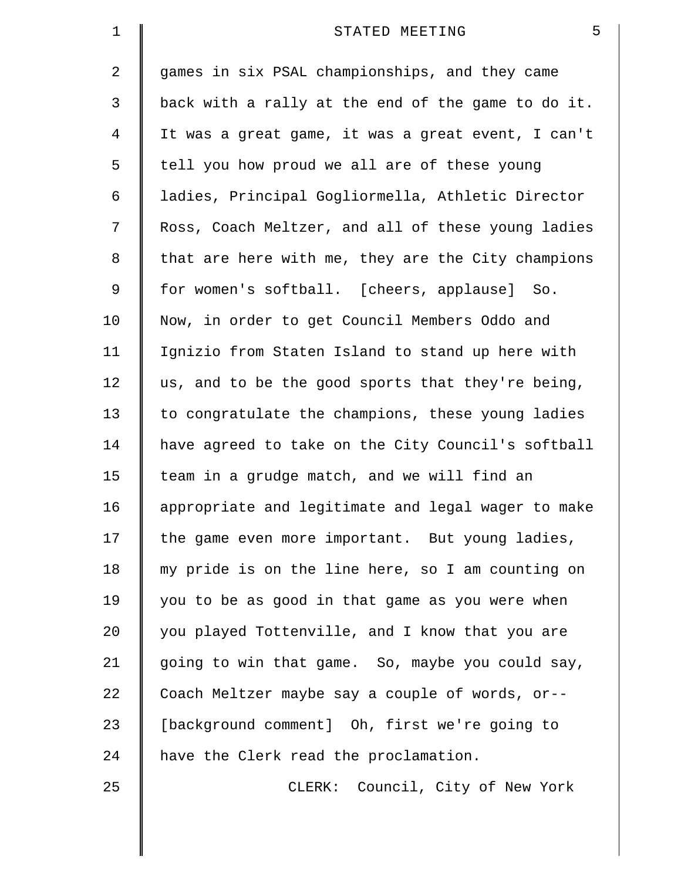games in six PSAL championships, and they came back with a rally at the end of the game to do it. It was a great game, it was a great event, I can't tell you how proud we all are of these young ladies, Principal Gogliormella, Athletic Director Ross, Coach Meltzer, and all of these young ladies that are here with me, they are the City champions for women's softball. [cheers, applause] So. Now, in order to get Council Members Oddo and Ignizio from Staten Island to stand up here with us, and to be the good sports that they're being, to congratulate the champions, these young ladies have agreed to take on the City Council's softball team in a grudge match, and we will find an appropriate and legitimate and legal wager to make the game even more important. But young ladies, my pride is on the line here, so I am counting on you to be as good in that game as you were when you played Tottenville, and I know that you are going to win that game. So, maybe you could say, Coach Meltzer maybe say a couple of words, or-- [background comment] Oh, first we're going to have the Clerk read the proclamation.

CLERK: Council, City of New York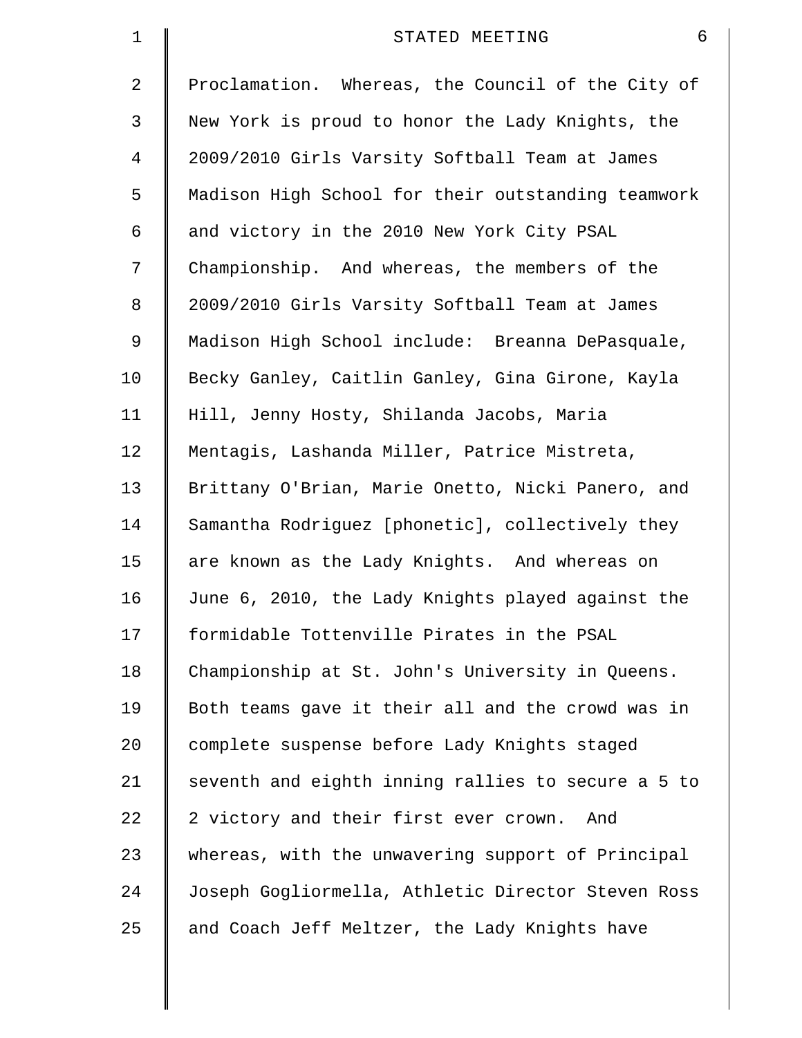Proclamation. Whereas, the Council of the City of New York is proud to honor the Lady Knights, the 2009/2010 Girls Varsity Softball Team at James Madison High School for their outstanding teamwork and victory in the 2010 New York City PSAL Championship. And whereas, the members of the 2009/2010 Girls Varsity Softball Team at James Madison High School include: Breanna DePasquale, Becky Ganley, Caitlin Ganley, Gina Girone, Kayla Hill, Jenny Hosty, Shilanda Jacobs, Maria Mentagis, Lashanda Miller, Patrice Mistreta, Brittany O'Brian, Marie Onetto, Nicki Panero, and Samantha Rodriguez [phonetic], collectively they are known as the Lady Knights. And whereas on June 6, 2010, the Lady Knights played against the formidable Tottenville Pirates in the PSAL Championship at St. John's University in Queens. Both teams gave it their all and the crowd was in complete suspense before Lady Knights staged seventh and eighth inning rallies to secure a 5 to 2 victory and their first ever crown. And whereas, with the unwavering support of Principal Joseph Gogliormella, Athletic Director Steven Ross and Coach Jeff Meltzer, the Lady Knights have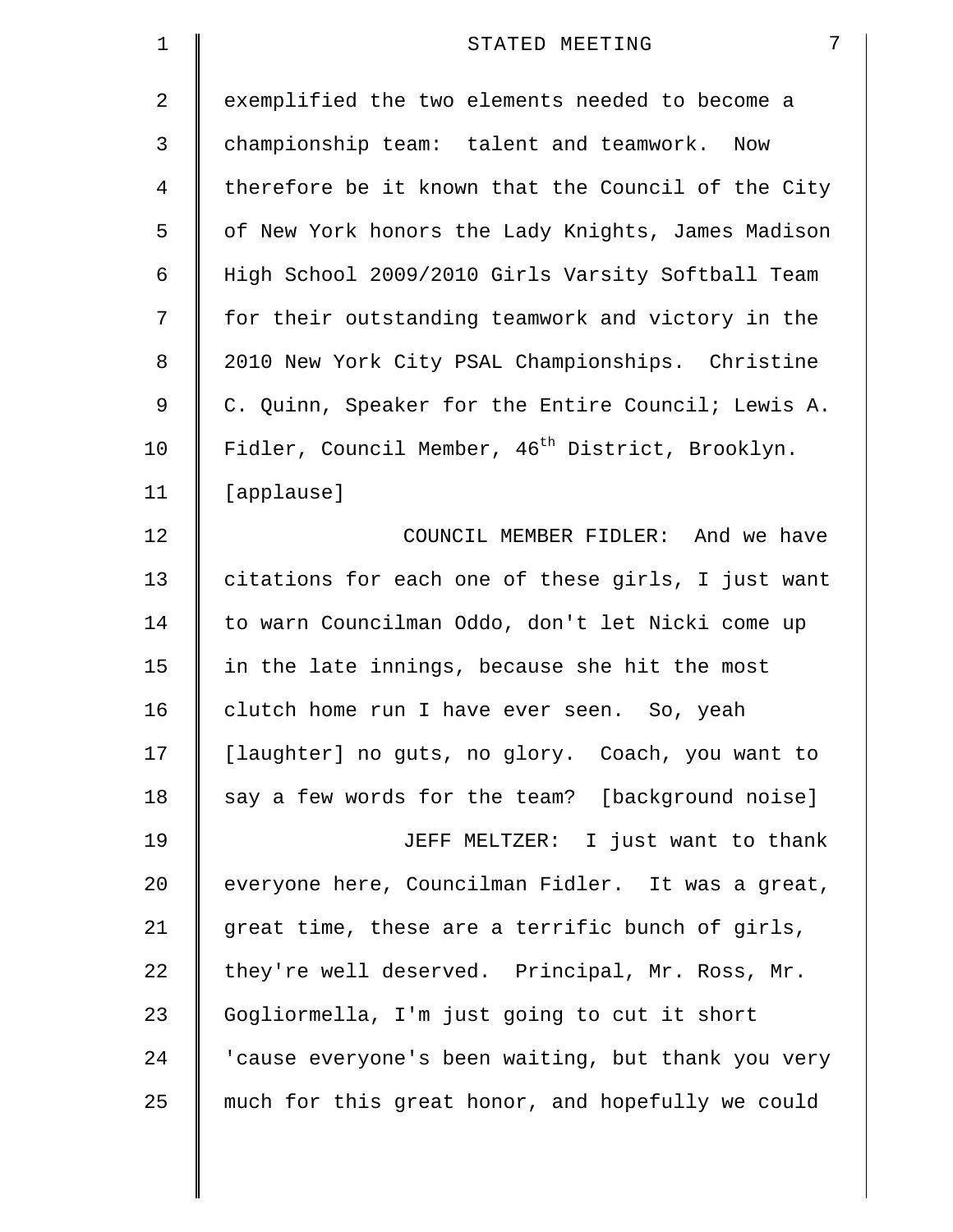exemplified the two elements needed to become a championship team: talent and teamwork. Now therefore be it known that the Council of the City of New York honors the Lady Knights, James Madison High School 2009/2010 Girls Varsity Softball Team for their outstanding teamwork and victory in the 2010 New York City PSAL Championships. Christine C. Quinn, Speaker for the Entire Council; Lewis A. Fidler, Council Member, 46th District, Brooklyn. [applause]

COUNCIL MEMBER FIDLER: And we have citations for each one of these girls, I just want to warn Councilman Oddo, don't let Nicki come up in the late innings, because she hit the most clutch home run I have ever seen. So, yeah [laughter] no guts, no glory. Coach, you want to say a few words for the team? [background noise]

JEFF MELTZER: I just want to thank everyone here, Councilman Fidler. It was a great, great time, these are a terrific bunch of girls, they're well deserved. Principal, Mr. Ross, Mr. Gogliormella, I'm just going to cut it short 'cause everyone's been waiting, but thank you very much for this great honor, and hopefully we could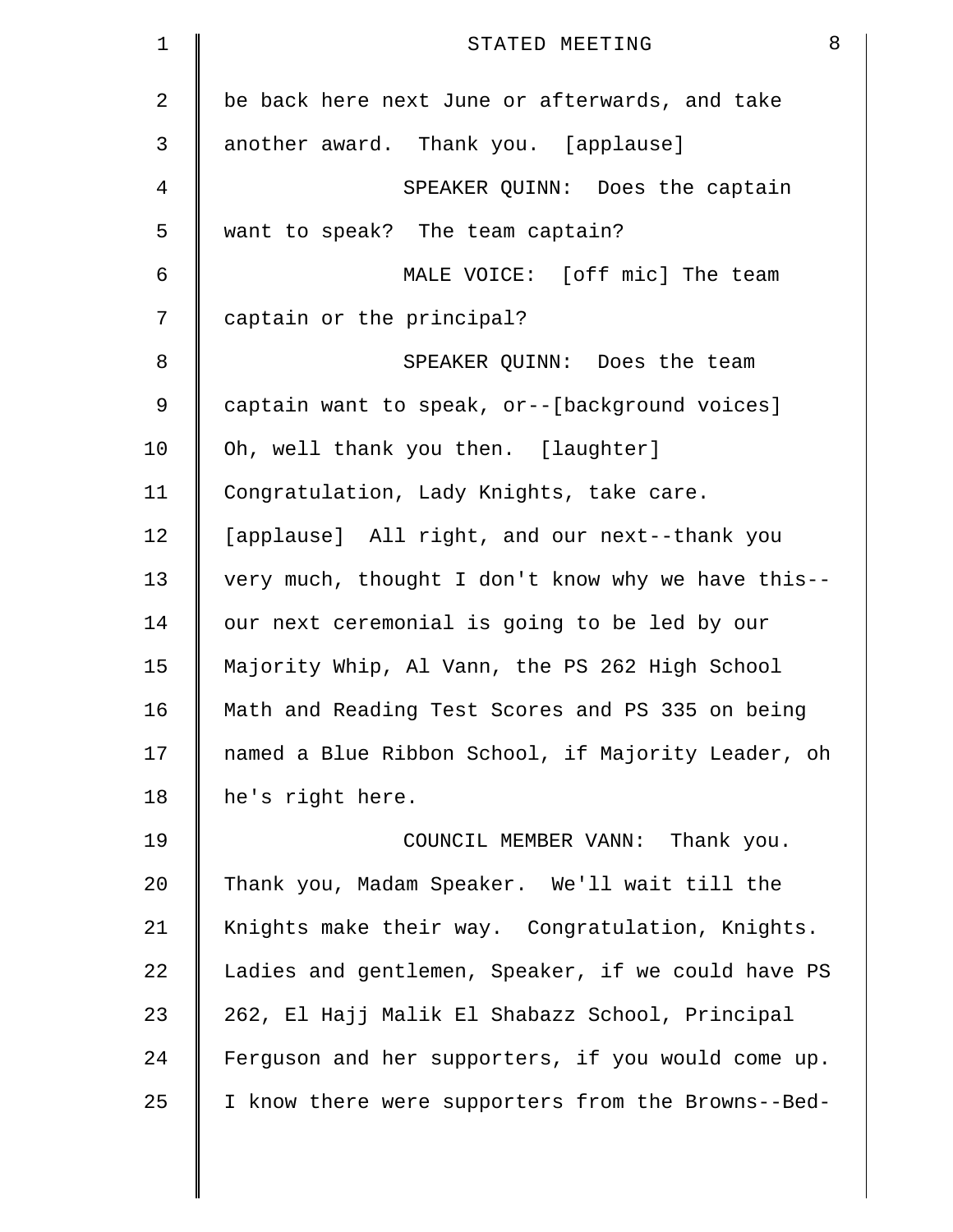be back here next June or afterwards, and take another award. Thank you. [applause]

SPEAKER QUINN: Does the captain want to speak? The team captain?

MALE VOICE: [off mic] The team captain or the principal?

SPEAKER QUINN: Does the team captain want to speak, or--[background voices] Oh, well thank you then. [laughter] Congratulation, Lady Knights, take care. [applause] All right, and our next--thank you very much, thought I don't know why we have this-- our next ceremonial is going to be led by our Majority Whip, Al Vann, the PS 262 High School Math and Reading Test Scores and PS 335 on being named a Blue Ribbon School, if Majority Leader, oh he's right here.

COUNCIL MEMBER VANN: Thank you. Thank you, Madam Speaker. We'll wait till the Knights make their way. Congratulation, Knights. Ladies and gentlemen, Speaker, if we could have PS 262, El Hajj Malik El Shabazz School, Principal Ferguson and her supporters, if you would come up. I know there were supporters from the Browns--Bed-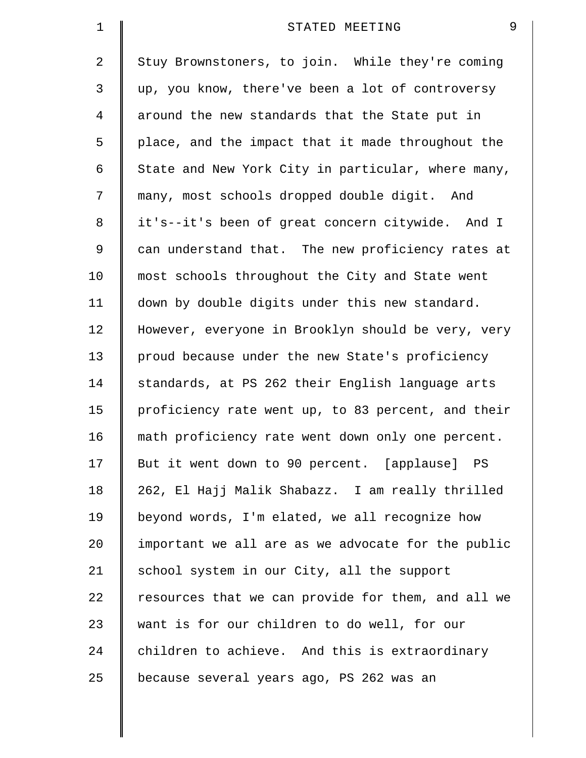Stuy Brownstoners, to join. While they're coming up, you know, there've been a lot of controversy around the new standards that the State put in place, and the impact that it made throughout the State and New York City in particular, where many, many, most schools dropped double digit. And it's--it's been of great concern citywide. And I can understand that. The new proficiency rates at most schools throughout the City and State went down by double digits under this new standard. However, everyone in Brooklyn should be very, very proud because under the new State's proficiency standards, at PS 262 their English language arts proficiency rate went up, to 83 percent, and their math proficiency rate went down only one percent. But it went down to 90 percent. [applause] PS 262, El Hajj Malik Shabazz. I am really thrilled beyond words, I'm elated, we all recognize how important we all are as we advocate for the public school system in our City, all the support resources that we can provide for them, and all we want is for our children to do well, for our children to achieve. And this is extraordinary because several years ago, PS 262 was an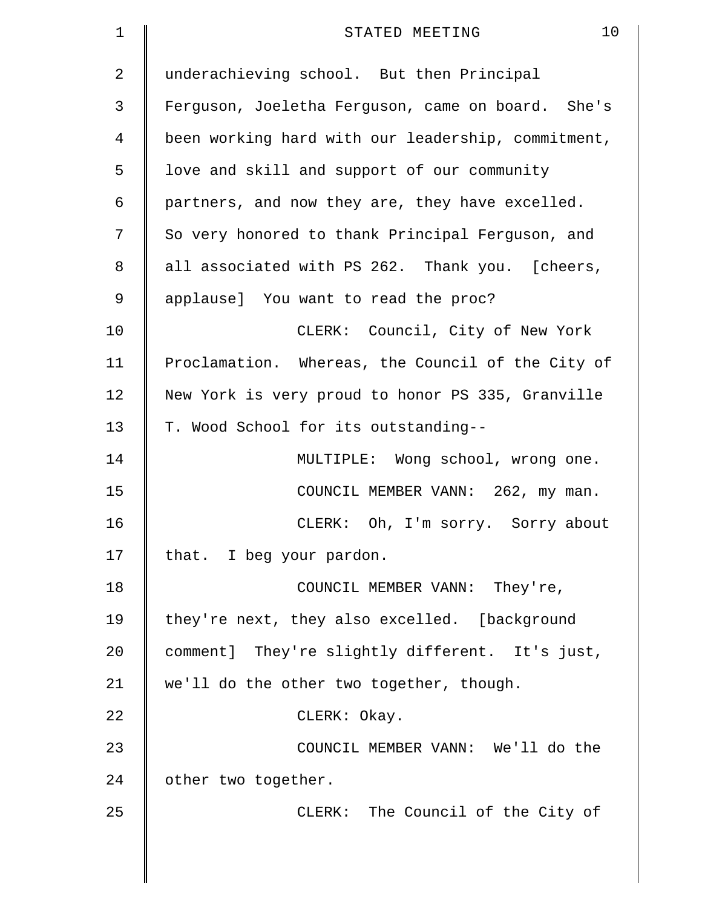underachieving school. But then Principal Ferguson, Joeletha Ferguson, came on board. She's been working hard with our leadership, commitment, love and skill and support of our community partners, and now they are, they have excelled. So very honored to thank Principal Ferguson, and all associated with PS 262. Thank you. [cheers, applause] You want to read the proc?

CLERK: Council, City of New York Proclamation. Whereas, the Council of the City of New York is very proud to honor PS 335, Granville T. Wood School for its outstanding--

MULTIPLE: Wong school, wrong one.

COUNCIL MEMBER VANN: 262, my man.

CLERK: Oh, I'm sorry. Sorry about that. I beg your pardon.

COUNCIL MEMBER VANN: They're, they're next, they also excelled. [background comment] They're slightly different. It's just, we'll do the other two together, though.

CLERK: Okay.

COUNCIL MEMBER VANN: We'll do the other two together.

CLERK: The Council of the City of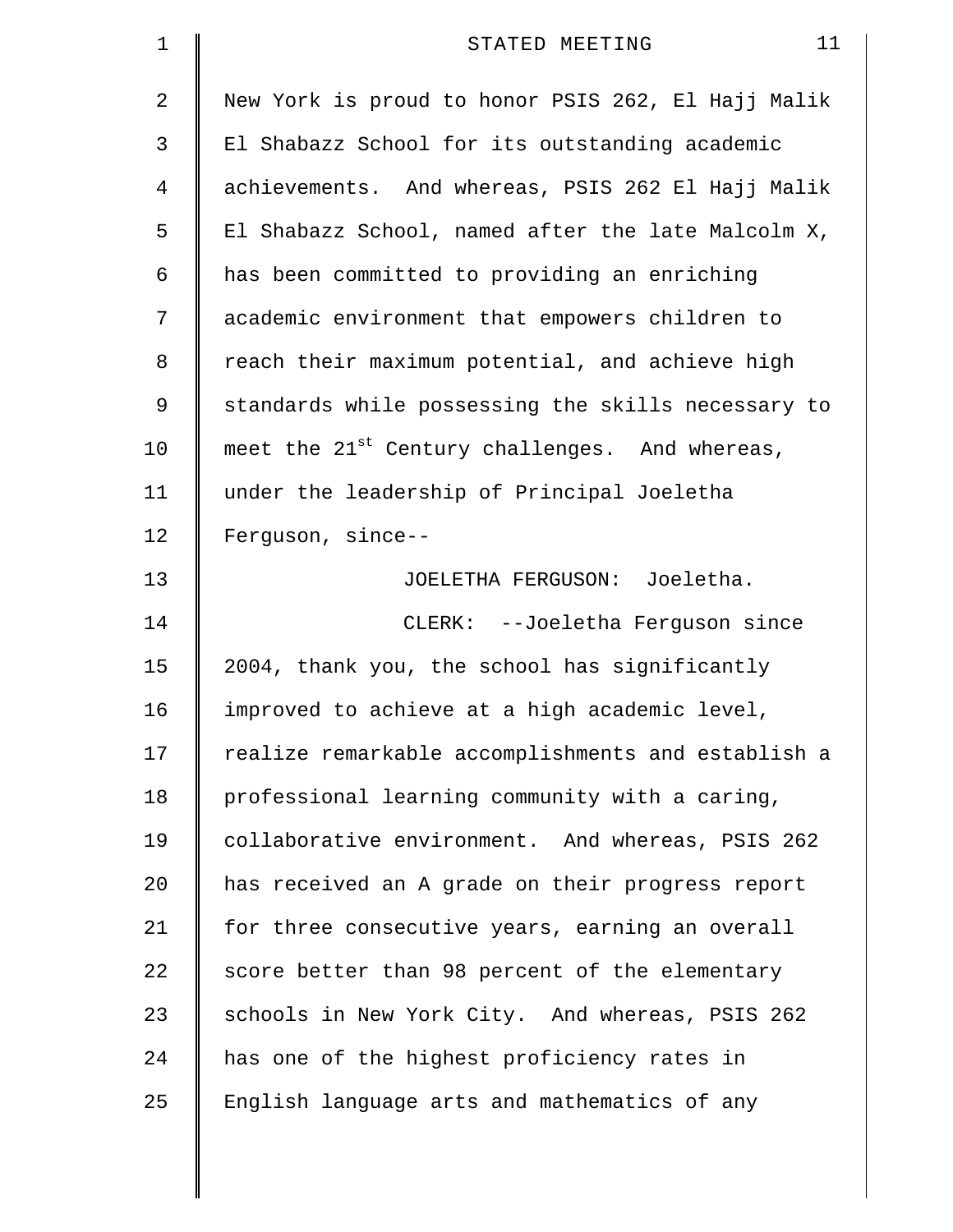New York is proud to honor PSIS 262, El Hajj Malik El Shabazz School for its outstanding academic achievements. And whereas, PSIS 262 El Hajj Malik El Shabazz School, named after the late Malcolm X, has been committed to providing an enriching academic environment that empowers children to reach their maximum potential, and achieve high standards while possessing the skills necessary to meet the 21st Century challenges. And whereas, under the leadership of Principal Joeletha Ferguson, since--

JOELETHA FERGUSON: Joeletha.

CLERK: --Joeletha Ferguson since 2004, thank you, the school has significantly improved to achieve at a high academic level, realize remarkable accomplishments and establish a professional learning community with a caring, collaborative environment. And whereas, PSIS 262 has received an A grade on their progress report for three consecutive years, earning an overall score better than 98 percent of the elementary schools in New York City. And whereas, PSIS 262 has one of the highest proficiency rates in English language arts and mathematics of any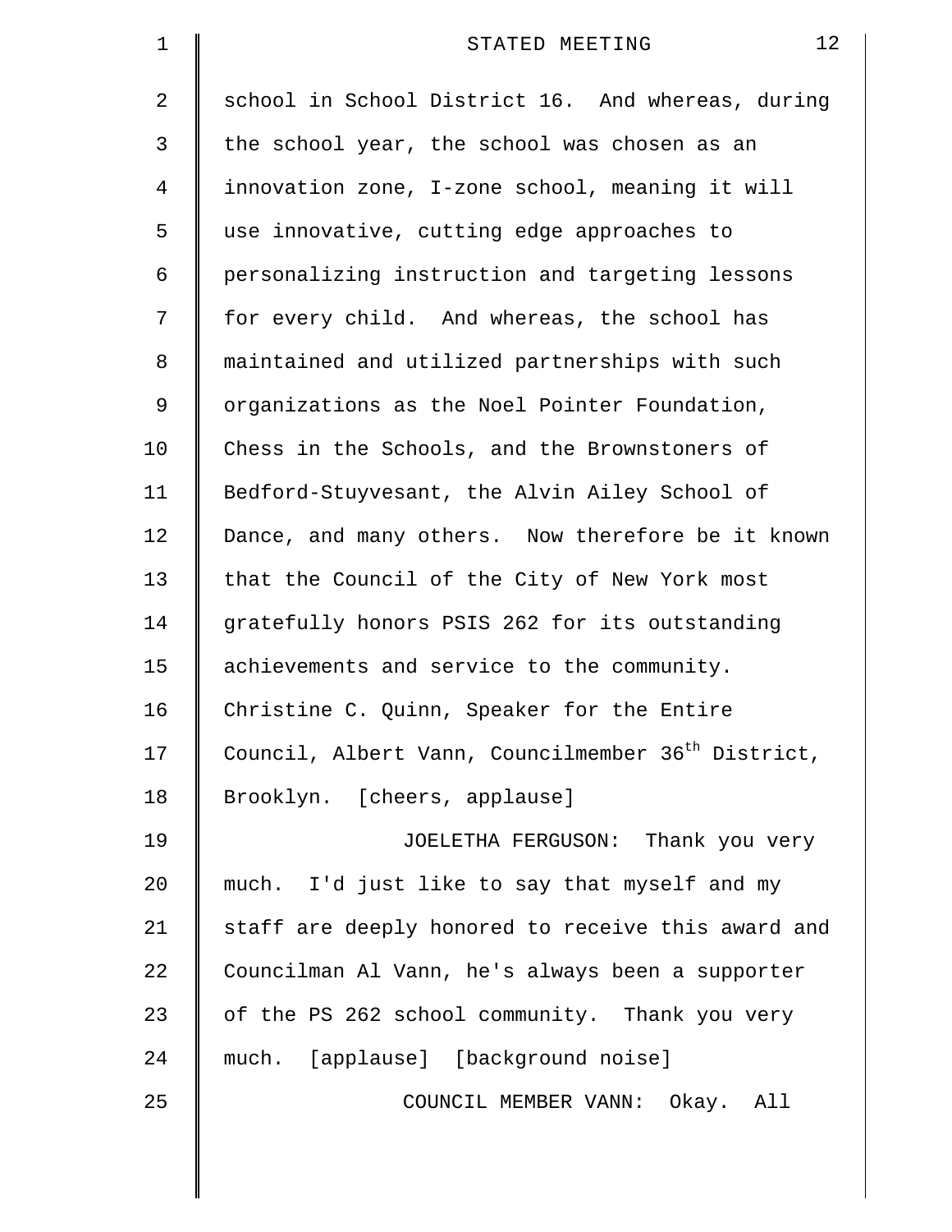school in School District 16. And whereas, during the school year, the school was chosen as an innovation zone, I-zone school, meaning it will use innovative, cutting edge approaches to personalizing instruction and targeting lessons for every child. And whereas, the school has maintained and utilized partnerships with such organizations as the Noel Pointer Foundation, Chess in the Schools, and the Brownstoners of Bedford-Stuyvesant, the Alvin Ailey School of Dance, and many others. Now therefore be it known that the Council of the City of New York most gratefully honors PSIS 262 for its outstanding achievements and service to the community. Christine C. Quinn, Speaker for the Entire Council, Albert Vann, Councilmember 36th District, Brooklyn. [cheers, applause]

JOELETHA FERGUSON: Thank you very much. I'd just like to say that myself and my staff are deeply honored to receive this award and Councilman Al Vann, he's always been a supporter of the PS 262 school community. Thank you very much. [applause] [background noise]

COUNCIL MEMBER VANN: Okay. All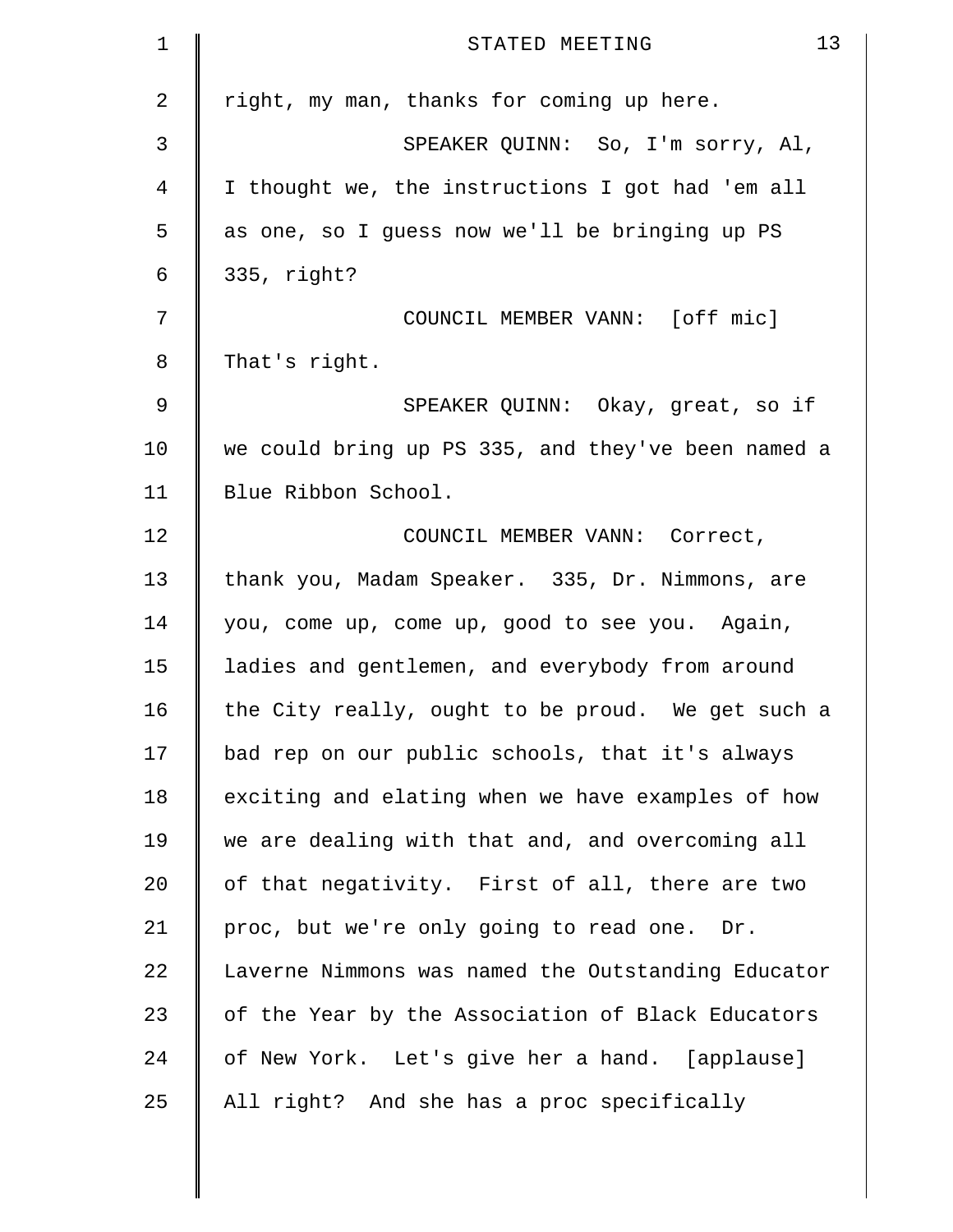right, my man, thanks for coming up here.

SPEAKER QUINN: So, I'm sorry, Al, I thought we, the instructions I got had 'em all as one, so I guess now we'll be bringing up PS 335, right?

COUNCIL MEMBER VANN: [off mic] That's right.

SPEAKER QUINN: Okay, great, so if we could bring up PS 335, and they've been named a Blue Ribbon School.

COUNCIL MEMBER VANN: Correct, thank you, Madam Speaker. 335, Dr. Nimmons, are you, come up, come up, good to see you. Again, ladies and gentlemen, and everybody from around the City really, ought to be proud. We get such a bad rep on our public schools, that it's always exciting and elating when we have examples of how we are dealing with that and, and overcoming all of that negativity. First of all, there are two proc, but we're only going to read one. Dr. Laverne Nimmons was named the Outstanding Educator of the Year by the Association of Black Educators of New York. Let's give her a hand. [applause] All right? And she has a proc specifically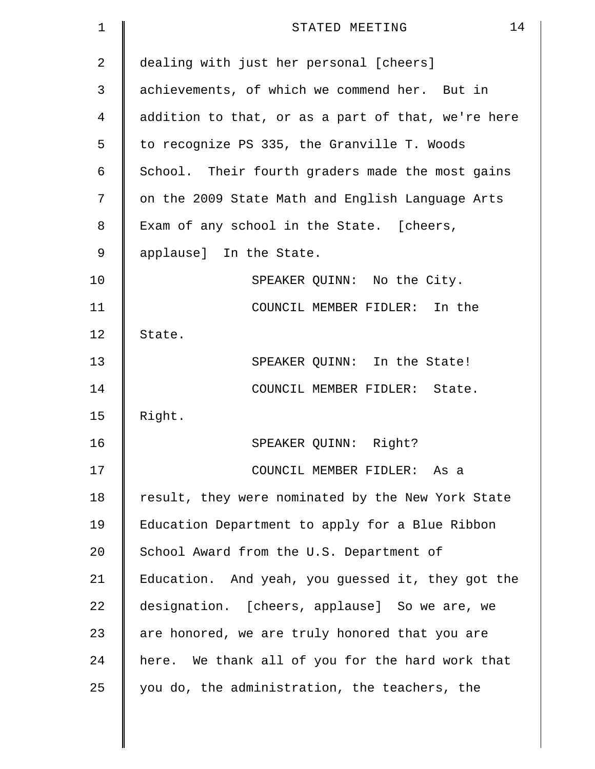dealing with just her personal [cheers] achievements, of which we commend her. But in addition to that, or as a part of that, we're here to recognize PS 335, the Granville T. Woods School. Their fourth graders made the most gains on the 2009 State Math and English Language Arts Exam of any school in the State. [cheers, applause] In the State.

SPEAKER QUINN: No the City.

COUNCIL MEMBER FIDLER: In the State.

SPEAKER QUINN: In the State!

COUNCIL MEMBER FIDLER: State. Right.

SPEAKER QUINN: Right?

COUNCIL MEMBER FIDLER: As a result, they were nominated by the New York State Education Department to apply for a Blue Ribbon School Award from the U.S. Department of Education. And yeah, you guessed it, they got the designation. [cheers, applause] So we are, we are honored, we are truly honored that you are here. We thank all of you for the hard work that you do, the administration, the teachers, the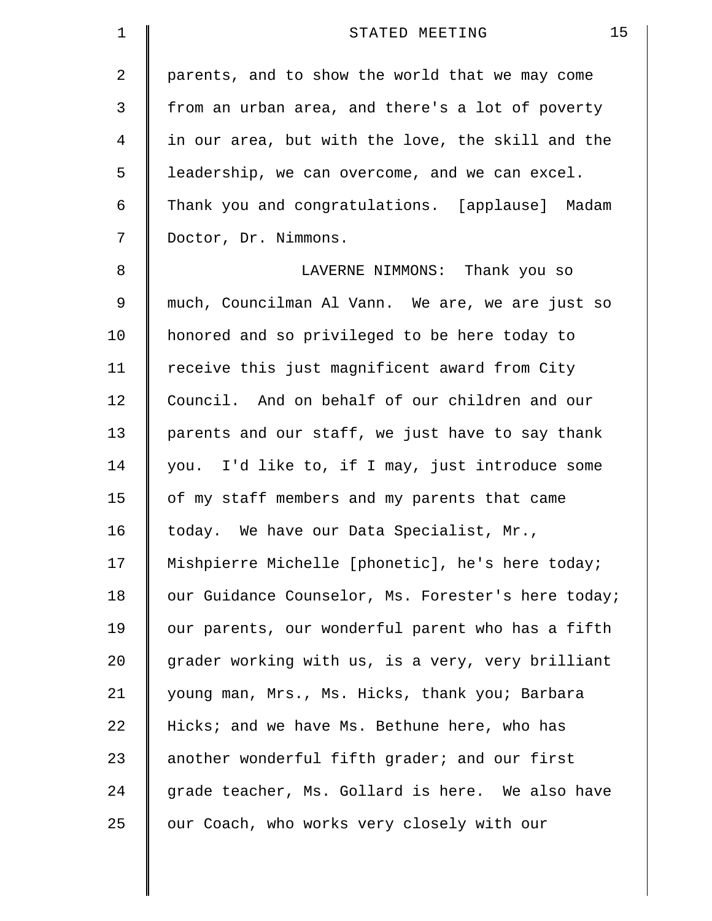parents, and to show the world that we may come from an urban area, and there's a lot of poverty in our area, but with the love, the skill and the leadership, we can overcome, and we can excel. Thank you and congratulations. [applause] Madam Doctor, Dr. Nimmons.

LAVERNE NIMMONS: Thank you so much, Councilman Al Vann. We are, we are just so honored and so privileged to be here today to receive this just magnificent award from City Council. And on behalf of our children and our parents and our staff, we just have to say thank you. I'd like to, if I may, just introduce some of my staff members and my parents that came today. We have our Data Specialist, Mr., Mishpierre Michelle [phonetic], he's here today; our Guidance Counselor, Ms. Forester's here today; our parents, our wonderful parent who has a fifth grader working with us, is a very, very brilliant young man, Mrs., Ms. Hicks, thank you; Barbara Hicks; and we have Ms. Bethune here, who has another wonderful fifth grader; and our first grade teacher, Ms. Gollard is here. We also have our Coach, who works very closely with our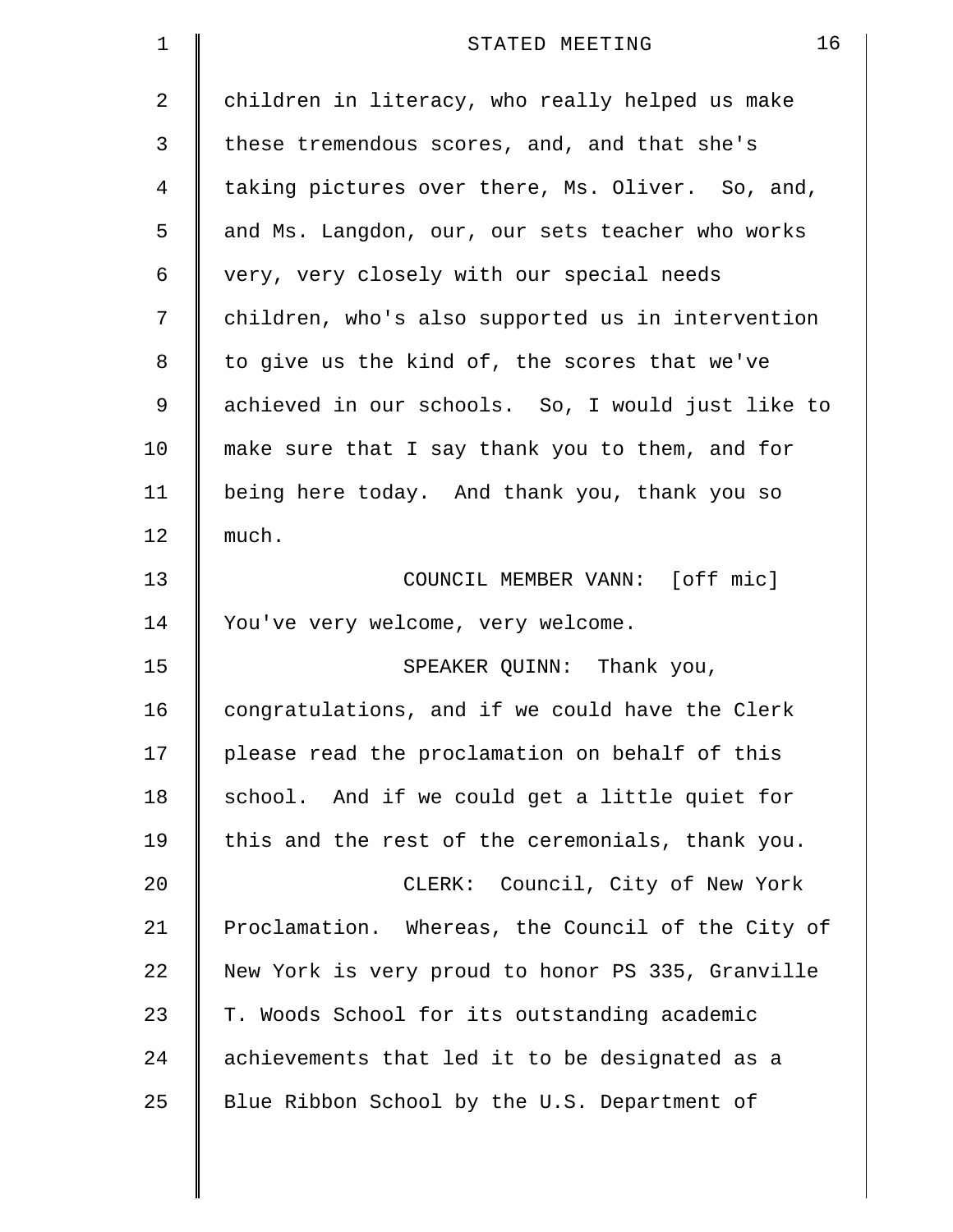children in literacy, who really helped us make these tremendous scores, and, and that she's taking pictures over there, Ms. Oliver. So, and, and Ms. Langdon, our, our sets teacher who works very, very closely with our special needs children, who's also supported us in intervention to give us the kind of, the scores that we've achieved in our schools. So, I would just like to make sure that I say thank you to them, and for being here today. And thank you, thank you so much.

COUNCIL MEMBER VANN: [off mic] You've very welcome, very welcome.

SPEAKER QUINN: Thank you, congratulations, and if we could have the Clerk please read the proclamation on behalf of this school. And if we could get a little quiet for this and the rest of the ceremonials, thank you.

CLERK: Council, City of New York Proclamation. Whereas, the Council of the City of New York is very proud to honor PS 335, Granville T. Woods School for its outstanding academic achievements that led it to be designated as a Blue Ribbon School by the U.S. Department of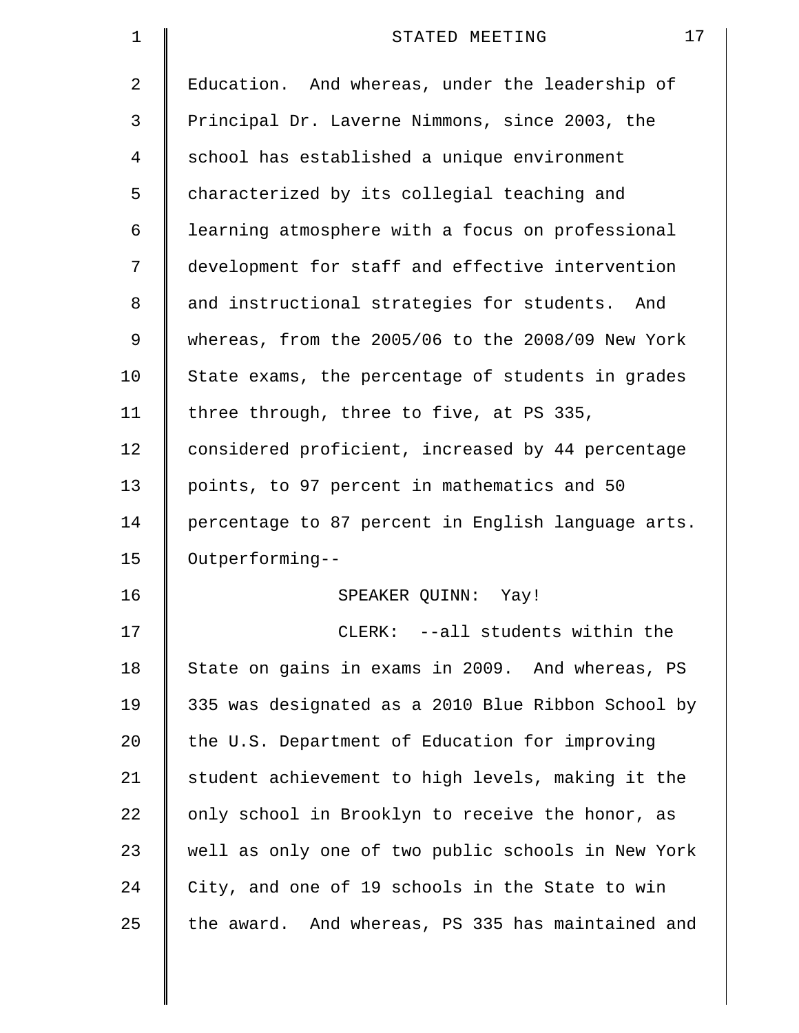Education. And whereas, under the leadership of Principal Dr. Laverne Nimmons, since 2003, the school has established a unique environment characterized by its collegial teaching and learning atmosphere with a focus on professional development for staff and effective intervention and instructional strategies for students. And whereas, from the 2005/06 to the 2008/09 New York State exams, the percentage of students in grades three through, three to five, at PS 335, considered proficient, increased by 44 percentage points, to 97 percent in mathematics and 50 percentage to 87 percent in English language arts. Outperforming--

SPEAKER QUINN: Yay!

CLERK: --all students within the State on gains in exams in 2009. And whereas, PS 335 was designated as a 2010 Blue Ribbon School by the U.S. Department of Education for improving student achievement to high levels, making it the only school in Brooklyn to receive the honor, as well as only one of two public schools in New York City, and one of 19 schools in the State to win the award. And whereas, PS 335 has maintained and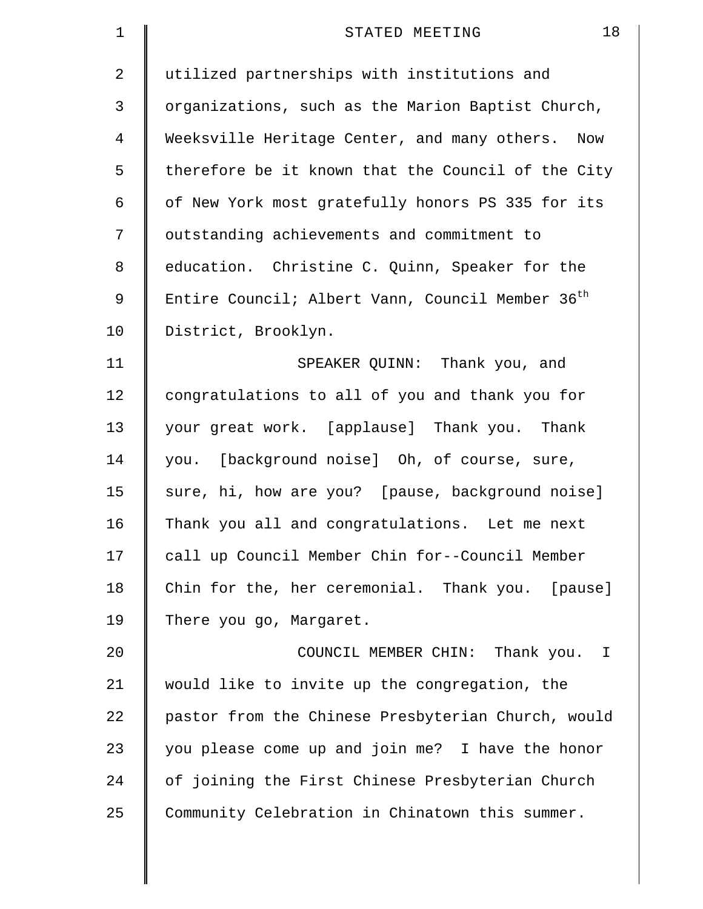utilized partnerships with institutions and organizations, such as the Marion Baptist Church, Weeksville Heritage Center, and many others. Now therefore be it known that the Council of the City of New York most gratefully honors PS 335 for its outstanding achievements and commitment to education. Christine C. Quinn, Speaker for the Entire Council; Albert Vann, Council Member 36th District, Brooklyn.

SPEAKER QUINN: Thank you, and congratulations to all of you and thank you for your great work. [applause] Thank you. Thank you. [background noise] Oh, of course, sure, sure, hi, how are you? [pause, background noise] Thank you all and congratulations. Let me next call up Council Member Chin for--Council Member Chin for the, her ceremonial. Thank you. [pause] There you go, Margaret.

COUNCIL MEMBER CHIN: Thank you. I would like to invite up the congregation, the pastor from the Chinese Presbyterian Church, would you please come up and join me? I have the honor of joining the First Chinese Presbyterian Church Community Celebration in Chinatown this summer.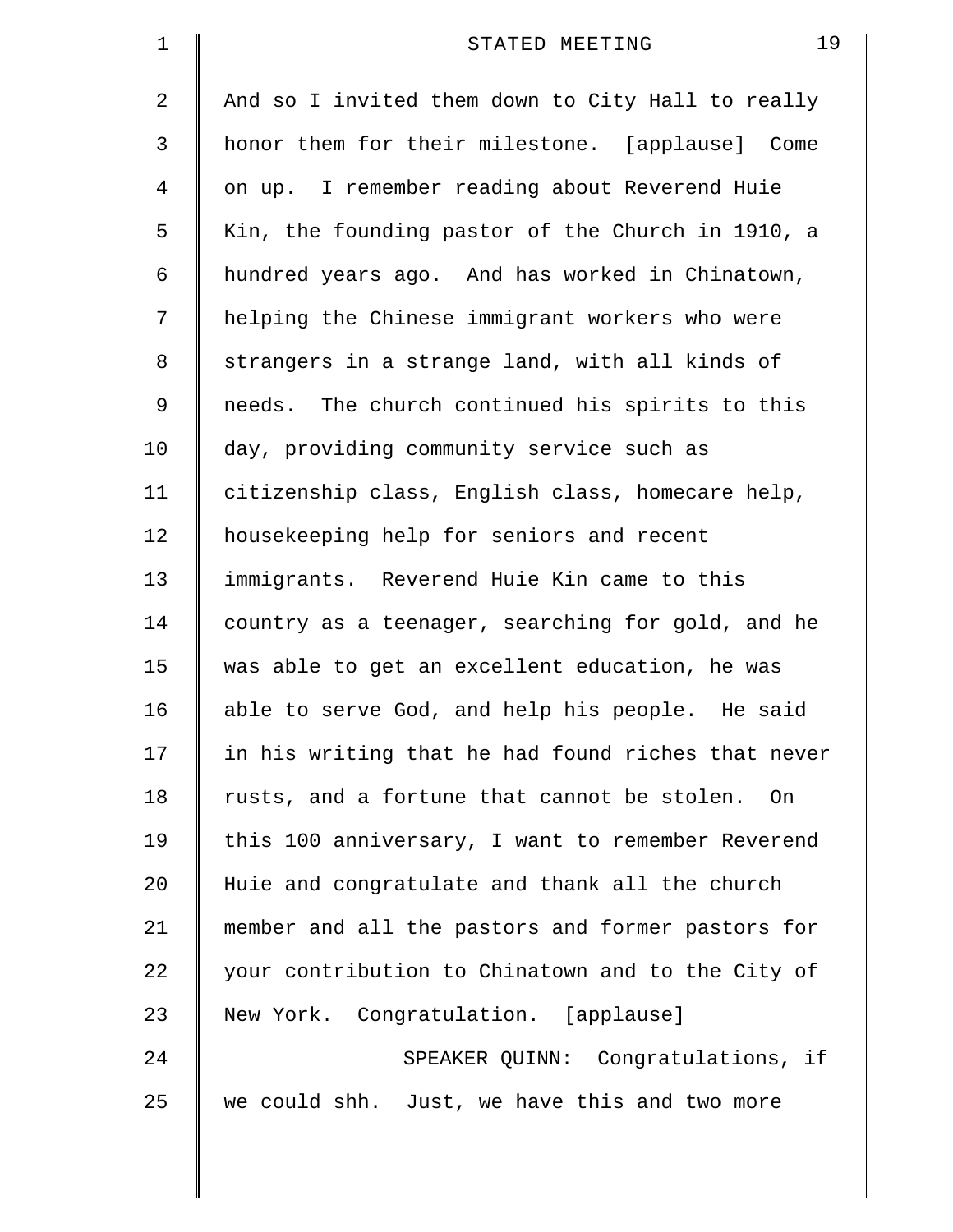And so I invited them down to City Hall to really honor them for their milestone. [applause] Come on up. I remember reading about Reverend Huie Kin, the founding pastor of the Church in 1910, a hundred years ago. And has worked in Chinatown, helping the Chinese immigrant workers who were strangers in a strange land, with all kinds of needs. The church continued his spirits to this day, providing community service such as citizenship class, English class, homecare help, housekeeping help for seniors and recent immigrants. Reverend Huie Kin came to this country as a teenager, searching for gold, and he was able to get an excellent education, he was able to serve God, and help his people. He said in his writing that he had found riches that never rusts, and a fortune that cannot be stolen. On this 100 anniversary, I want to remember Reverend Huie and congratulate and thank all the church member and all the pastors and former pastors for your contribution to Chinatown and to the City of New York. Congratulation. [applause]

SPEAKER QUINN: Congratulations, if we could shh. Just, we have this and two more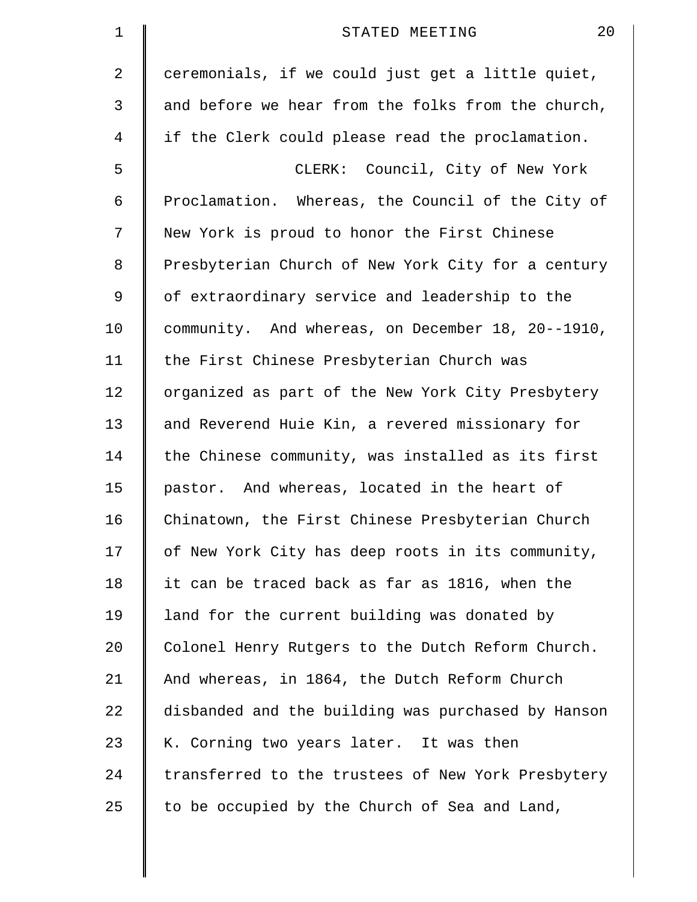ceremonials, if we could just get a little quiet, and before we hear from the folks from the church, if the Clerk could please read the proclamation.

CLERK: Council, City of New York Proclamation. Whereas, the Council of the City of New York is proud to honor the First Chinese Presbyterian Church of New York City for a century of extraordinary service and leadership to the community. And whereas, on December 18, 20--1910, the First Chinese Presbyterian Church was organized as part of the New York City Presbytery and Reverend Huie Kin, a revered missionary for the Chinese community, was installed as its first pastor. And whereas, located in the heart of Chinatown, the First Chinese Presbyterian Church of New York City has deep roots in its community, it can be traced back as far as 1816, when the land for the current building was donated by Colonel Henry Rutgers to the Dutch Reform Church. And whereas, in 1864, the Dutch Reform Church disbanded and the building was purchased by Hanson K. Corning two years later. It was then transferred to the trustees of New York Presbytery to be occupied by the Church of Sea and Land,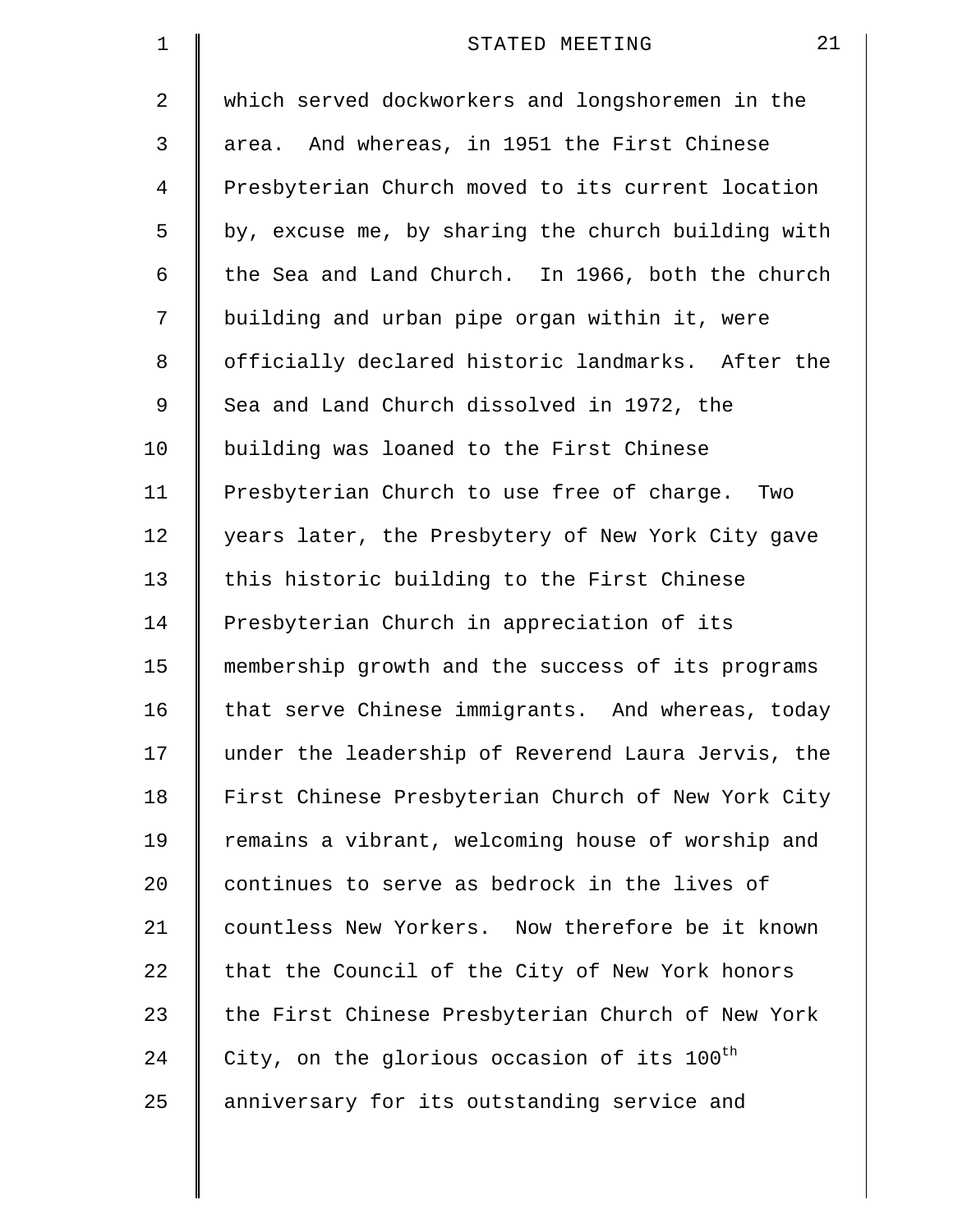which served dockworkers and longshoremen in the area. And whereas, in 1951 the First Chinese Presbyterian Church moved to its current location by, excuse me, by sharing the church building with the Sea and Land Church. In 1966, both the church building and urban pipe organ within it, were officially declared historic landmarks. After the Sea and Land Church dissolved in 1972, the building was loaned to the First Chinese Presbyterian Church to use free of charge. Two years later, the Presbytery of New York City gave this historic building to the First Chinese Presbyterian Church in appreciation of its membership growth and the success of its programs that serve Chinese immigrants. And whereas, today under the leadership of Reverend Laura Jervis, the First Chinese Presbyterian Church of New York City remains a vibrant, welcoming house of worship and continues to serve as bedrock in the lives of countless New Yorkers. Now therefore be it known that the Council of the City of New York honors the First Chinese Presbyterian Church of New York City, on the glorious occasion of its 100th anniversary for its outstanding service and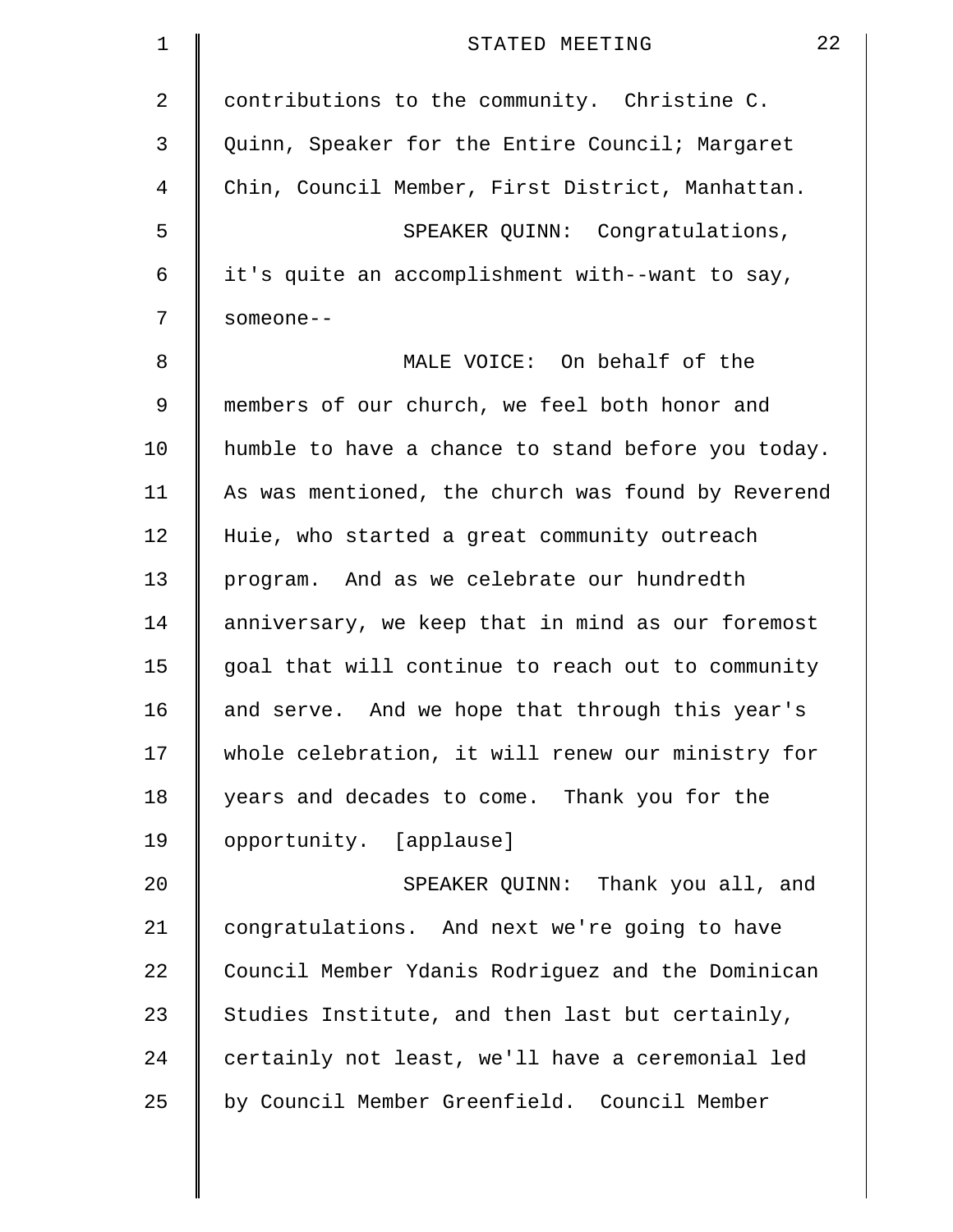contributions to the community. Christine C. Quinn, Speaker for the Entire Council; Margaret Chin, Council Member, First District, Manhattan.

SPEAKER QUINN: Congratulations, it's quite an accomplishment with--want to say, someone--

MALE VOICE: On behalf of the members of our church, we feel both honor and humble to have a chance to stand before you today. As was mentioned, the church was found by Reverend Huie, who started a great community outreach program. And as we celebrate our hundredth anniversary, we keep that in mind as our foremost goal that will continue to reach out to community and serve. And we hope that through this year's whole celebration, it will renew our ministry for years and decades to come. Thank you for the opportunity. [applause]

SPEAKER QUINN: Thank you all, and congratulations. And next we're going to have Council Member Ydanis Rodriguez and the Dominican Studies Institute, and then last but certainly, certainly not least, we'll have a ceremonial led by Council Member Greenfield. Council Member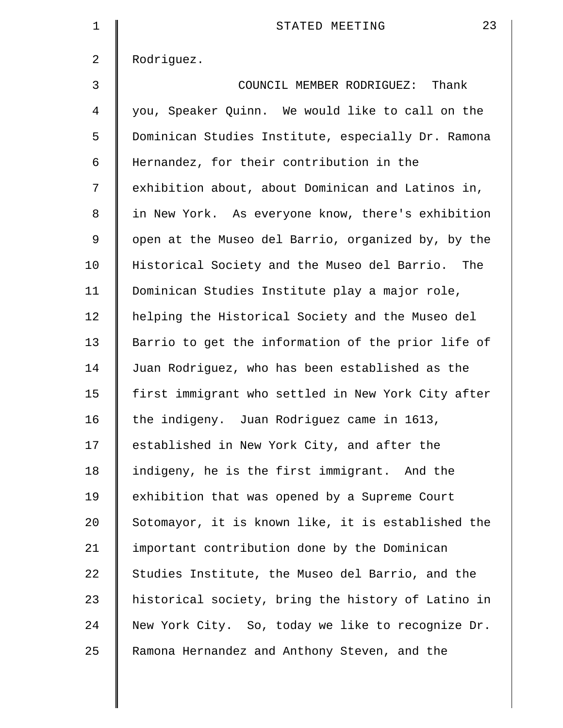Rodriguez.

COUNCIL MEMBER RODRIGUEZ: Thank you, Speaker Quinn. We would like to call on the Dominican Studies Institute, especially Dr. Ramona Hernandez, for their contribution in the exhibition about, about Dominican and Latinos in, in New York. As everyone know, there's exhibition open at the Museo del Barrio, organized by, by the Historical Society and the Museo del Barrio. The Dominican Studies Institute play a major role, helping the Historical Society and the Museo del Barrio to get the information of the prior life of Juan Rodriguez, who has been established as the first immigrant who settled in New York City after the indigeny. Juan Rodriguez came in 1613, established in New York City, and after the indigeny, he is the first immigrant. And the exhibition that was opened by a Supreme Court Sotomayor, it is known like, it is established the important contribution done by the Dominican Studies Institute, the Museo del Barrio, and the historical society, bring the history of Latino in New York City. So, today we like to recognize Dr. Ramona Hernandez and Anthony Steven, and the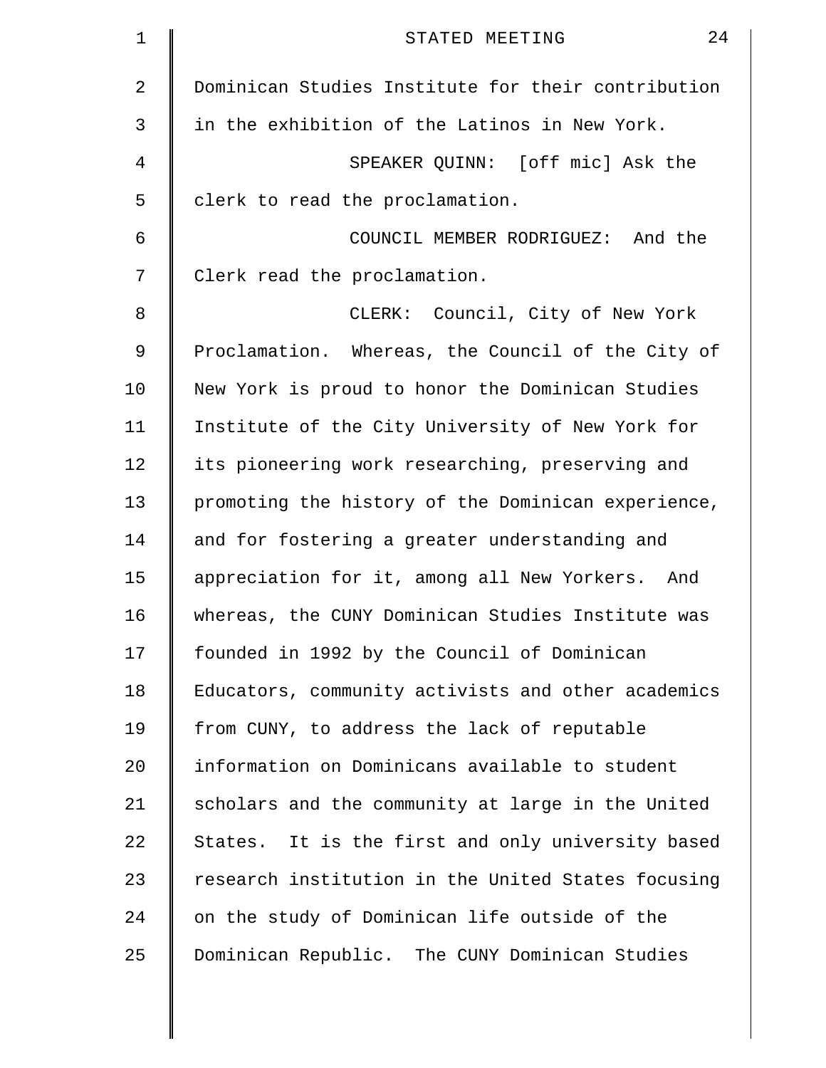Dominican Studies Institute for their contribution in the exhibition of the Latinos in New York.

SPEAKER QUINN: [off mic] Ask the clerk to read the proclamation.

COUNCIL MEMBER RODRIGUEZ: And the Clerk read the proclamation.

CLERK: Council, City of New York Proclamation. Whereas, the Council of the City of New York is proud to honor the Dominican Studies Institute of the City University of New York for its pioneering work researching, preserving and promoting the history of the Dominican experience, and for fostering a greater understanding and appreciation for it, among all New Yorkers. And whereas, the CUNY Dominican Studies Institute was founded in 1992 by the Council of Dominican Educators, community activists and other academics from CUNY, to address the lack of reputable information on Dominicans available to student scholars and the community at large in the United States. It is the first and only university based research institution in the United States focusing on the study of Dominican life outside of the Dominican Republic. The CUNY Dominican Studies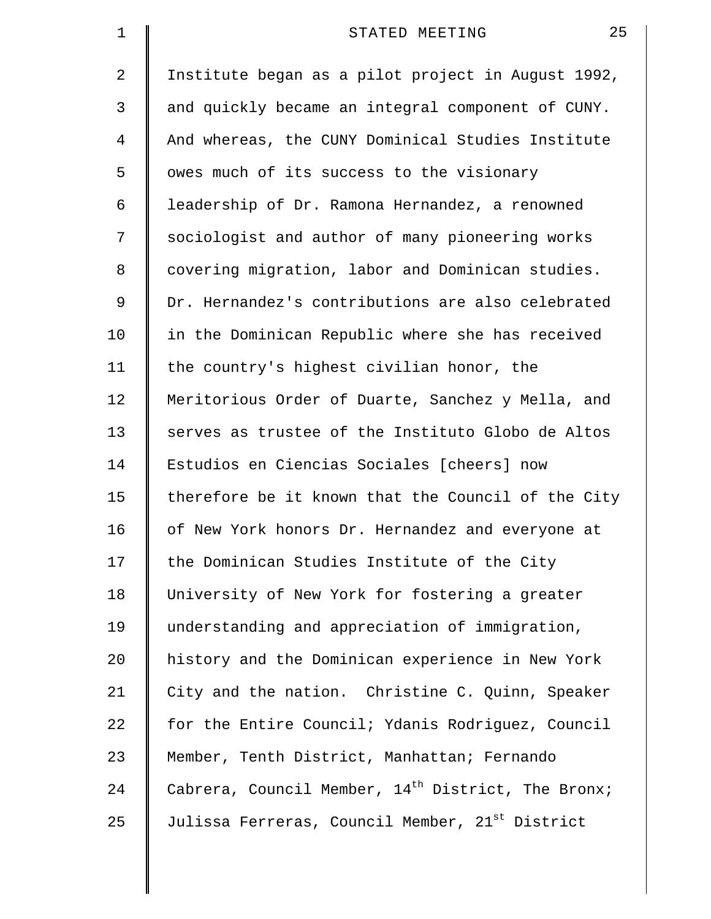Institute began as a pilot project in August 1992, and quickly became an integral component of CUNY. And whereas, the CUNY Dominical Studies Institute owes much of its success to the visionary leadership of Dr. Ramona Hernandez, a renowned sociologist and author of many pioneering works covering migration, labor and Dominican studies. Dr. Hernandez's contributions are also celebrated in the Dominican Republic where she has received the country's highest civilian honor, the Meritorious Order of Duarte, Sanchez y Mella, and serves as trustee of the Instituto Globo de Altos Estudios en Ciencias Sociales [cheers] now therefore be it known that the Council of the City of New York honors Dr. Hernandez and everyone at the Dominican Studies Institute of the City University of New York for fostering a greater understanding and appreciation of immigration, history and the Dominican experience in New York City and the nation. Christine C. Quinn, Speaker for the Entire Council; Ydanis Rodriguez, Council Member, Tenth District, Manhattan; Fernando Cabrera, Council Member, 14th District, The Bronx; Julissa Ferreras, Council Member, 21st District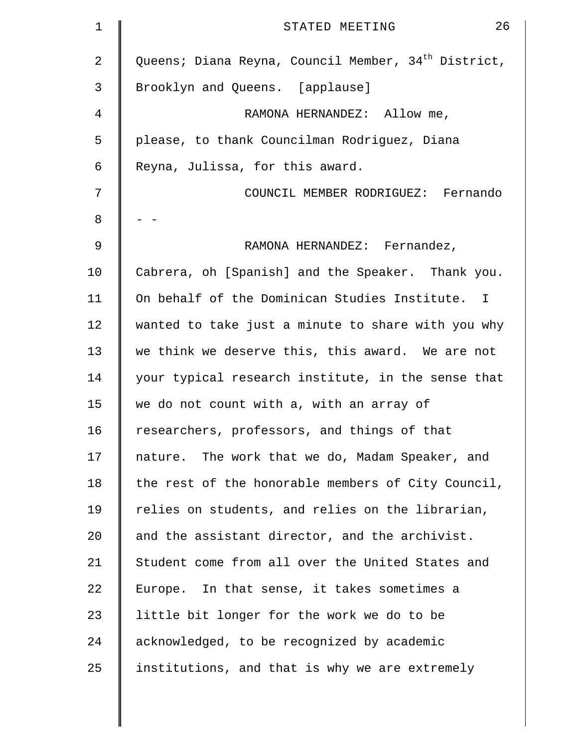Queens; Diana Reyna, Council Member, 34th District, Brooklyn and Queens. [applause]

RAMONA HERNANDEZ: Allow me, please, to thank Councilman Rodriguez, Diana Reyna, Julissa, for this award.

COUNCIL MEMBER RODRIGUEZ: Fernando - -

RAMONA HERNANDEZ: Fernandez, Cabrera, oh [Spanish] and the Speaker. Thank you. On behalf of the Dominican Studies Institute. I wanted to take just a minute to share with you why we think we deserve this, this award. We are not your typical research institute, in the sense that we do not count with a, with an array of researchers, professors, and things of that nature. The work that we do, Madam Speaker, and the rest of the honorable members of City Council, relies on students, and relies on the librarian, and the assistant director, and the archivist. Student come from all over the United States and Europe. In that sense, it takes sometimes a little bit longer for the work we do to be acknowledged, to be recognized by academic institutions, and that is why we are extremely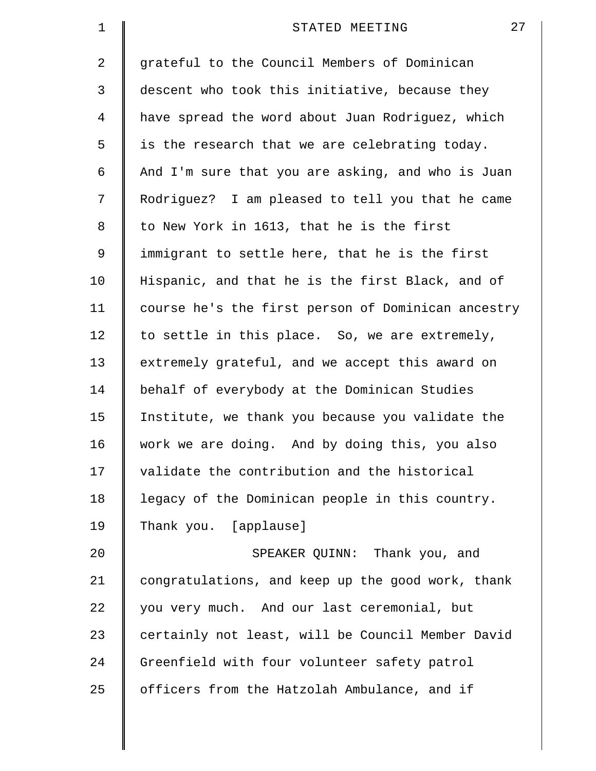grateful to the Council Members of Dominican descent who took this initiative, because they have spread the word about Juan Rodriguez, which is the research that we are celebrating today. And I'm sure that you are asking, and who is Juan Rodriguez? I am pleased to tell you that he came to New York in 1613, that he is the first immigrant to settle here, that he is the first Hispanic, and that he is the first Black, and of course he's the first person of Dominican ancestry to settle in this place. So, we are extremely, extremely grateful, and we accept this award on behalf of everybody at the Dominican Studies Institute, we thank you because you validate the work we are doing. And by doing this, you also validate the contribution and the historical legacy of the Dominican people in this country. Thank you. [applause]

SPEAKER QUINN: Thank you, and congratulations, and keep up the good work, thank you very much. And our last ceremonial, but certainly not least, will be Council Member David Greenfield with four volunteer safety patrol officers from the Hatzolah Ambulance, and if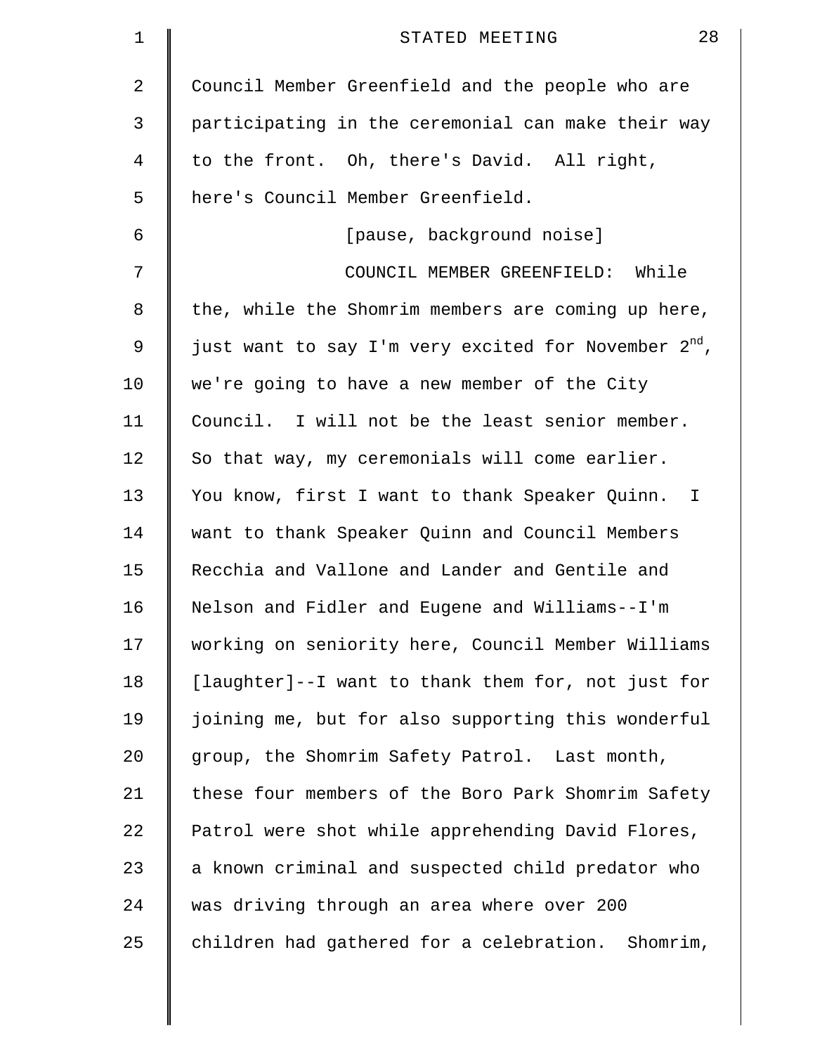Council Member Greenfield and the people who are participating in the ceremonial can make their way to the front. Oh, there's David. All right, here's Council Member Greenfield.

[pause, background noise]

COUNCIL MEMBER GREENFIELD: While the, while the Shomrim members are coming up here, just want to say I'm very excited for November 2nd, we're going to have a new member of the City Council. I will not be the least senior member. So that way, my ceremonials will come earlier. You know, first I want to thank Speaker Quinn. I want to thank Speaker Quinn and Council Members Recchia and Vallone and Lander and Gentile and Nelson and Fidler and Eugene and Williams--I'm working on seniority here, Council Member Williams [laughter]--I want to thank them for, not just for joining me, but for also supporting this wonderful group, the Shomrim Safety Patrol. Last month, these four members of the Boro Park Shomrim Safety Patrol were shot while apprehending David Flores, a known criminal and suspected child predator who was driving through an area where over 200 children had gathered for a celebration. Shomrim,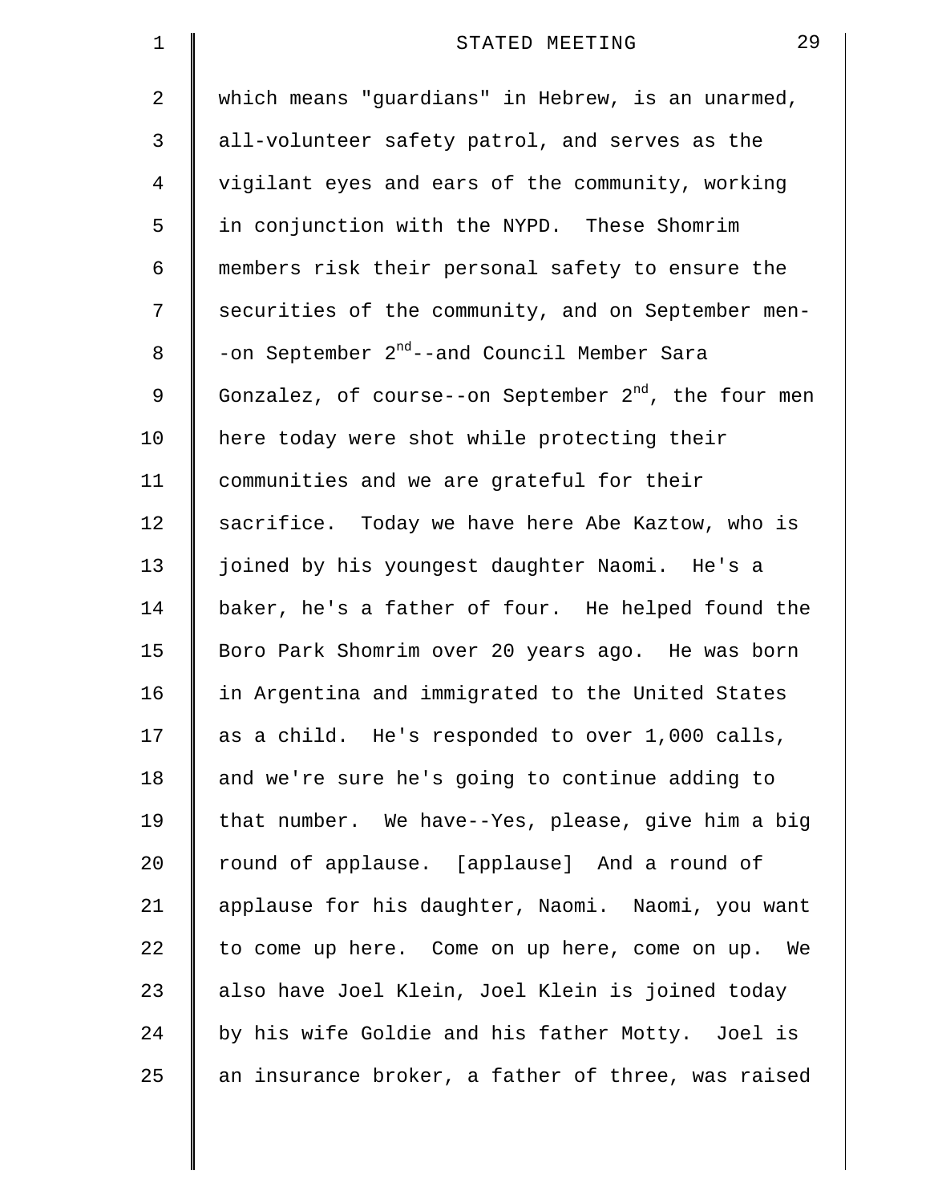which means "guardians" in Hebrew, is an unarmed, all-volunteer safety patrol, and serves as the vigilant eyes and ears of the community, working in conjunction with the NYPD. These Shomrim members risk their personal safety to ensure the securities of the community, and on September men--on September 2nd--and Council Member Sara Gonzalez, of course--on September 2nd, the four men here today were shot while protecting their communities and we are grateful for their sacrifice. Today we have here Abe Kaztow, who is joined by his youngest daughter Naomi. He's a baker, he's a father of four. He helped found the Boro Park Shomrim over 20 years ago. He was born in Argentina and immigrated to the United States as a child. He's responded to over 1,000 calls, and we're sure he's going to continue adding to that number. We have--Yes, please, give him a big round of applause. [applause] And a round of applause for his daughter, Naomi. Naomi, you want to come up here. Come on up here, come on up. We also have Joel Klein, Joel Klein is joined today by his wife Goldie and his father Motty. Joel is an insurance broker, a father of three, was raised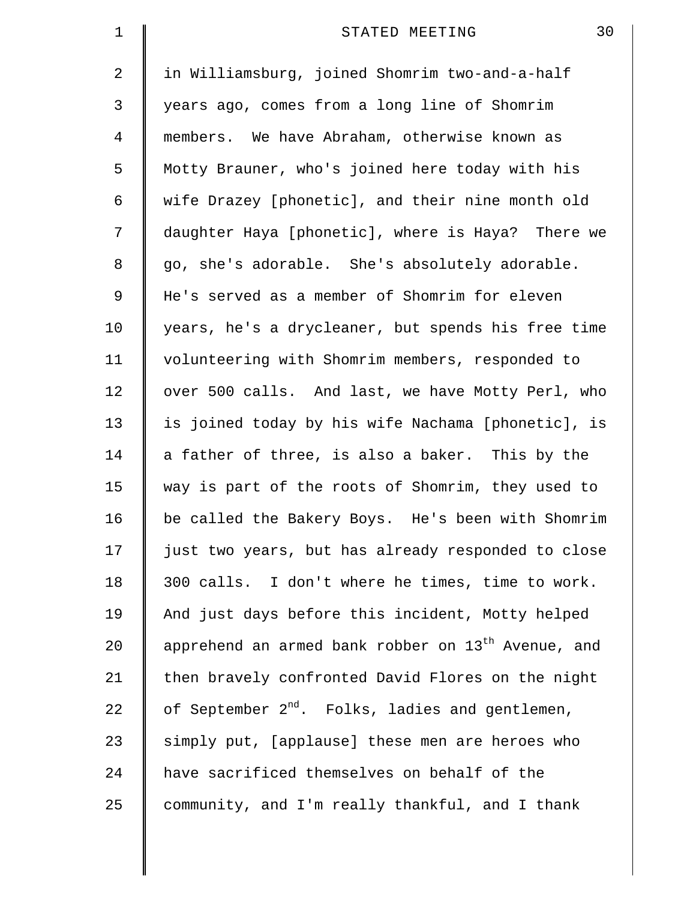in Williamsburg, joined Shomrim two-and-a-half years ago, comes from a long line of Shomrim members. We have Abraham, otherwise known as Motty Brauner, who's joined here today with his wife Drazey [phonetic], and their nine month old daughter Haya [phonetic], where is Haya? There we go, she's adorable. She's absolutely adorable. He's served as a member of Shomrim for eleven years, he's a drycleaner, but spends his free time volunteering with Shomrim members, responded to over 500 calls. And last, we have Motty Perl, who is joined today by his wife Nachama [phonetic], is a father of three, is also a baker. This by the way is part of the roots of Shomrim, they used to be called the Bakery Boys. He's been with Shomrim just two years, but has already responded to close 300 calls. I don't where he times, time to work. And just days before this incident, Motty helped apprehend an armed bank robber on 13th Avenue, and then bravely confronted David Flores on the night of September 2nd. Folks, ladies and gentlemen, simply put, [applause] these men are heroes who have sacrificed themselves on behalf of the community, and I'm really thankful, and I thank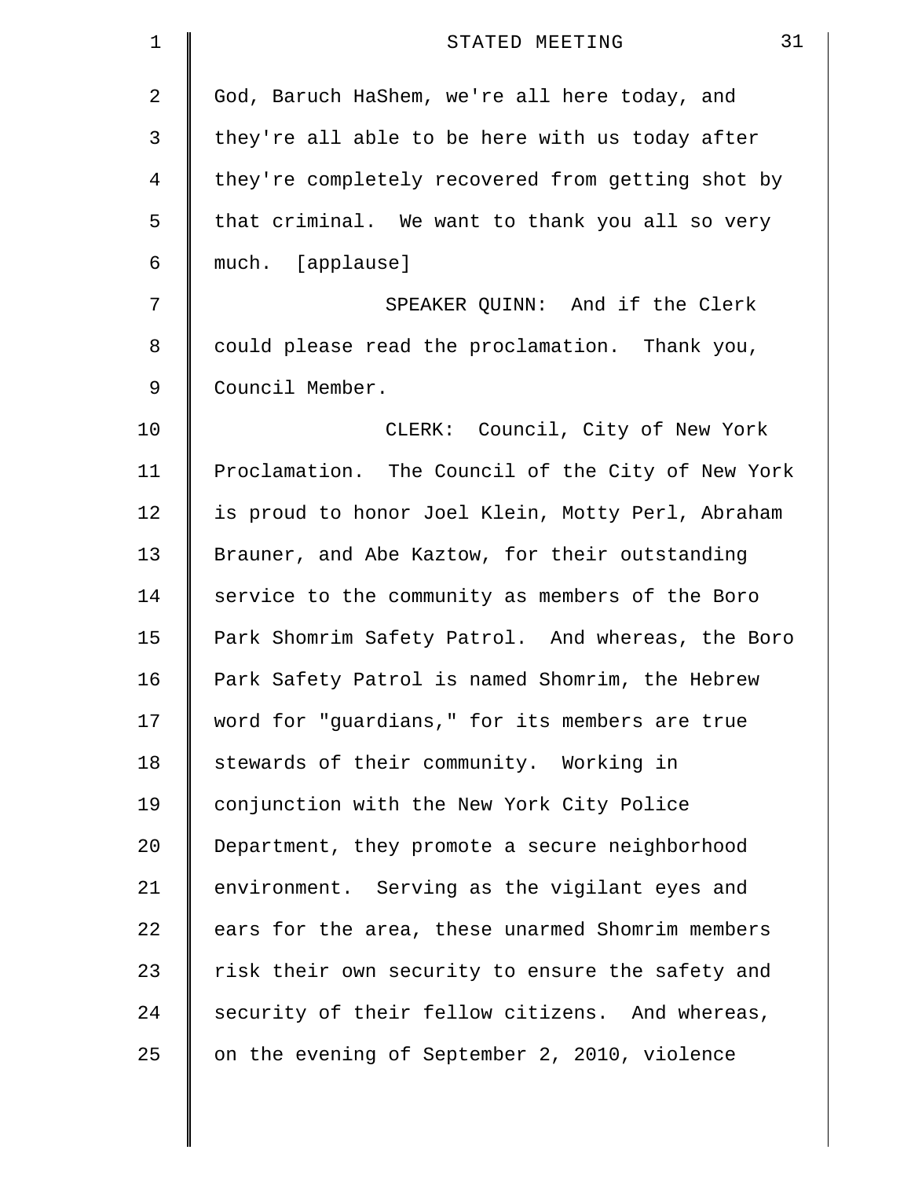God, Baruch HaShem, we're all here today, and they're all able to be here with us today after they're completely recovered from getting shot by that criminal. We want to thank you all so very much. [applause]

SPEAKER QUINN: And if the Clerk could please read the proclamation. Thank you, Council Member.

CLERK: Council, City of New York Proclamation. The Council of the City of New York is proud to honor Joel Klein, Motty Perl, Abraham Brauner, and Abe Kaztow, for their outstanding service to the community as members of the Boro Park Shomrim Safety Patrol. And whereas, the Boro Park Safety Patrol is named Shomrim, the Hebrew word for "guardians," for its members are true stewards of their community. Working in conjunction with the New York City Police Department, they promote a secure neighborhood environment. Serving as the vigilant eyes and ears for the area, these unarmed Shomrim members risk their own security to ensure the safety and security of their fellow citizens. And whereas, on the evening of September 2, 2010, violence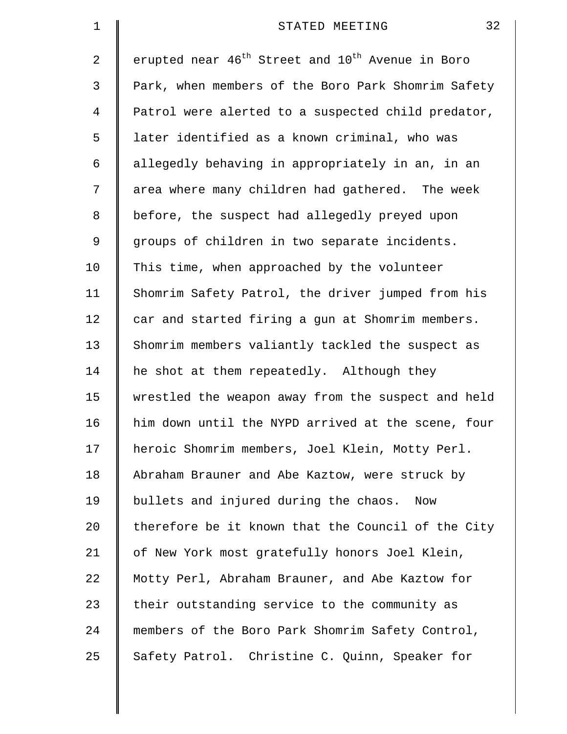erupted near 46th Street and 10th Avenue in Boro Park, when members of the Boro Park Shomrim Safety Patrol were alerted to a suspected child predator, later identified as a known criminal, who was allegedly behaving in appropriately in an, in an area where many children had gathered. The week before, the suspect had allegedly preyed upon groups of children in two separate incidents. This time, when approached by the volunteer Shomrim Safety Patrol, the driver jumped from his car and started firing a gun at Shomrim members. Shomrim members valiantly tackled the suspect as he shot at them repeatedly. Although they wrestled the weapon away from the suspect and held him down until the NYPD arrived at the scene, four heroic Shomrim members, Joel Klein, Motty Perl. Abraham Brauner and Abe Kaztow, were struck by bullets and injured during the chaos. Now therefore be it known that the Council of the City of New York most gratefully honors Joel Klein, Motty Perl, Abraham Brauner, and Abe Kaztow for their outstanding service to the community as members of the Boro Park Shomrim Safety Control, Safety Patrol. Christine C. Quinn, Speaker for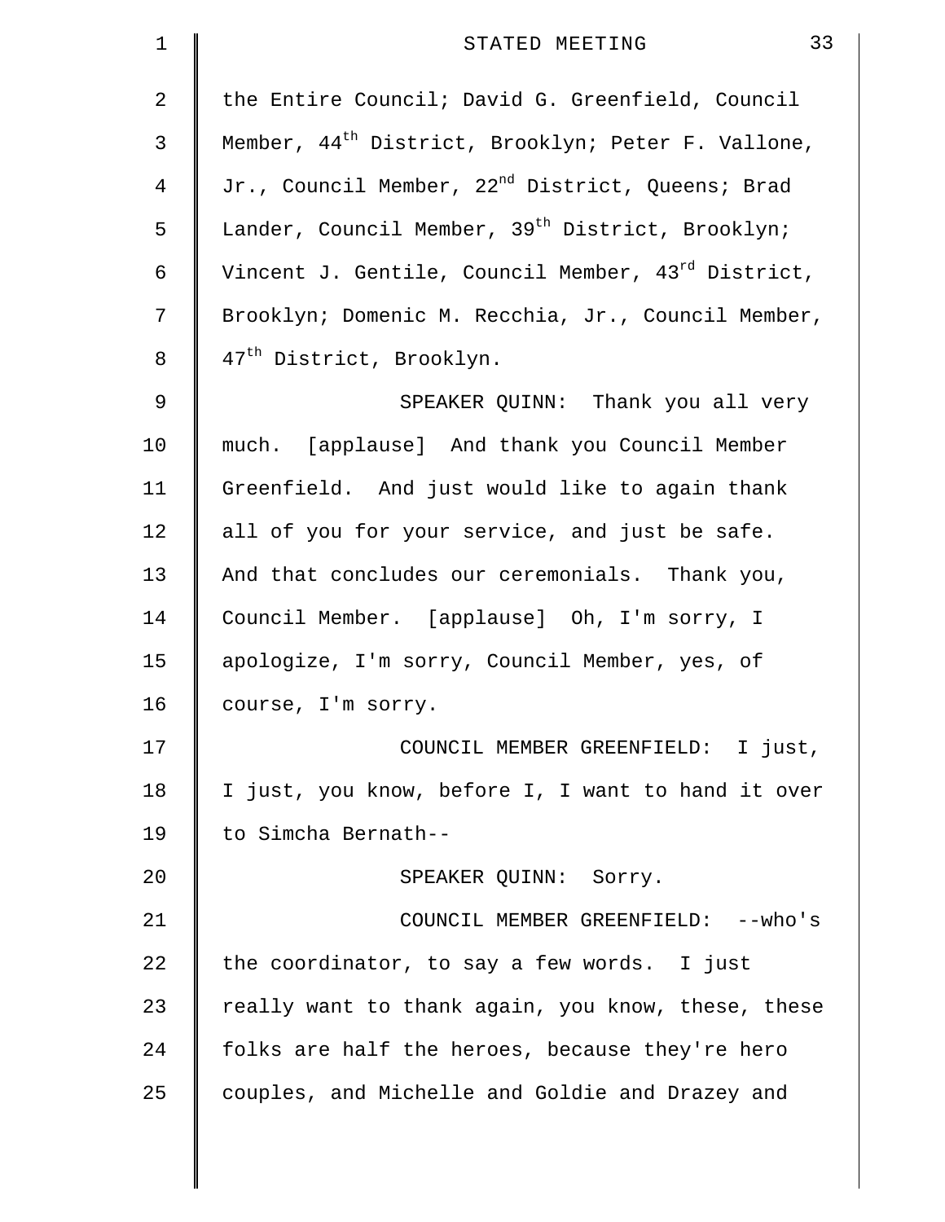the Entire Council; David G. Greenfield, Council Member, 44th District, Brooklyn; Peter F. Vallone, Jr., Council Member, 22nd District, Queens; Brad Lander, Council Member, 39th District, Brooklyn; Vincent J. Gentile, Council Member, 43rd District, Brooklyn; Domenic M. Recchia, Jr., Council Member, 47th District, Brooklyn.

SPEAKER QUINN: Thank you all very much. [applause] And thank you Council Member Greenfield. And just would like to again thank all of you for your service, and just be safe. And that concludes our ceremonials. Thank you, Council Member. [applause] Oh, I'm sorry, I apologize, I'm sorry, Council Member, yes, of course, I'm sorry.

COUNCIL MEMBER GREENFIELD: I just, I just, you know, before I, I want to hand it over to Simcha Bernath--

SPEAKER QUINN: Sorry.

COUNCIL MEMBER GREENFIELD: --who's the coordinator, to say a few words. I just really want to thank again, you know, these, these folks are half the heroes, because they're hero couples, and Michelle and Goldie and Drazey and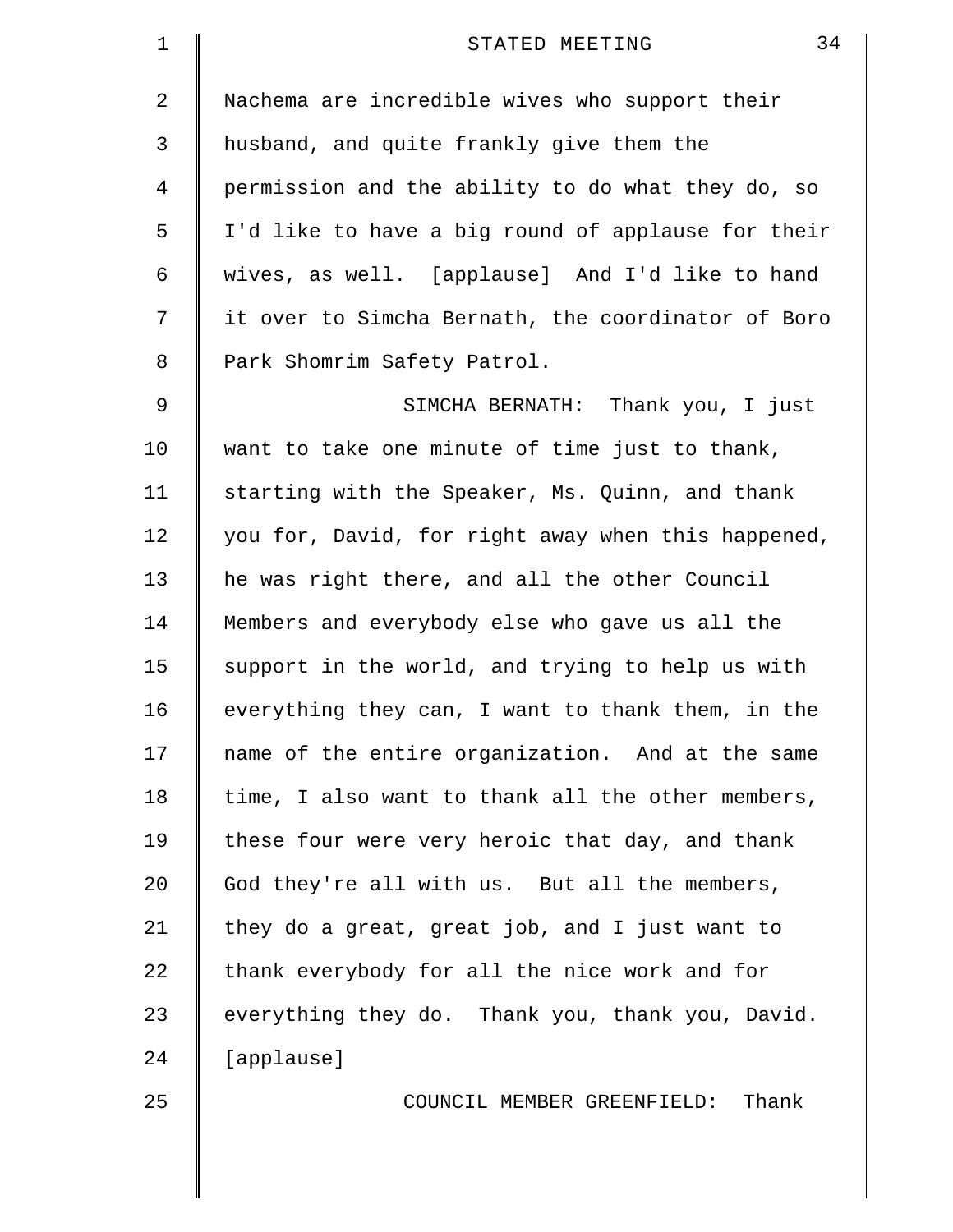Nachema are incredible wives who support their husband, and quite frankly give them the permission and the ability to do what they do, so I'd like to have a big round of applause for their wives, as well. [applause] And I'd like to hand it over to Simcha Bernath, the coordinator of Boro Park Shomrim Safety Patrol.

SIMCHA BERNATH: Thank you, I just want to take one minute of time just to thank, starting with the Speaker, Ms. Quinn, and thank you for, David, for right away when this happened, he was right there, and all the other Council Members and everybody else who gave us all the support in the world, and trying to help us with everything they can, I want to thank them, in the name of the entire organization. And at the same time, I also want to thank all the other members, these four were very heroic that day, and thank God they're all with us. But all the members, they do a great, great job, and I just want to thank everybody for all the nice work and for everything they do. Thank you, thank you, David. [applause]

COUNCIL MEMBER GREENFIELD: Thank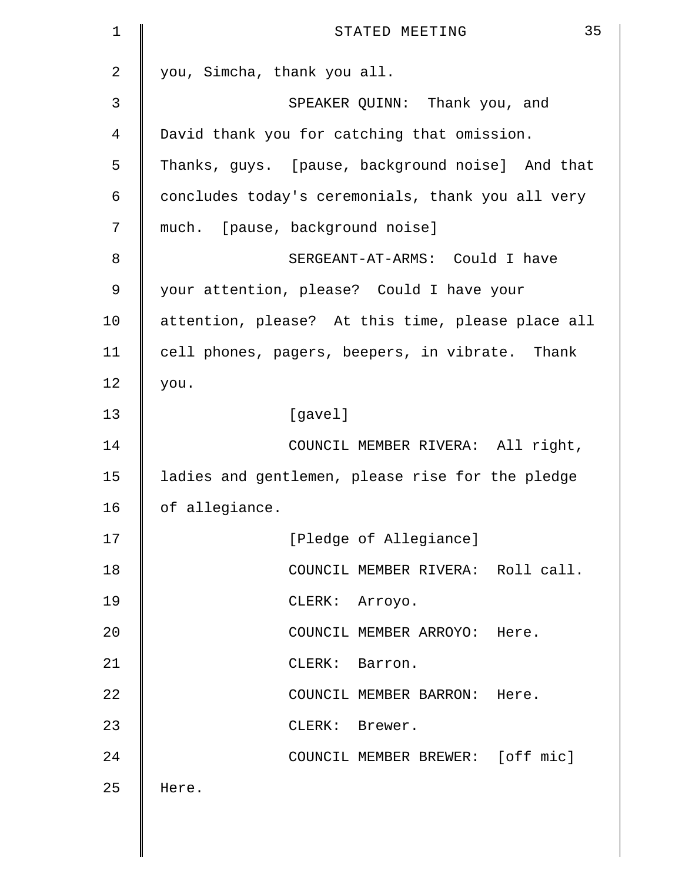you, Simcha, thank you all.

SPEAKER QUINN: Thank you, and David thank you for catching that omission. Thanks, guys. [pause, background noise] And that concludes today's ceremonials, thank you all very much. [pause, background noise]

SERGEANT-AT-ARMS: Could I have your attention, please? Could I have your attention, please? At this time, please place all cell phones, pagers, beepers, in vibrate. Thank you.

[gavel]

COUNCIL MEMBER RIVERA: All right, ladies and gentlemen, please rise for the pledge of allegiance.

[Pledge of Allegiance]

COUNCIL MEMBER RIVERA: Roll call.

CLERK: Arroyo.

COUNCIL MEMBER ARROYO: Here.

CLERK: Barron.

COUNCIL MEMBER BARRON: Here.

CLERK: Brewer.

COUNCIL MEMBER BREWER: [off mic] Here.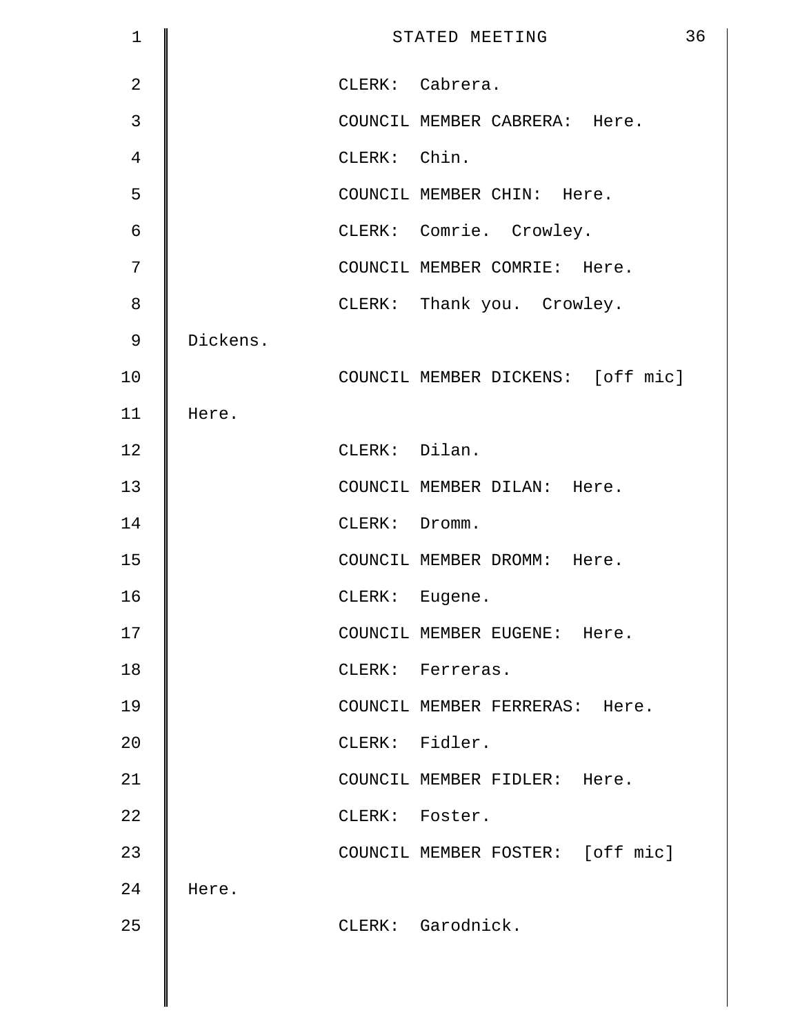CLERK: Cabrera.

COUNCIL MEMBER CABRERA: Here.

CLERK: Chin.

COUNCIL MEMBER CHIN: Here.

CLERK: Comrie. Crowley.

COUNCIL MEMBER COMRIE: Here.

CLERK: Thank you. Crowley. Dickens.

COUNCIL MEMBER DICKENS: [off mic] Here.

CLERK: Dilan.

COUNCIL MEMBER DILAN: Here.

CLERK: Dromm.

COUNCIL MEMBER DROMM: Here.

CLERK: Eugene.

COUNCIL MEMBER EUGENE: Here.

CLERK: Ferreras.

COUNCIL MEMBER FERRERAS: Here.

CLERK: Fidler.

COUNCIL MEMBER FIDLER: Here.

CLERK: Foster.

COUNCIL MEMBER FOSTER: [off mic] Here.

CLERK: Garodnick.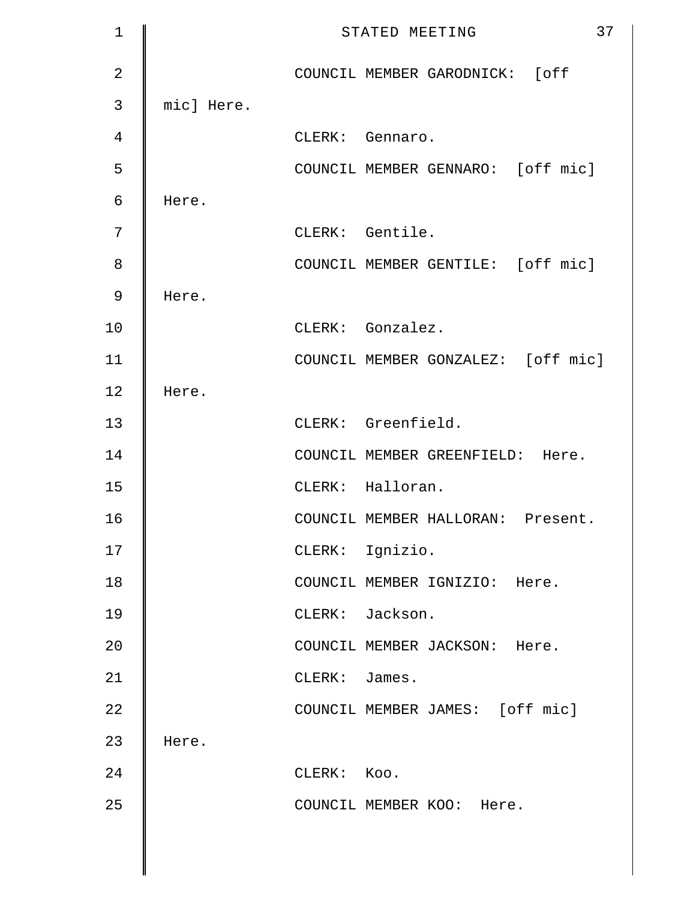COUNCIL MEMBER GARODNICK: [off mic] Here.

CLERK: Gennaro.

COUNCIL MEMBER GENNARO: [off mic] Here.

CLERK: Gentile.

COUNCIL MEMBER GENTILE: [off mic] Here.

CLERK: Gonzalez.

COUNCIL MEMBER GONZALEZ: [off mic] Here.

CLERK: Greenfield.

COUNCIL MEMBER GREENFIELD: Here.

CLERK: Halloran.

COUNCIL MEMBER HALLORAN: Present.

CLERK: Ignizio.

COUNCIL MEMBER IGNIZIO: Here.

CLERK: Jackson.

COUNCIL MEMBER JACKSON: Here.

CLERK: James.

COUNCIL MEMBER JAMES: [off mic] Here.

CLERK: Koo.

COUNCIL MEMBER KOO: Here.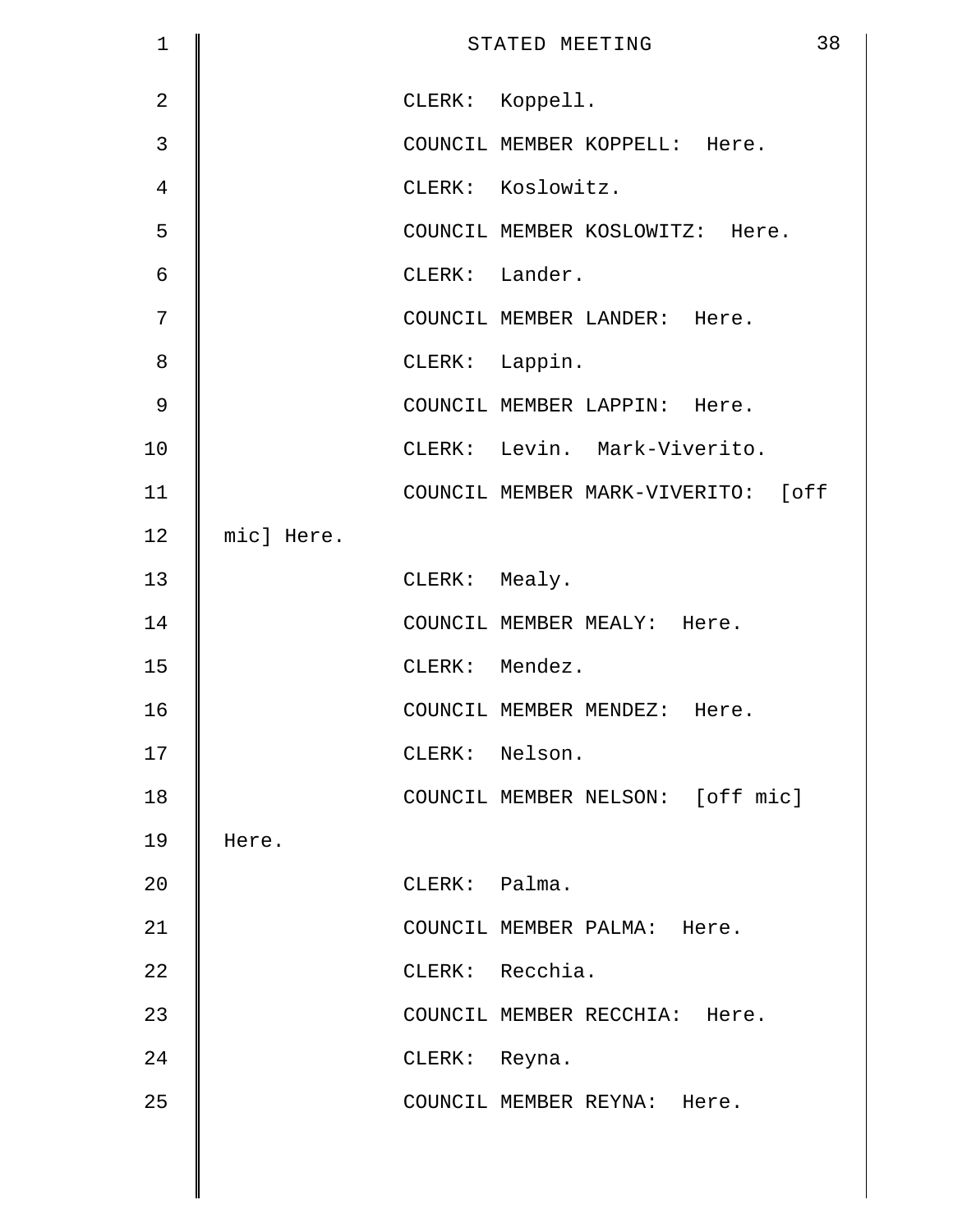CLERK: Koppell.

COUNCIL MEMBER KOPPELL: Here.

CLERK: Koslowitz.

COUNCIL MEMBER KOSLOWITZ: Here.

CLERK: Lander.

COUNCIL MEMBER LANDER: Here.

CLERK: Lappin.

COUNCIL MEMBER LAPPIN: Here.

CLERK: Levin. Mark-Viverito.

COUNCIL MEMBER MARK-VIVERITO: [off mic] Here.

CLERK: Mealy.

COUNCIL MEMBER MEALY: Here.

CLERK: Mendez.

COUNCIL MEMBER MENDEZ: Here.

CLERK: Nelson.

COUNCIL MEMBER NELSON: [off mic] Here.

CLERK: Palma.

COUNCIL MEMBER PALMA: Here.

CLERK: Recchia.

COUNCIL MEMBER RECCHIA: Here.

CLERK: Reyna.

COUNCIL MEMBER REYNA: Here.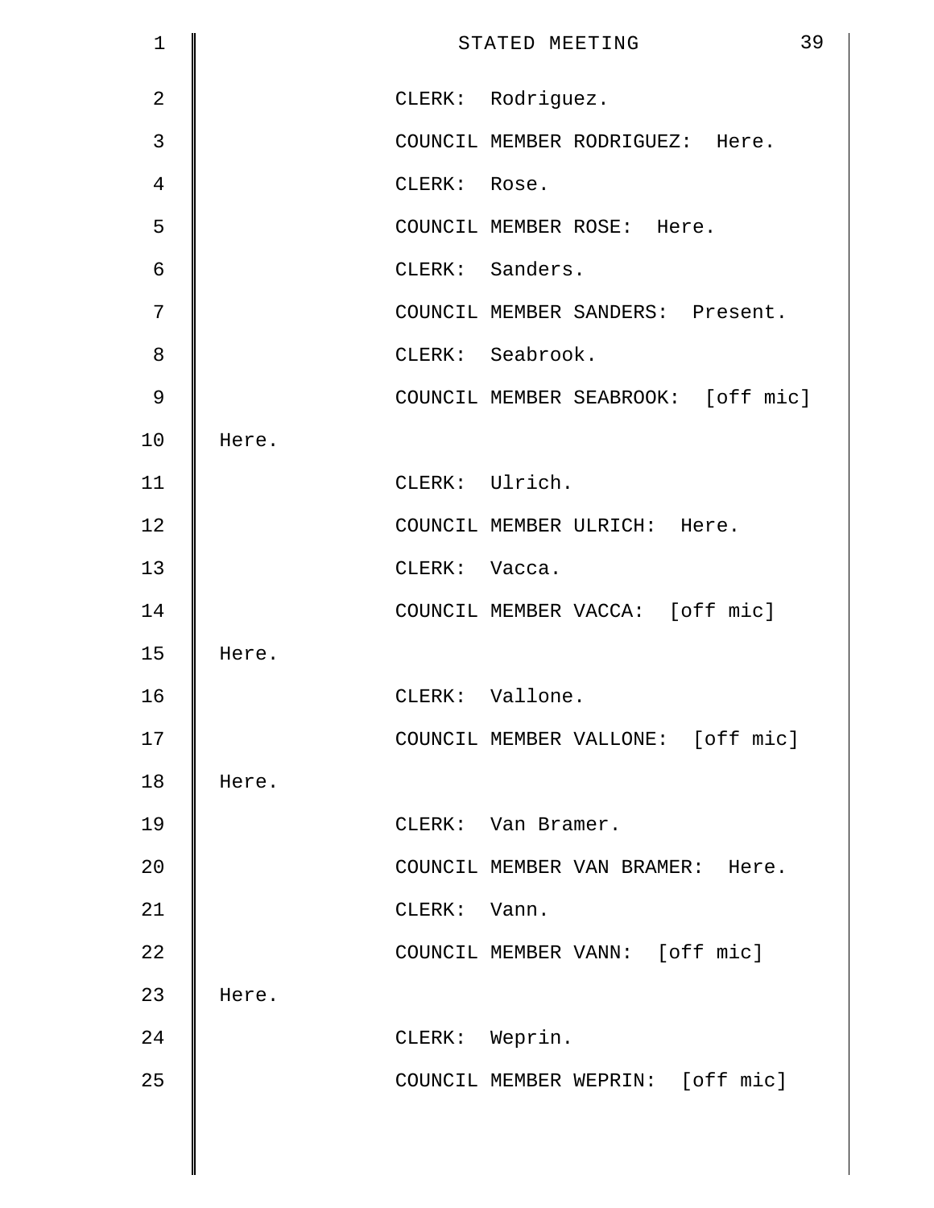CLERK: Rodriguez.

COUNCIL MEMBER RODRIGUEZ: Here.

CLERK: Rose.

COUNCIL MEMBER ROSE: Here.

CLERK: Sanders.

COUNCIL MEMBER SANDERS: Present.

CLERK: Seabrook.

COUNCIL MEMBER SEABROOK: [off mic] Here.

CLERK: Ulrich.

COUNCIL MEMBER ULRICH: Here.

CLERK: Vacca.

COUNCIL MEMBER VACCA: [off mic] Here.

CLERK: Vallone.

COUNCIL MEMBER VALLONE: [off mic] Here.

CLERK: Van Bramer.

COUNCIL MEMBER VAN BRAMER: Here.

CLERK: Vann.

COUNCIL MEMBER VANN: [off mic] Here.

CLERK: Weprin.

COUNCIL MEMBER WEPRIN: [off mic]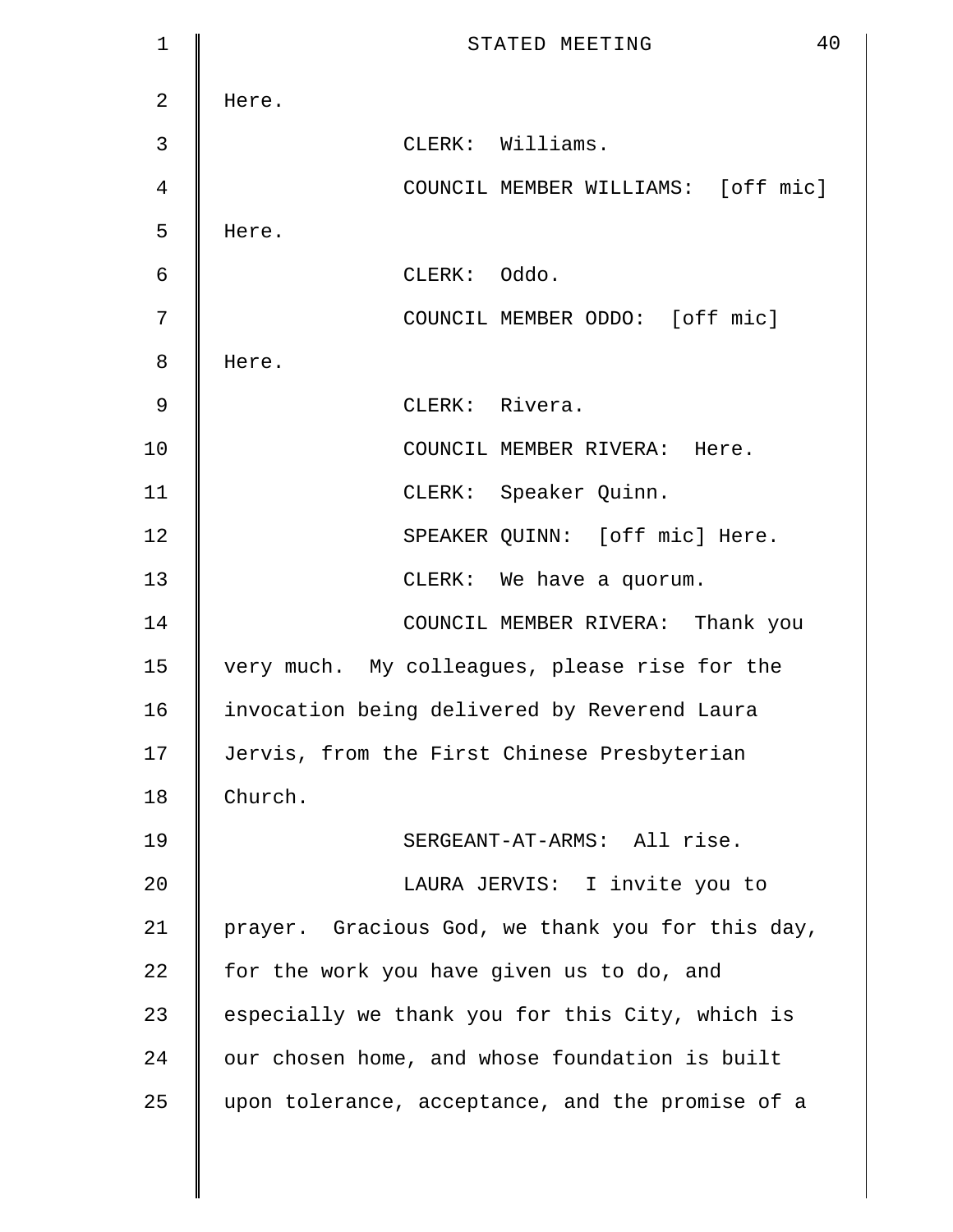Here.

CLERK: Williams.

COUNCIL MEMBER WILLIAMS: [off mic] Here.

CLERK: Oddo.

COUNCIL MEMBER ODDO: [off mic] Here.

CLERK: Rivera.

COUNCIL MEMBER RIVERA: Here.

CLERK: Speaker Quinn.

SPEAKER QUINN: [off mic] Here.

CLERK: We have a quorum.

COUNCIL MEMBER RIVERA: Thank you very much. My colleagues, please rise for the invocation being delivered by Reverend Laura Jervis, from the First Chinese Presbyterian Church.

SERGEANT-AT-ARMS: All rise.

LAURA JERVIS: I invite you to prayer. Gracious God, we thank you for this day, for the work you have given us to do, and especially we thank you for this City, which is our chosen home, and whose foundation is built upon tolerance, acceptance, and the promise of a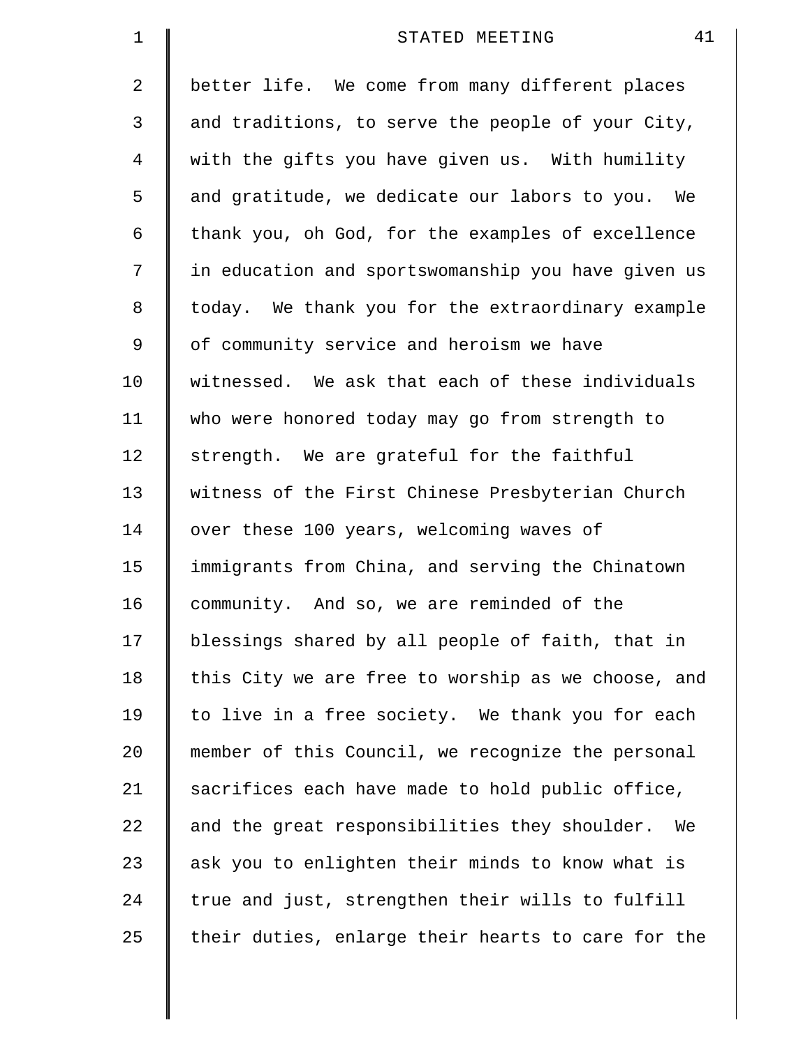better life. We come from many different places and traditions, to serve the people of your City, with the gifts you have given us. With humility and gratitude, we dedicate our labors to you. We thank you, oh God, for the examples of excellence in education and sportswomanship you have given us today. We thank you for the extraordinary example of community service and heroism we have witnessed. We ask that each of these individuals who were honored today may go from strength to strength. We are grateful for the faithful witness of the First Chinese Presbyterian Church over these 100 years, welcoming waves of immigrants from China, and serving the Chinatown community. And so, we are reminded of the blessings shared by all people of faith, that in this City we are free to worship as we choose, and to live in a free society. We thank you for each member of this Council, we recognize the personal sacrifices each have made to hold public office, and the great responsibilities they shoulder. We ask you to enlighten their minds to know what is true and just, strengthen their wills to fulfill their duties, enlarge their hearts to care for the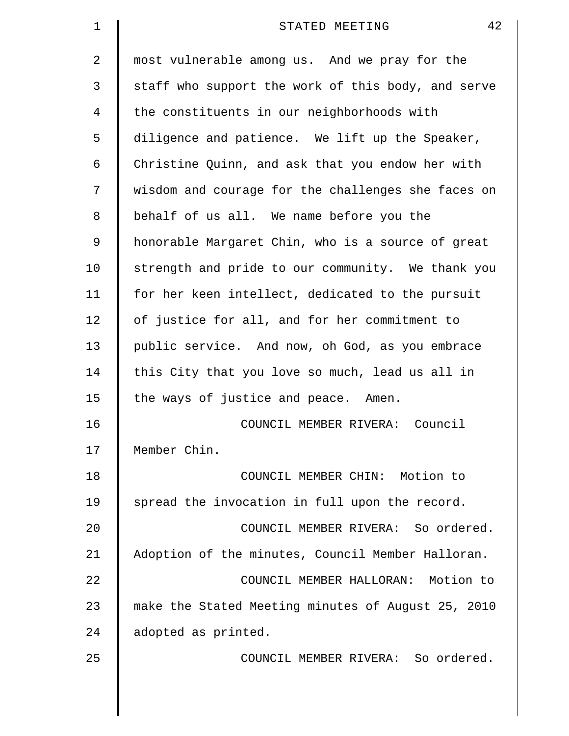most vulnerable among us. And we pray for the staff who support the work of this body, and serve the constituents in our neighborhoods with diligence and patience. We lift up the Speaker, Christine Quinn, and ask that you endow her with wisdom and courage for the challenges she faces on behalf of us all. We name before you the honorable Margaret Chin, who is a source of great strength and pride to our community. We thank you for her keen intellect, dedicated to the pursuit of justice for all, and for her commitment to public service. And now, oh God, as you embrace this City that you love so much, lead us all in the ways of justice and peace. Amen.

COUNCIL MEMBER RIVERA: Council Member Chin.

COUNCIL MEMBER CHIN: Motion to spread the invocation in full upon the record.

COUNCIL MEMBER RIVERA: So ordered. Adoption of the minutes, Council Member Halloran.

COUNCIL MEMBER HALLORAN: Motion to make the Stated Meeting minutes of August 25, 2010 adopted as printed.

COUNCIL MEMBER RIVERA: So ordered.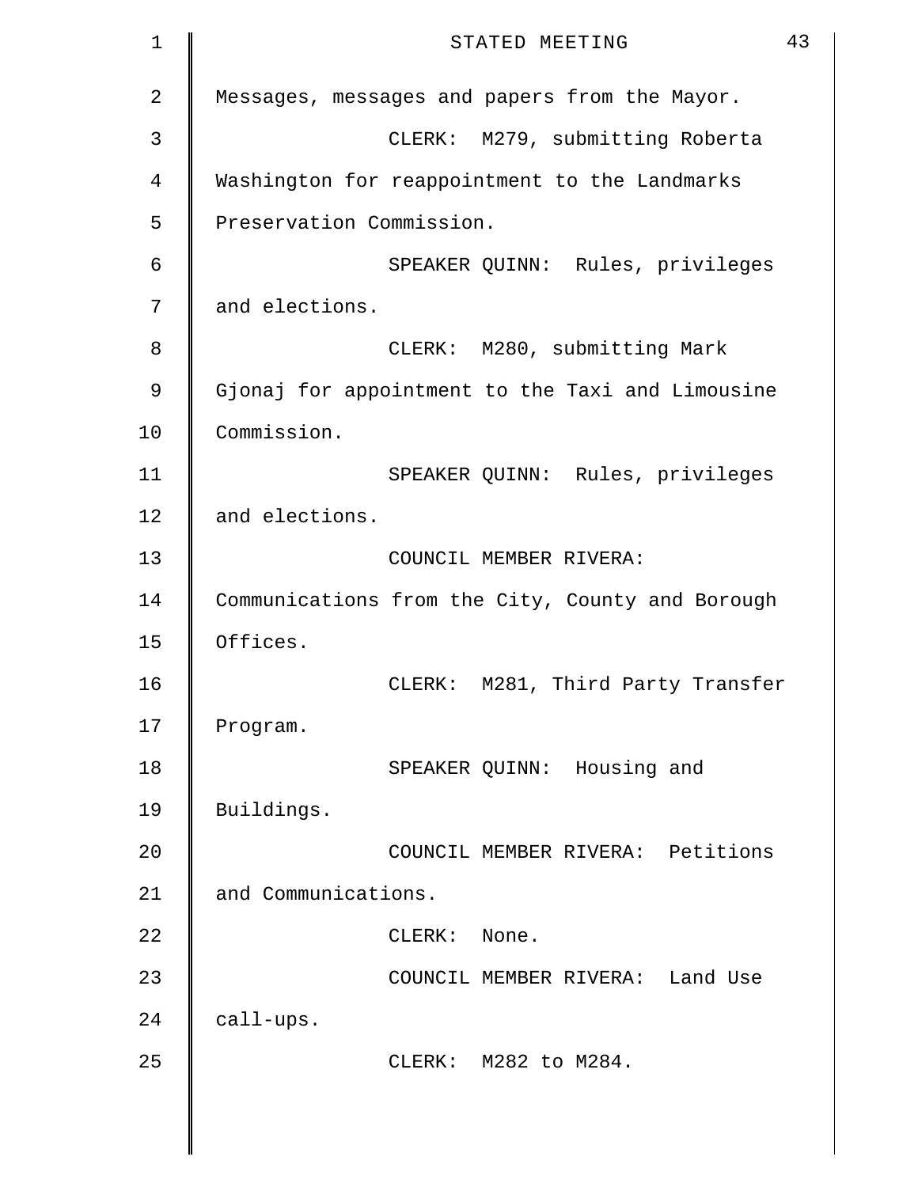Messages, messages and papers from the Mayor.

CLERK: M279, submitting Roberta Washington for reappointment to the Landmarks Preservation Commission.

SPEAKER QUINN: Rules, privileges and elections.

CLERK: M280, submitting Mark Gjonaj for appointment to the Taxi and Limousine Commission.

SPEAKER QUINN: Rules, privileges and elections.

COUNCIL MEMBER RIVERA: Communications from the City, County and Borough Offices.

CLERK: M281, Third Party Transfer Program.

SPEAKER QUINN: Housing and Buildings.

COUNCIL MEMBER RIVERA: Petitions and Communications.

CLERK: None.

COUNCIL MEMBER RIVERA: Land Use call-ups.

CLERK: M282 to M284.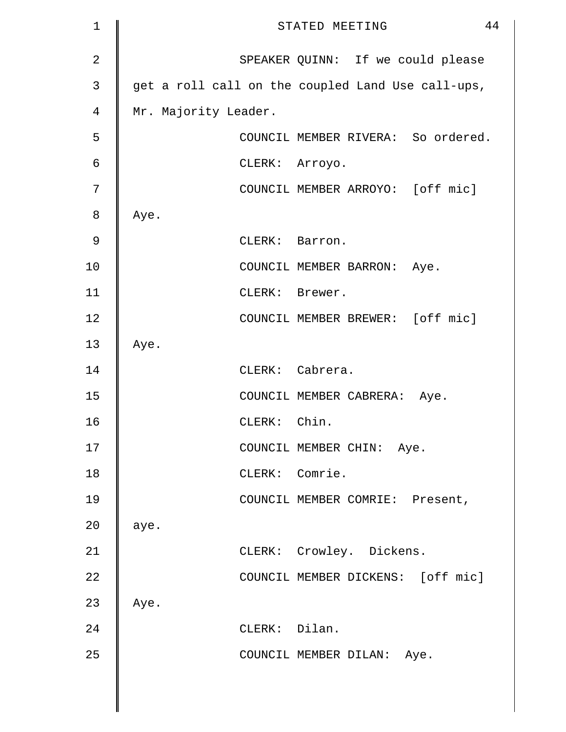SPEAKER QUINN: If we could please get a roll call on the coupled Land Use call-ups, Mr. Majority Leader.

COUNCIL MEMBER RIVERA: So ordered.

CLERK: Arroyo.

COUNCIL MEMBER ARROYO: [off mic] Aye.

CLERK: Barron.

COUNCIL MEMBER BARRON: Aye.

CLERK: Brewer.

COUNCIL MEMBER BREWER: [off mic] Aye.

CLERK: Cabrera.

COUNCIL MEMBER CABRERA: Aye.

CLERK: Chin.

COUNCIL MEMBER CHIN: Aye.

CLERK: Comrie.

COUNCIL MEMBER COMRIE: Present, aye.

CLERK: Crowley. Dickens.

COUNCIL MEMBER DICKENS: [off mic] Aye.

CLERK: Dilan.

COUNCIL MEMBER DILAN: Aye.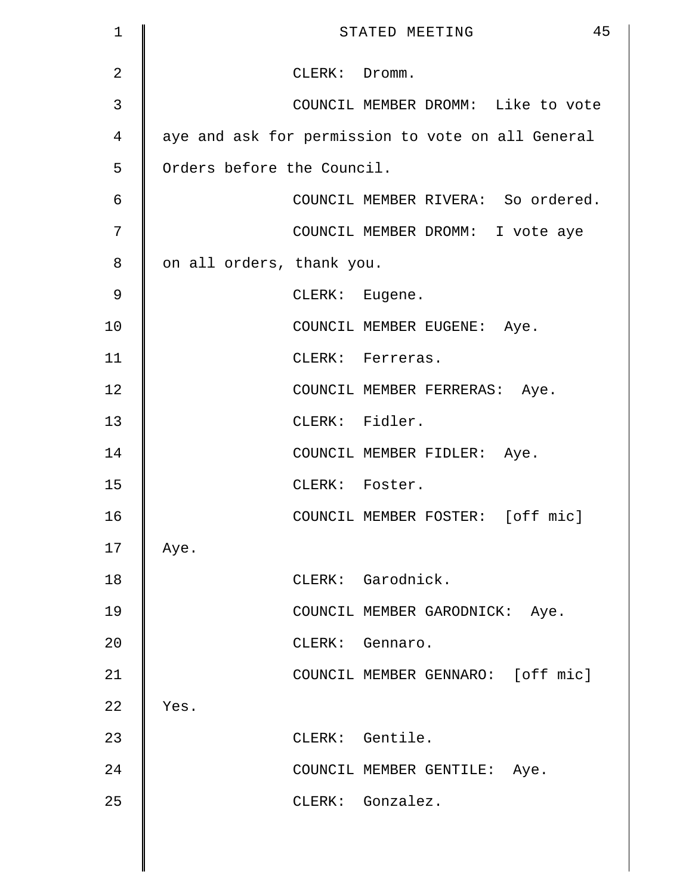CLERK: Dromm.

COUNCIL MEMBER DROMM: Like to vote aye and ask for permission to vote on all General Orders before the Council.

COUNCIL MEMBER RIVERA: So ordered.

COUNCIL MEMBER DROMM: I vote aye on all orders, thank you.

CLERK: Eugene.

COUNCIL MEMBER EUGENE: Aye.

CLERK: Ferreras.

COUNCIL MEMBER FERRERAS: Aye.

CLERK: Fidler.

COUNCIL MEMBER FIDLER: Aye.

CLERK: Foster.

COUNCIL MEMBER FOSTER: [off mic] Aye.

CLERK: Garodnick.

COUNCIL MEMBER GARODNICK: Aye.

CLERK: Gennaro.

COUNCIL MEMBER GENNARO: [off mic] Yes.

CLERK: Gentile.

COUNCIL MEMBER GENTILE: Aye.

CLERK: Gonzalez.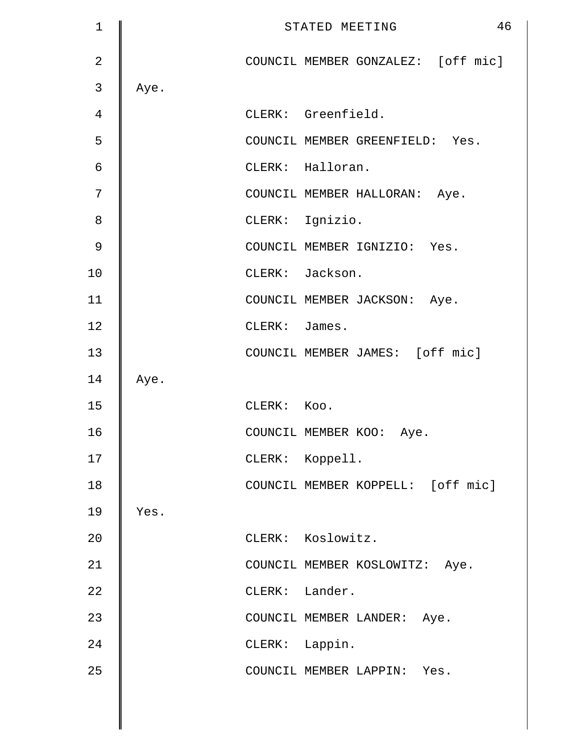COUNCIL MEMBER GONZALEZ: [off mic] Aye.

CLERK: Greenfield.

COUNCIL MEMBER GREENFIELD: Yes.

CLERK: Halloran.

COUNCIL MEMBER HALLORAN: Aye.

CLERK: Ignizio.

COUNCIL MEMBER IGNIZIO: Yes.

CLERK: Jackson.

COUNCIL MEMBER JACKSON: Aye.

CLERK: James.

COUNCIL MEMBER JAMES: [off mic] Aye.

CLERK: Koo.

COUNCIL MEMBER KOO: Aye.

CLERK: Koppell.

COUNCIL MEMBER KOPPELL: [off mic] Yes.

CLERK: Koslowitz.

COUNCIL MEMBER KOSLOWITZ: Aye.

CLERK: Lander.

COUNCIL MEMBER LANDER: Aye.

CLERK: Lappin.

COUNCIL MEMBER LAPPIN: Yes.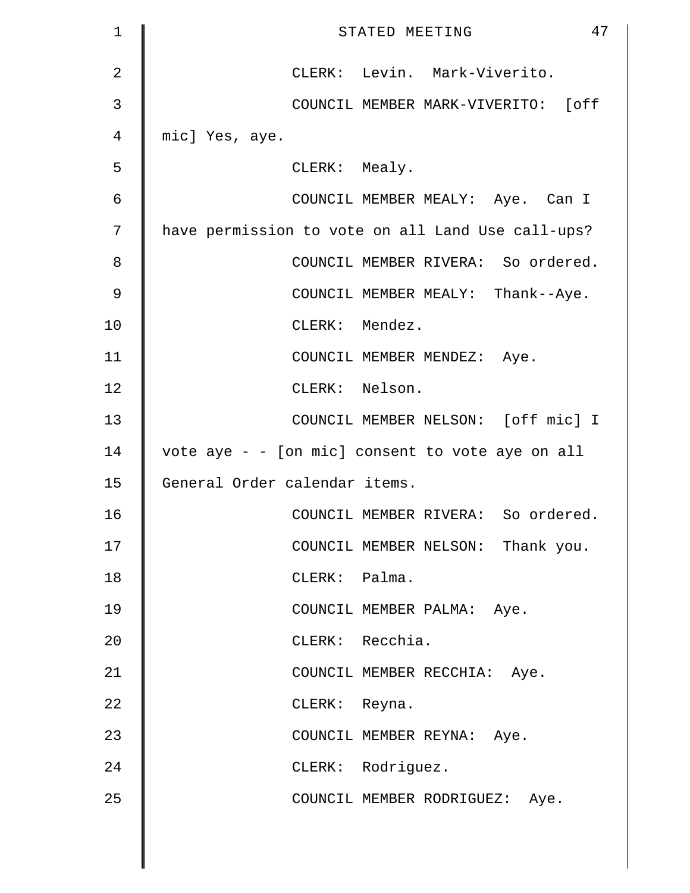CLERK: Levin. Mark-Viverito.

COUNCIL MEMBER MARK-VIVERITO: [off mic] Yes, aye.

CLERK: Mealy.

COUNCIL MEMBER MEALY: Aye. Can I have permission to vote on all Land Use call-ups?

COUNCIL MEMBER RIVERA: So ordered.

COUNCIL MEMBER MEALY: Thank--Aye.

CLERK: Mendez.

COUNCIL MEMBER MENDEZ: Aye.

CLERK: Nelson.

COUNCIL MEMBER NELSON: [off mic] I vote aye - - [on mic] consent to vote aye on all General Order calendar items.

COUNCIL MEMBER RIVERA: So ordered.

COUNCIL MEMBER NELSON: Thank you.

CLERK: Palma.

COUNCIL MEMBER PALMA: Aye.

CLERK: Recchia.

COUNCIL MEMBER RECCHIA: Aye.

CLERK: Reyna.

COUNCIL MEMBER REYNA: Aye.

CLERK: Rodriguez.

COUNCIL MEMBER RODRIGUEZ: Aye.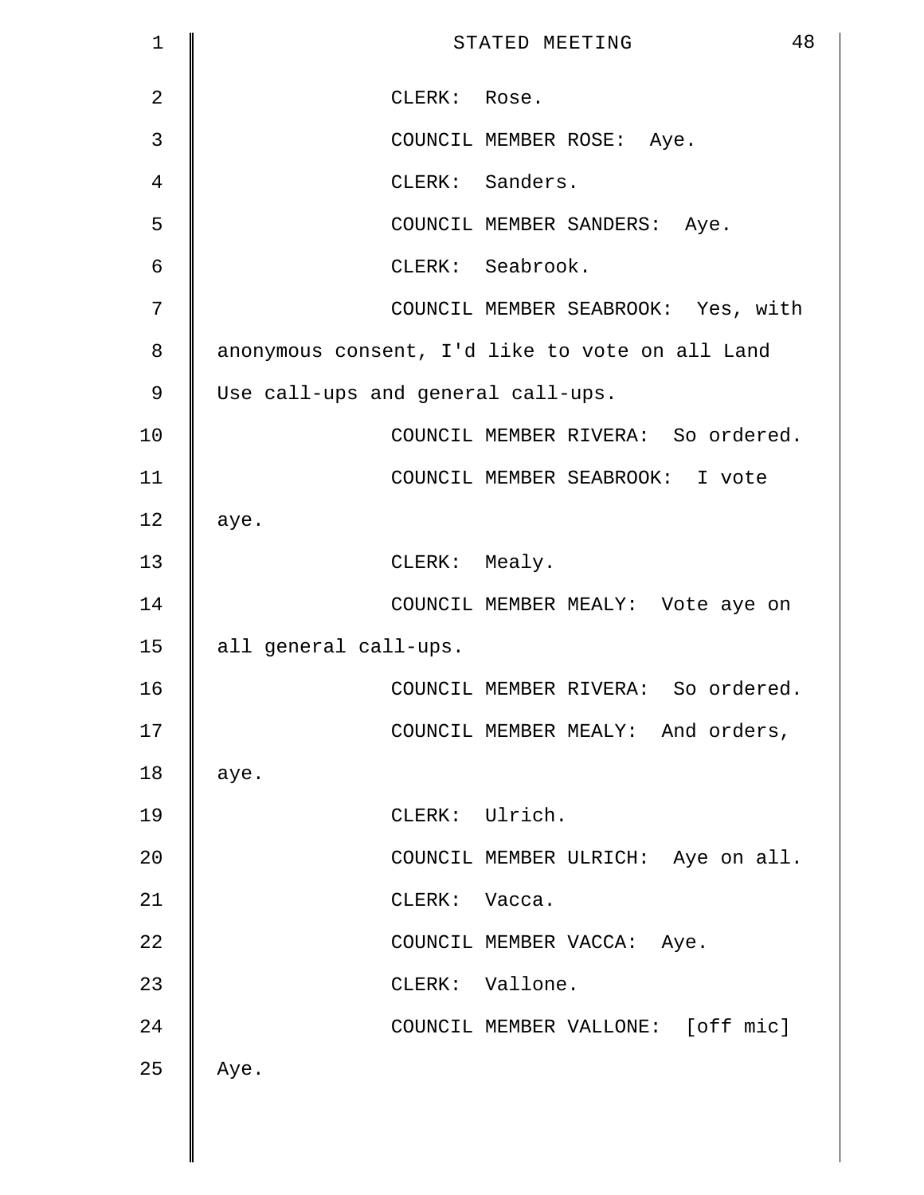CLERK: Rose.

COUNCIL MEMBER ROSE: Aye.

CLERK: Sanders.

COUNCIL MEMBER SANDERS: Aye.

CLERK: Seabrook.

COUNCIL MEMBER SEABROOK: Yes, with anonymous consent, I'd like to vote on all Land Use call-ups and general call-ups.

COUNCIL MEMBER RIVERA: So ordered.

COUNCIL MEMBER SEABROOK: I vote aye.

CLERK: Mealy.

COUNCIL MEMBER MEALY: Vote aye on all general call-ups.

COUNCIL MEMBER RIVERA: So ordered.

COUNCIL MEMBER MEALY: And orders, aye.

CLERK: Ulrich.

COUNCIL MEMBER ULRICH: Aye on all.

CLERK: Vacca.

COUNCIL MEMBER VACCA: Aye.

CLERK: Vallone.

COUNCIL MEMBER VALLONE: [off mic] Aye.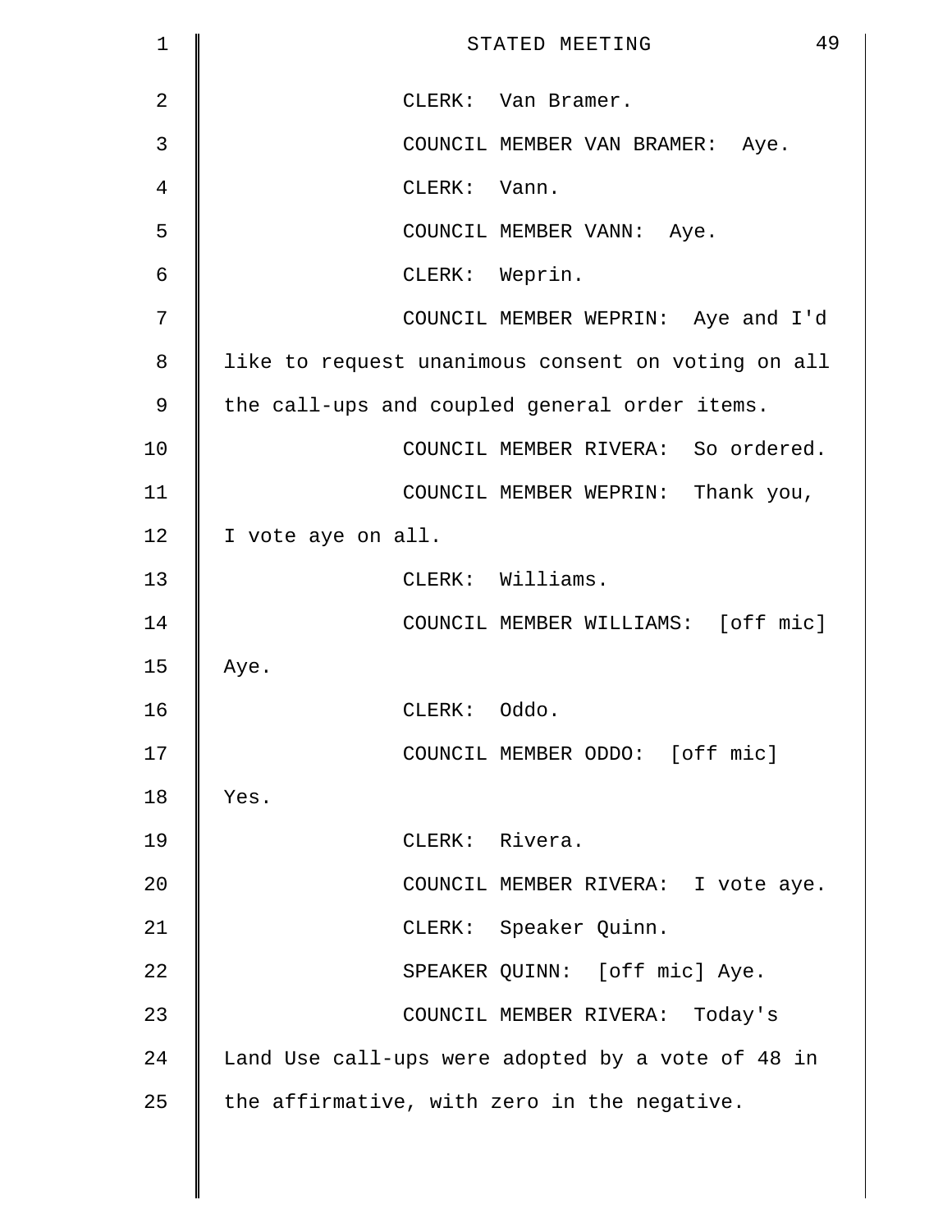CLERK: Van Bramer.

COUNCIL MEMBER VAN BRAMER: Aye.

CLERK: Vann.

COUNCIL MEMBER VANN: Aye.

CLERK: Weprin.

COUNCIL MEMBER WEPRIN: Aye and I'd like to request unanimous consent on voting on all the call-ups and coupled general order items.

COUNCIL MEMBER RIVERA: So ordered.

COUNCIL MEMBER WEPRIN: Thank you, I vote aye on all.

CLERK: Williams.

COUNCIL MEMBER WILLIAMS: [off mic] Aye.

CLERK: Oddo.

COUNCIL MEMBER ODDO: [off mic] Yes.

CLERK: Rivera.

COUNCIL MEMBER RIVERA: I vote aye.

CLERK: Speaker Quinn.

SPEAKER QUINN: [off mic] Aye.

COUNCIL MEMBER RIVERA: Today's Land Use call-ups were adopted by a vote of 48 in the affirmative, with zero in the negative.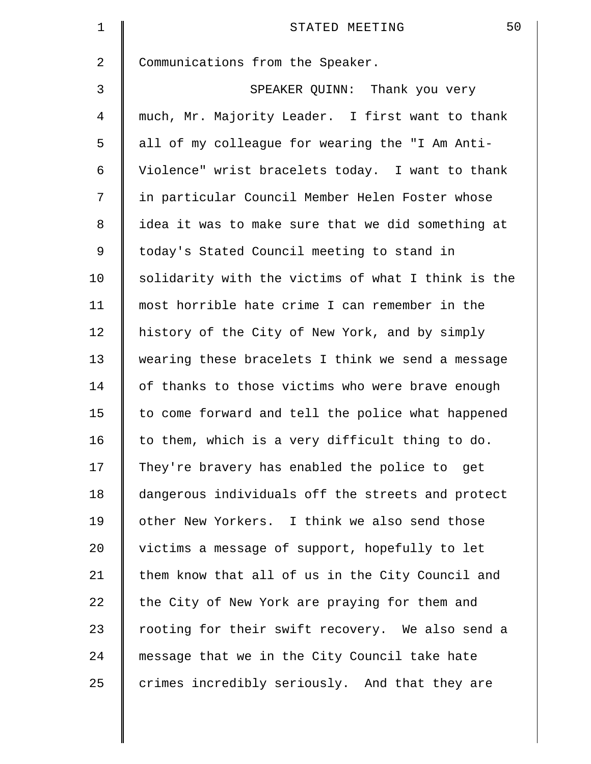Communications from the Speaker.

SPEAKER QUINN: Thank you very much, Mr. Majority Leader. I first want to thank all of my colleague for wearing the "I Am Anti-Violence" wrist bracelets today. I want to thank in particular Council Member Helen Foster whose idea it was to make sure that we did something at today's Stated Council meeting to stand in solidarity with the victims of what I think is the most horrible hate crime I can remember in the history of the City of New York, and by simply wearing these bracelets I think we send a message of thanks to those victims who were brave enough to come forward and tell the police what happened to them, which is a very difficult thing to do. They're bravery has enabled the police to get dangerous individuals off the streets and protect other New Yorkers. I think we also send those victims a message of support, hopefully to let them know that all of us in the City Council and the City of New York are praying for them and rooting for their swift recovery. We also send a message that we in the City Council take hate crimes incredibly seriously. And that they are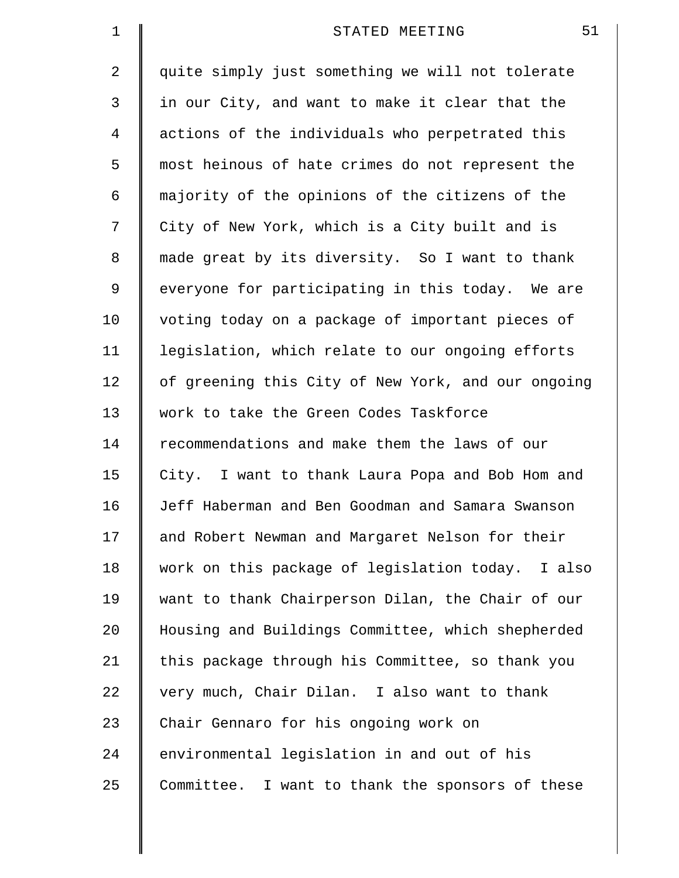quite simply just something we will not tolerate in our City, and want to make it clear that the actions of the individuals who perpetrated this most heinous of hate crimes do not represent the majority of the opinions of the citizens of the City of New York, which is a City built and is made great by its diversity. So I want to thank everyone for participating in this today. We are voting today on a package of important pieces of legislation, which relate to our ongoing efforts of greening this City of New York, and our ongoing work to take the Green Codes Taskforce recommendations and make them the laws of our City. I want to thank Laura Popa and Bob Hom and Jeff Haberman and Ben Goodman and Samara Swanson and Robert Newman and Margaret Nelson for their work on this package of legislation today. I also want to thank Chairperson Dilan, the Chair of our Housing and Buildings Committee, which shepherded this package through his Committee, so thank you very much, Chair Dilan. I also want to thank Chair Gennaro for his ongoing work on environmental legislation in and out of his Committee. I want to thank the sponsors of these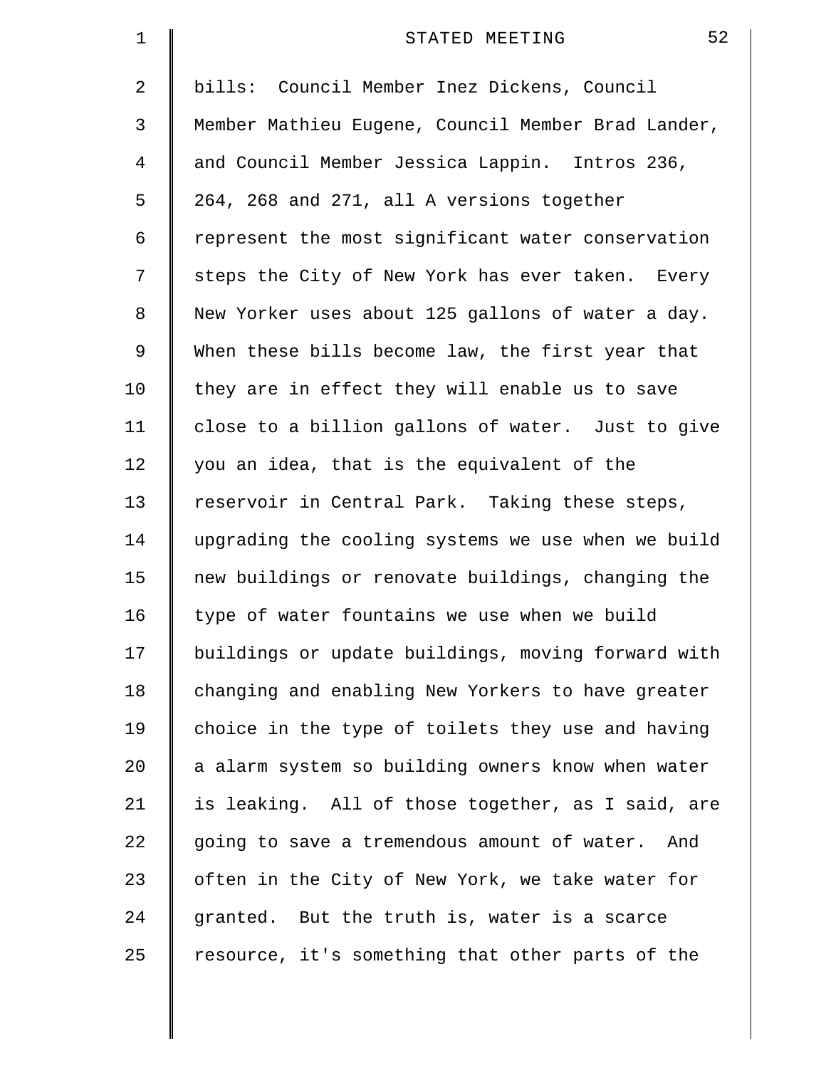bills: Council Member Inez Dickens, Council Member Mathieu Eugene, Council Member Brad Lander, and Council Member Jessica Lappin. Intros 236, 264, 268 and 271, all A versions together represent the most significant water conservation steps the City of New York has ever taken. Every New Yorker uses about 125 gallons of water a day. When these bills become law, the first year that they are in effect they will enable us to save close to a billion gallons of water. Just to give you an idea, that is the equivalent of the reservoir in Central Park. Taking these steps, upgrading the cooling systems we use when we build new buildings or renovate buildings, changing the type of water fountains we use when we build buildings or update buildings, moving forward with changing and enabling New Yorkers to have greater choice in the type of toilets they use and having a alarm system so building owners know when water is leaking. All of those together, as I said, are going to save a tremendous amount of water. And often in the City of New York, we take water for granted. But the truth is, water is a scarce resource, it's something that other parts of the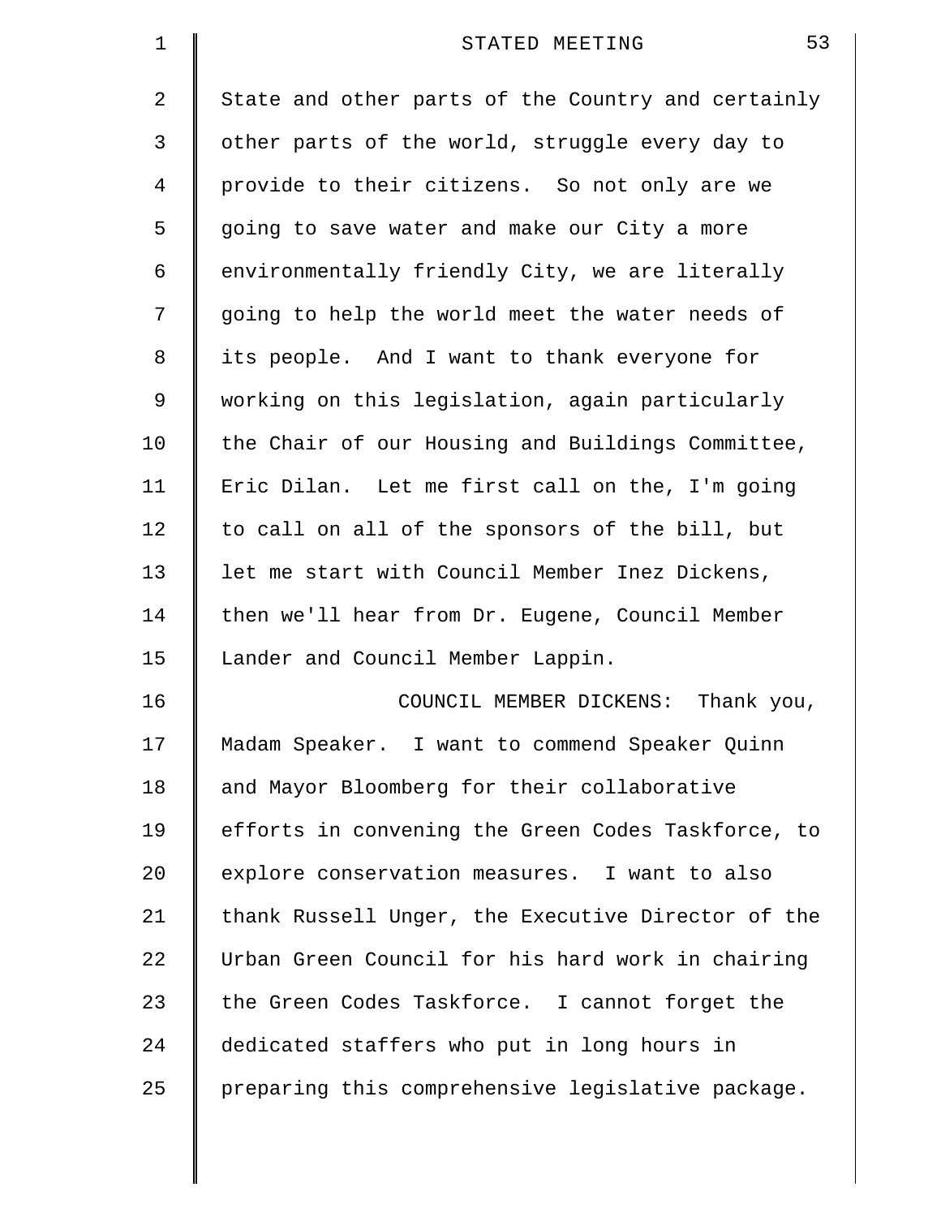State and other parts of the Country and certainly other parts of the world, struggle every day to provide to their citizens. So not only are we going to save water and make our City a more environmentally friendly City, we are literally going to help the world meet the water needs of its people. And I want to thank everyone for working on this legislation, again particularly the Chair of our Housing and Buildings Committee, Eric Dilan. Let me first call on the, I'm going to call on all of the sponsors of the bill, but let me start with Council Member Inez Dickens, then we'll hear from Dr. Eugene, Council Member Lander and Council Member Lappin.

COUNCIL MEMBER DICKENS: Thank you, Madam Speaker. I want to commend Speaker Quinn and Mayor Bloomberg for their collaborative efforts in convening the Green Codes Taskforce, to explore conservation measures. I want to also thank Russell Unger, the Executive Director of the Urban Green Council for his hard work in chairing the Green Codes Taskforce. I cannot forget the dedicated staffers who put in long hours in preparing this comprehensive legislative package.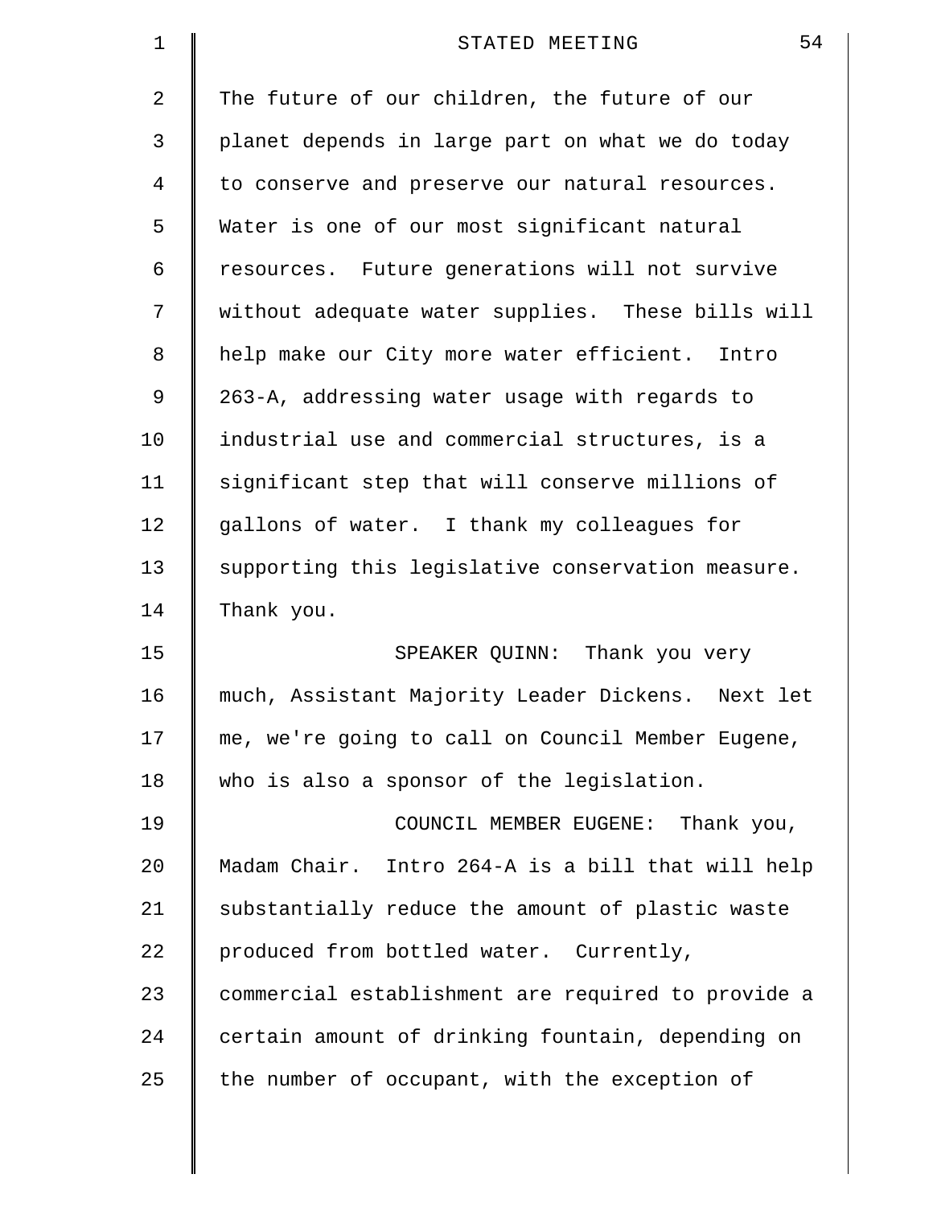The future of our children, the future of our planet depends in large part on what we do today to conserve and preserve our natural resources. Water is one of our most significant natural resources. Future generations will not survive without adequate water supplies. These bills will help make our City more water efficient. Intro 263-A, addressing water usage with regards to industrial use and commercial structures, is a significant step that will conserve millions of gallons of water. I thank my colleagues for supporting this legislative conservation measure. Thank you.

SPEAKER QUINN: Thank you very much, Assistant Majority Leader Dickens. Next let me, we're going to call on Council Member Eugene, who is also a sponsor of the legislation.

COUNCIL MEMBER EUGENE: Thank you, Madam Chair. Intro 264-A is a bill that will help substantially reduce the amount of plastic waste produced from bottled water. Currently, commercial establishment are required to provide a certain amount of drinking fountain, depending on the number of occupant, with the exception of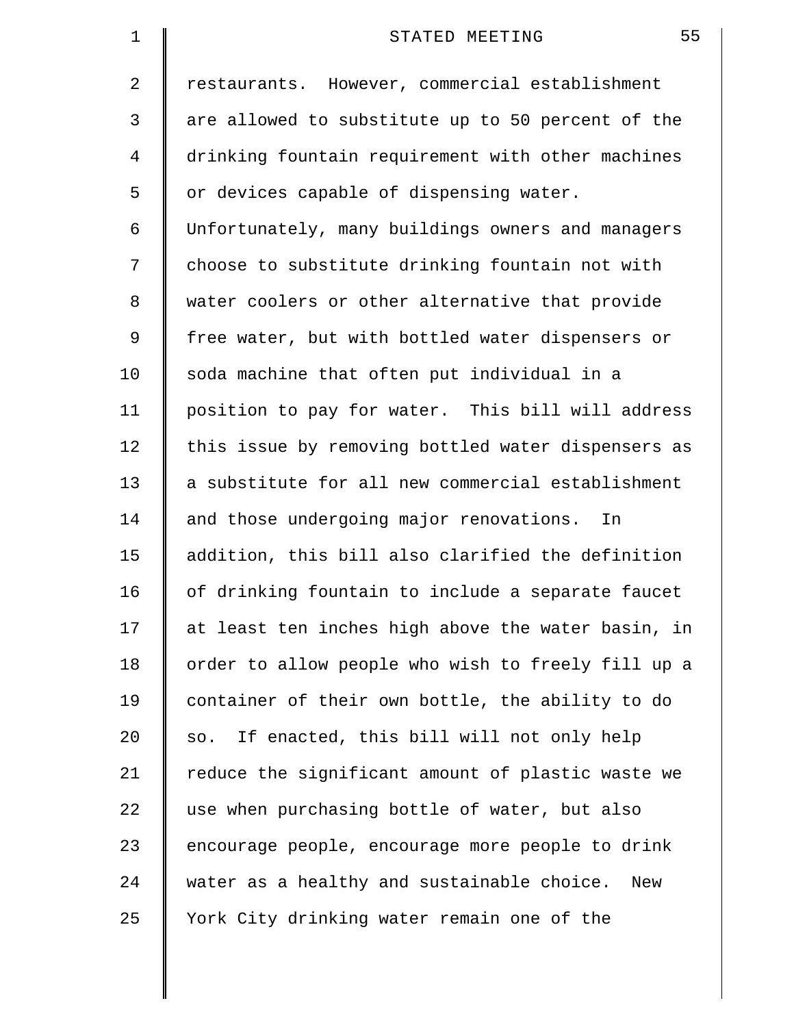restaurants. However, commercial establishment are allowed to substitute up to 50 percent of the drinking fountain requirement with other machines or devices capable of dispensing water. Unfortunately, many buildings owners and managers choose to substitute drinking fountain not with water coolers or other alternative that provide free water, but with bottled water dispensers or soda machine that often put individual in a position to pay for water. This bill will address this issue by removing bottled water dispensers as a substitute for all new commercial establishment and those undergoing major renovations. In addition, this bill also clarified the definition of drinking fountain to include a separate faucet at least ten inches high above the water basin, in order to allow people who wish to freely fill up a container of their own bottle, the ability to do so. If enacted, this bill will not only help reduce the significant amount of plastic waste we use when purchasing bottle of water, but also encourage people, encourage more people to drink water as a healthy and sustainable choice. New York City drinking water remain one of the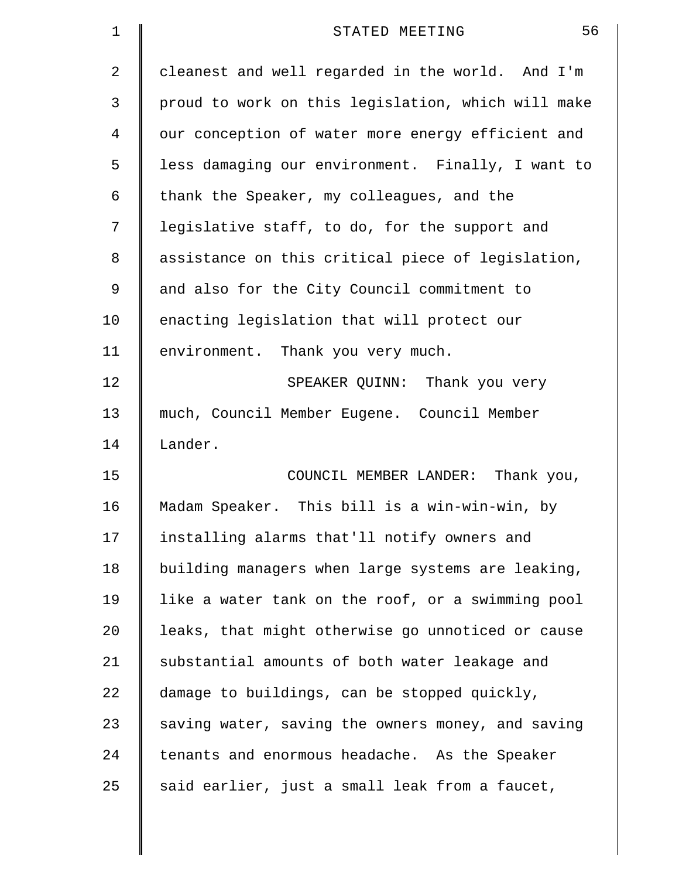cleanest and well regarded in the world. And I'm proud to work on this legislation, which will make our conception of water more energy efficient and less damaging our environment. Finally, I want to thank the Speaker, my colleagues, and the legislative staff, to do, for the support and assistance on this critical piece of legislation, and also for the City Council commitment to enacting legislation that will protect our environment. Thank you very much.

SPEAKER QUINN: Thank you very much, Council Member Eugene. Council Member Lander.

COUNCIL MEMBER LANDER: Thank you, Madam Speaker. This bill is a win-win-win, by installing alarms that'll notify owners and building managers when large systems are leaking, like a water tank on the roof, or a swimming pool leaks, that might otherwise go unnoticed or cause substantial amounts of both water leakage and damage to buildings, can be stopped quickly, saving water, saving the owners money, and saving tenants and enormous headache. As the Speaker said earlier, just a small leak from a faucet,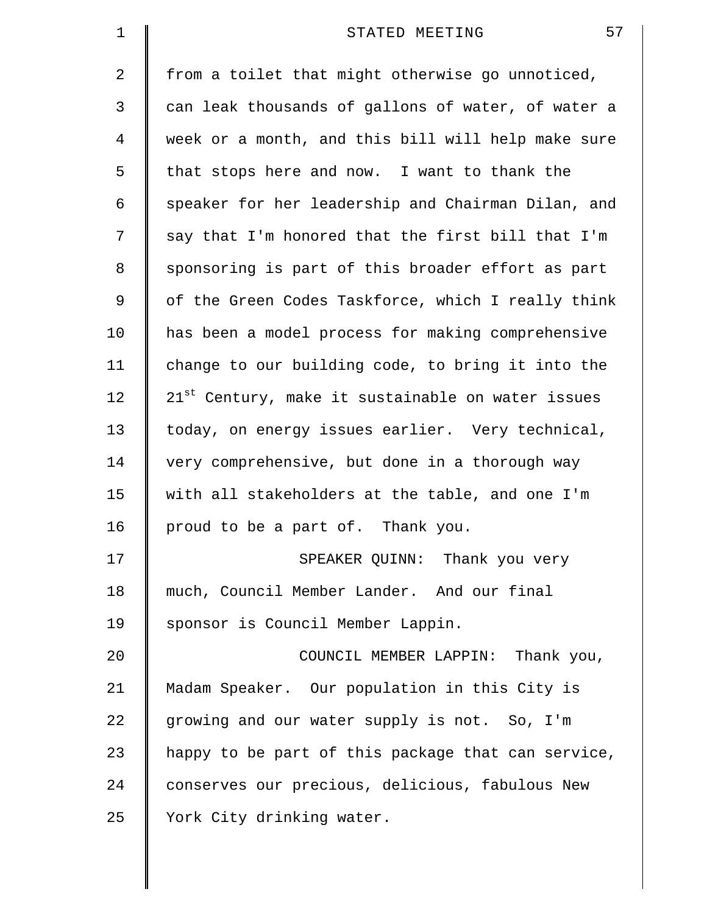from a toilet that might otherwise go unnoticed, can leak thousands of gallons of water, of water a week or a month, and this bill will help make sure that stops here and now. I want to thank the speaker for her leadership and Chairman Dilan, and say that I'm honored that the first bill that I'm sponsoring is part of this broader effort as part of the Green Codes Taskforce, which I really think has been a model process for making comprehensive change to our building code, to bring it into the 21st Century, make it sustainable on water issues today, on energy issues earlier. Very technical, very comprehensive, but done in a thorough way with all stakeholders at the table, and one I'm proud to be a part of. Thank you.

SPEAKER QUINN: Thank you very much, Council Member Lander. And our final sponsor is Council Member Lappin.

COUNCIL MEMBER LAPPIN: Thank you, Madam Speaker. Our population in this City is growing and our water supply is not. So, I'm happy to be part of this package that can service, conserves our precious, delicious, fabulous New York City drinking water.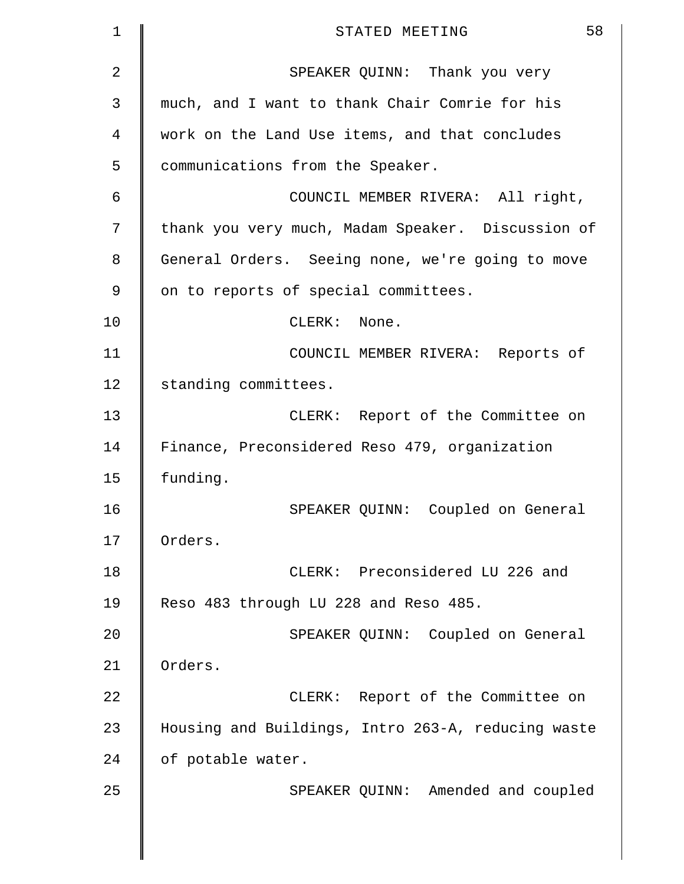SPEAKER QUINN: Thank you very much, and I want to thank Chair Comrie for his work on the Land Use items, and that concludes communications from the Speaker.

COUNCIL MEMBER RIVERA: All right, thank you very much, Madam Speaker. Discussion of General Orders. Seeing none, we're going to move on to reports of special committees.

CLERK: None.

COUNCIL MEMBER RIVERA: Reports of standing committees.

CLERK: Report of the Committee on Finance, Preconsidered Reso 479, organization funding.

SPEAKER QUINN: Coupled on General Orders.

CLERK: Preconsidered LU 226 and Reso 483 through LU 228 and Reso 485.

SPEAKER QUINN: Coupled on General Orders.

CLERK: Report of the Committee on Housing and Buildings, Intro 263-A, reducing waste of potable water.

SPEAKER QUINN: Amended and coupled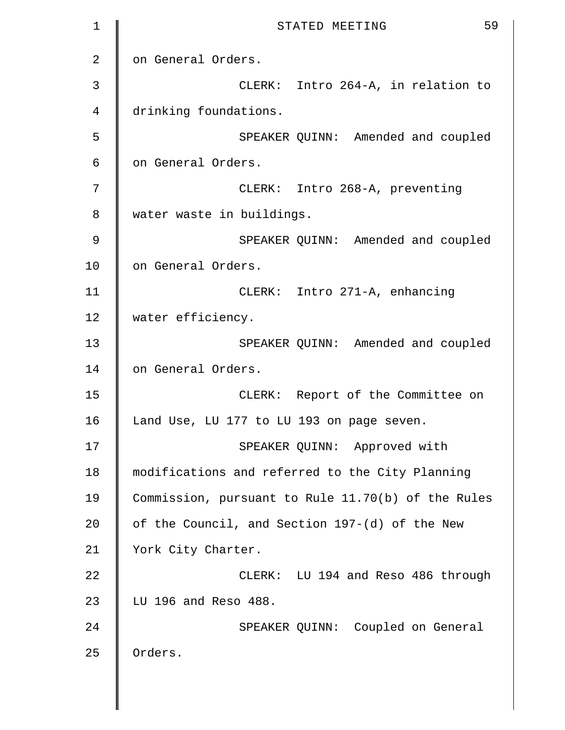on General Orders.

CLERK: Intro 264-A, in relation to drinking foundations.

SPEAKER QUINN: Amended and coupled on General Orders.

CLERK: Intro 268-A, preventing water waste in buildings.

SPEAKER QUINN: Amended and coupled on General Orders.

CLERK: Intro 271-A, enhancing water efficiency.

SPEAKER QUINN: Amended and coupled on General Orders.

CLERK: Report of the Committee on Land Use, LU 177 to LU 193 on page seven.

SPEAKER QUINN: Approved with modifications and referred to the City Planning Commission, pursuant to Rule 11.70(b) of the Rules of the Council, and Section 197-(d) of the New York City Charter.

CLERK: LU 194 and Reso 486 through LU 196 and Reso 488.

SPEAKER QUINN: Coupled on General Orders.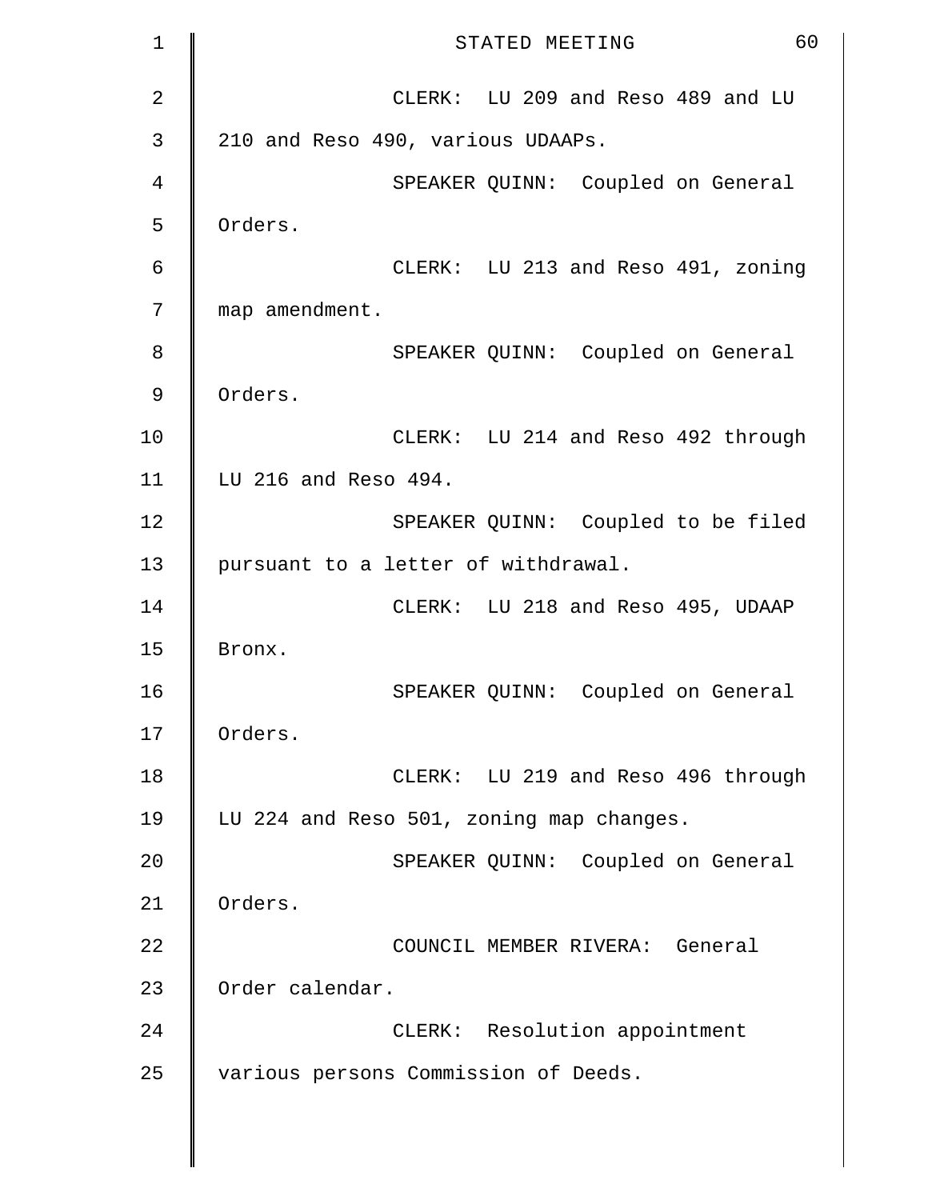CLERK: LU 209 and Reso 489 and LU 210 and Reso 490, various UDAAPs.

SPEAKER QUINN: Coupled on General Orders.

CLERK: LU 213 and Reso 491, zoning map amendment.

SPEAKER QUINN: Coupled on General Orders.

CLERK: LU 214 and Reso 492 through LU 216 and Reso 494.

SPEAKER QUINN: Coupled to be filed pursuant to a letter of withdrawal.

CLERK: LU 218 and Reso 495, UDAAP Bronx.

SPEAKER QUINN: Coupled on General Orders.

CLERK: LU 219 and Reso 496 through LU 224 and Reso 501, zoning map changes.

SPEAKER QUINN: Coupled on General Orders.

COUNCIL MEMBER RIVERA: General Order calendar.

CLERK: Resolution appointment various persons Commission of Deeds.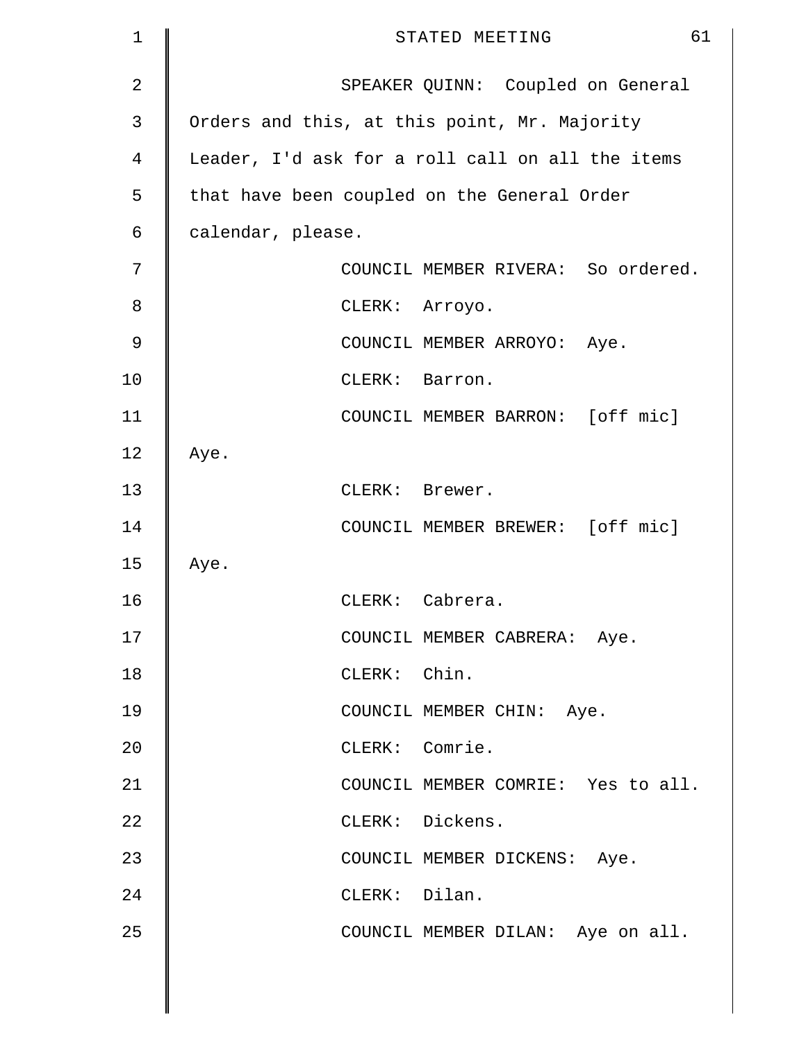SPEAKER QUINN: Coupled on General Orders and this, at this point, Mr. Majority Leader, I'd ask for a roll call on all the items that have been coupled on the General Order calendar, please.

COUNCIL MEMBER RIVERA: So ordered.

CLERK: Arroyo.

COUNCIL MEMBER ARROYO: Aye.

CLERK: Barron.

COUNCIL MEMBER BARRON: [off mic] Aye.

CLERK: Brewer.

COUNCIL MEMBER BREWER: [off mic] Aye.

CLERK: Cabrera.

COUNCIL MEMBER CABRERA: Aye.

CLERK: Chin.

COUNCIL MEMBER CHIN: Aye.

CLERK: Comrie.

COUNCIL MEMBER COMRIE: Yes to all.

CLERK: Dickens.

COUNCIL MEMBER DICKENS: Aye.

CLERK: Dilan.

COUNCIL MEMBER DILAN: Aye on all.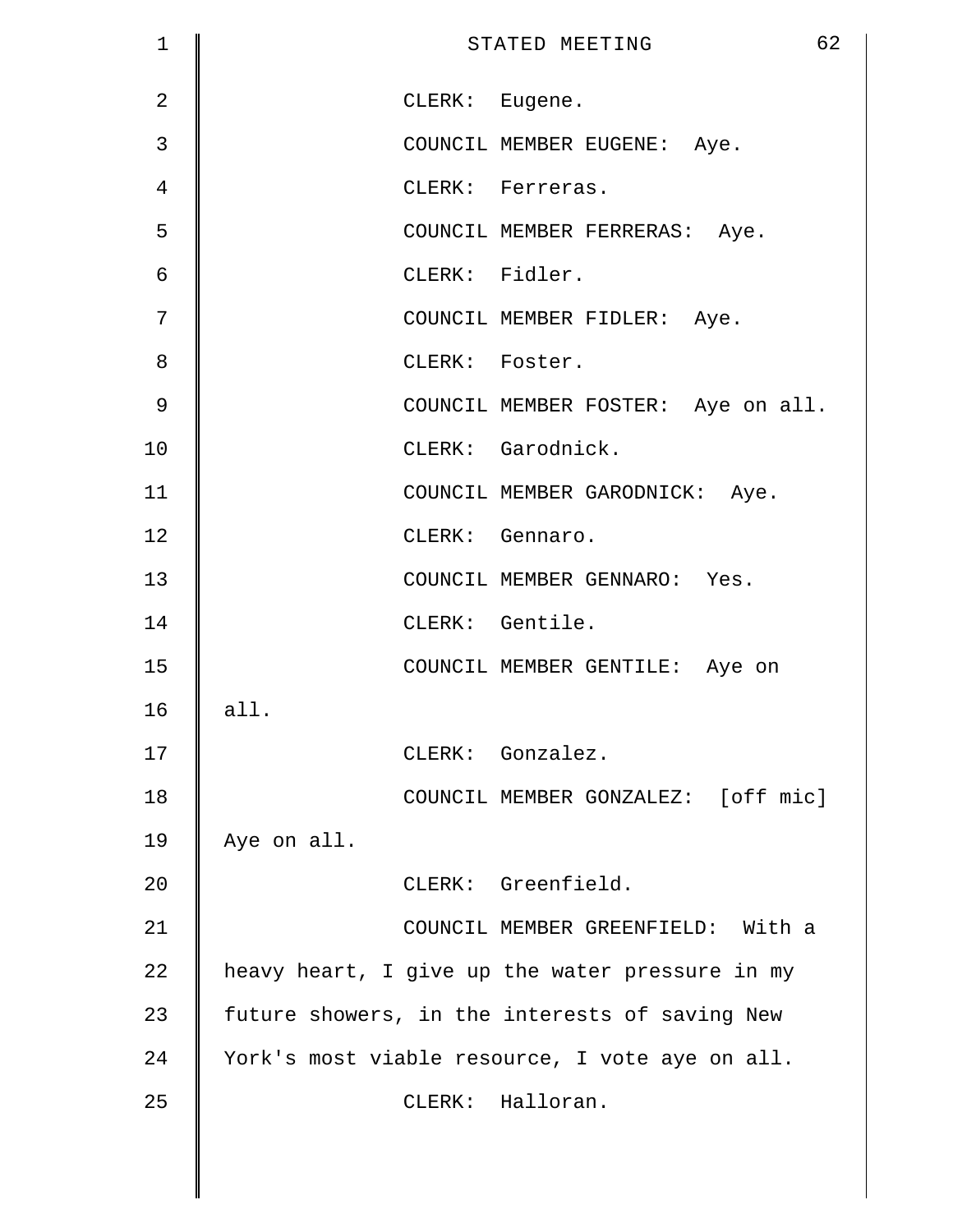CLERK: Eugene.

COUNCIL MEMBER EUGENE: Aye.

CLERK: Ferreras.

COUNCIL MEMBER FERRERAS: Aye.

CLERK: Fidler.

COUNCIL MEMBER FIDLER: Aye.

CLERK: Foster.

COUNCIL MEMBER FOSTER: Aye on all.

CLERK: Garodnick.

COUNCIL MEMBER GARODNICK: Aye.

CLERK: Gennaro.

COUNCIL MEMBER GENNARO: Yes.

CLERK: Gentile.

COUNCIL MEMBER GENTILE: Aye on all.

CLERK: Gonzalez.

COUNCIL MEMBER GONZALEZ: [off mic] Aye on all.

CLERK: Greenfield.

COUNCIL MEMBER GREENFIELD: With a heavy heart, I give up the water pressure in my future showers, in the interests of saving New York's most viable resource, I vote aye on all.

CLERK: Halloran.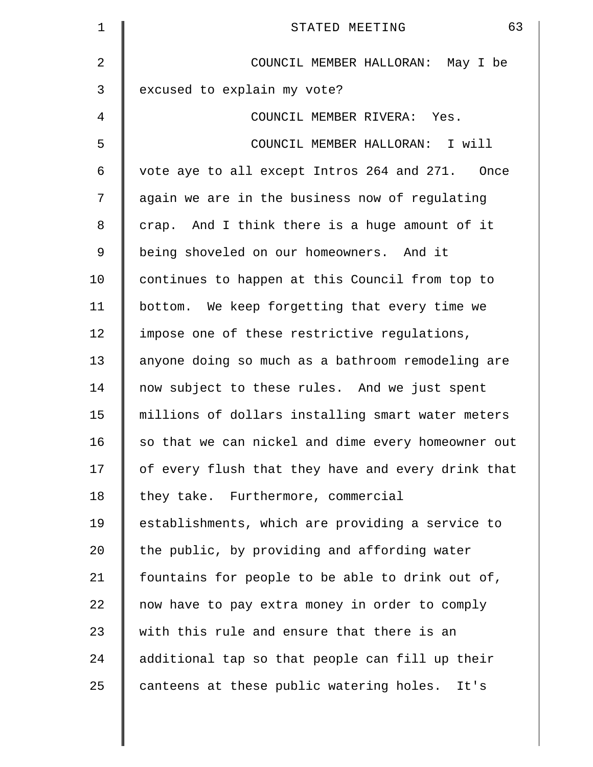COUNCIL MEMBER HALLORAN: May I be excused to explain my vote?

COUNCIL MEMBER RIVERA: Yes.

COUNCIL MEMBER HALLORAN: I will vote aye to all except Intros 264 and 271. Once again we are in the business now of regulating crap. And I think there is a huge amount of it being shoveled on our homeowners. And it continues to happen at this Council from top to bottom. We keep forgetting that every time we impose one of these restrictive regulations, anyone doing so much as a bathroom remodeling are now subject to these rules. And we just spent millions of dollars installing smart water meters so that we can nickel and dime every homeowner out of every flush that they have and every drink that they take. Furthermore, commercial establishments, which are providing a service to the public, by providing and affording water fountains for people to be able to drink out of, now have to pay extra money in order to comply with this rule and ensure that there is an additional tap so that people can fill up their canteens at these public watering holes. It's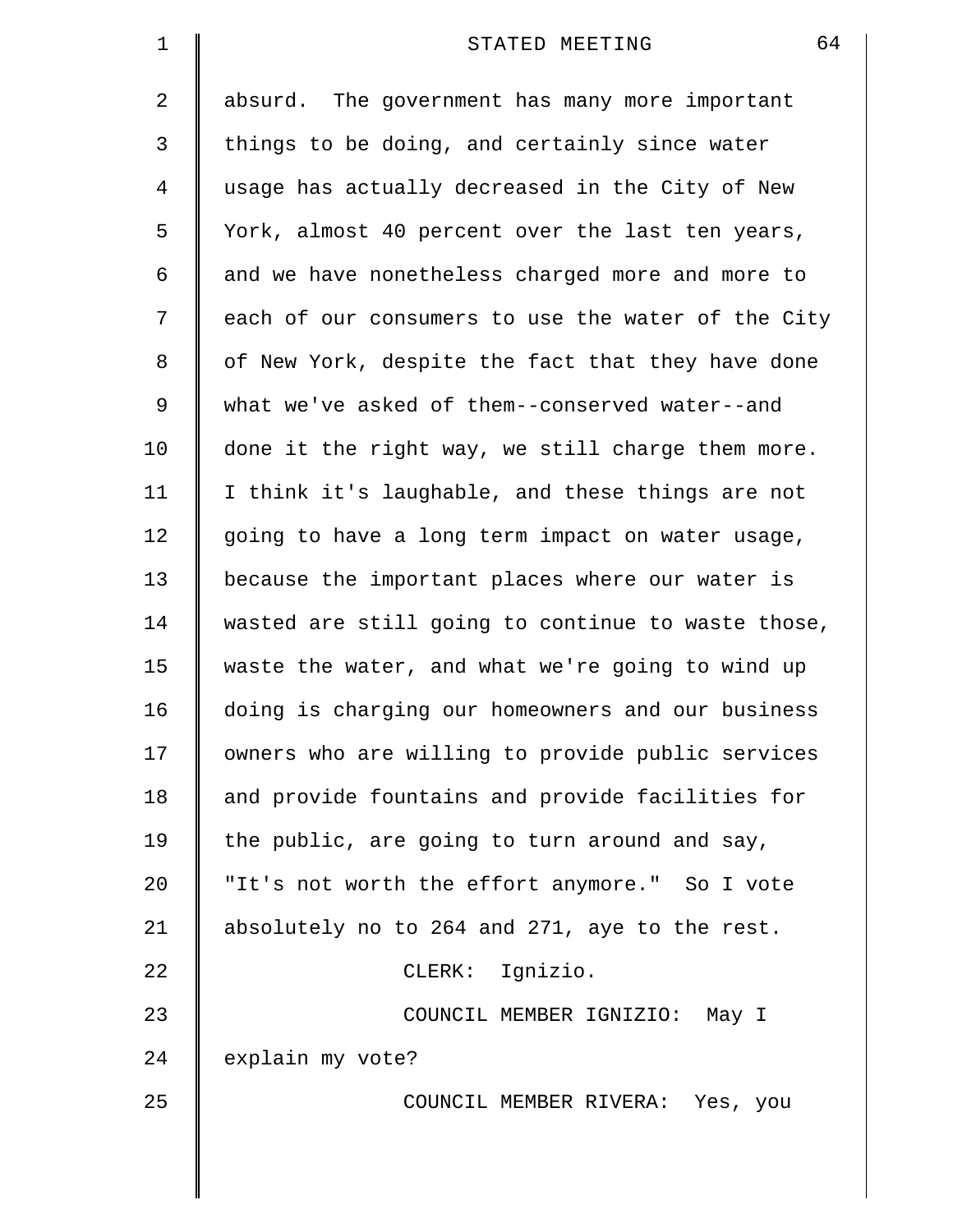absurd. The government has many more important things to be doing, and certainly since water usage has actually decreased in the City of New York, almost 40 percent over the last ten years, and we have nonetheless charged more and more to each of our consumers to use the water of the City of New York, despite the fact that they have done what we've asked of them--conserved water--and done it the right way, we still charge them more. I think it's laughable, and these things are not going to have a long term impact on water usage, because the important places where our water is wasted are still going to continue to waste those, waste the water, and what we're going to wind up doing is charging our homeowners and our business owners who are willing to provide public services and provide fountains and provide facilities for the public, are going to turn around and say, "It's not worth the effort anymore." So I vote absolutely no to 264 and 271, aye to the rest.

CLERK: Ignizio.

COUNCIL MEMBER IGNIZIO: May I explain my vote?

COUNCIL MEMBER RIVERA: Yes, you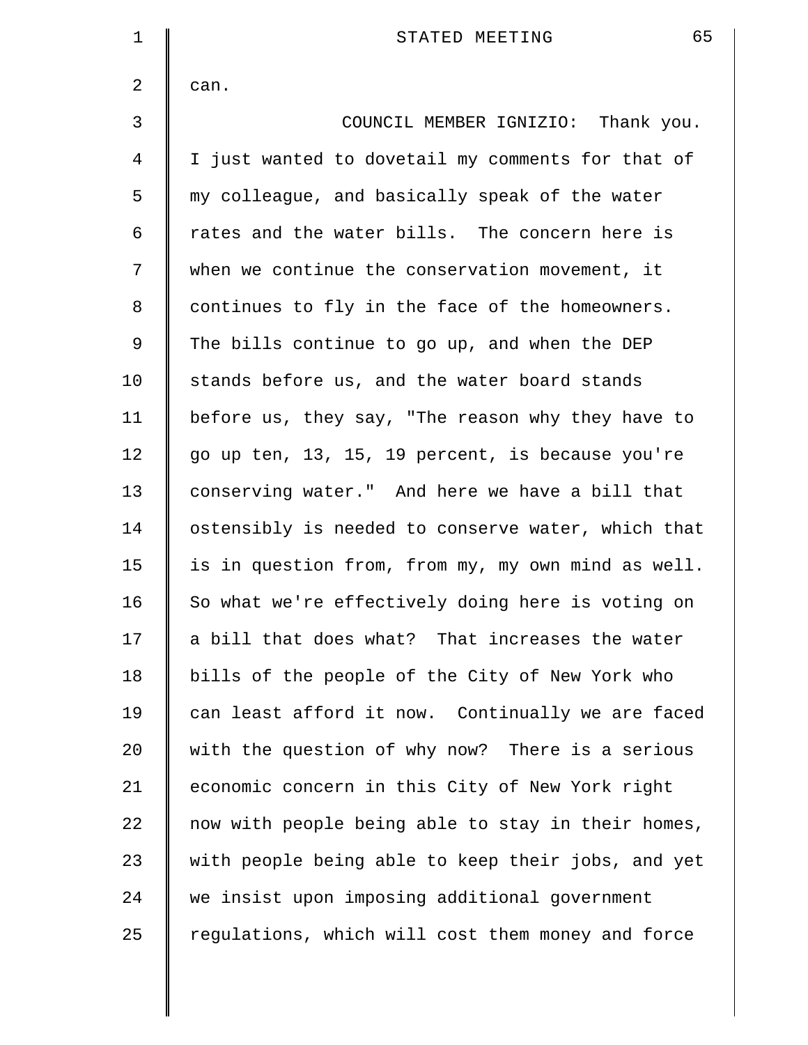can.

COUNCIL MEMBER IGNIZIO: Thank you. I just wanted to dovetail my comments for that of my colleague, and basically speak of the water rates and the water bills. The concern here is when we continue the conservation movement, it continues to fly in the face of the homeowners. The bills continue to go up, and when the DEP stands before us, and the water board stands before us, they say, "The reason why they have to go up ten, 13, 15, 19 percent, is because you're conserving water." And here we have a bill that ostensibly is needed to conserve water, which that is in question from, from my, my own mind as well. So what we're effectively doing here is voting on a bill that does what? That increases the water bills of the people of the City of New York who can least afford it now. Continually we are faced with the question of why now? There is a serious economic concern in this City of New York right now with people being able to stay in their homes, with people being able to keep their jobs, and yet we insist upon imposing additional government regulations, which will cost them money and force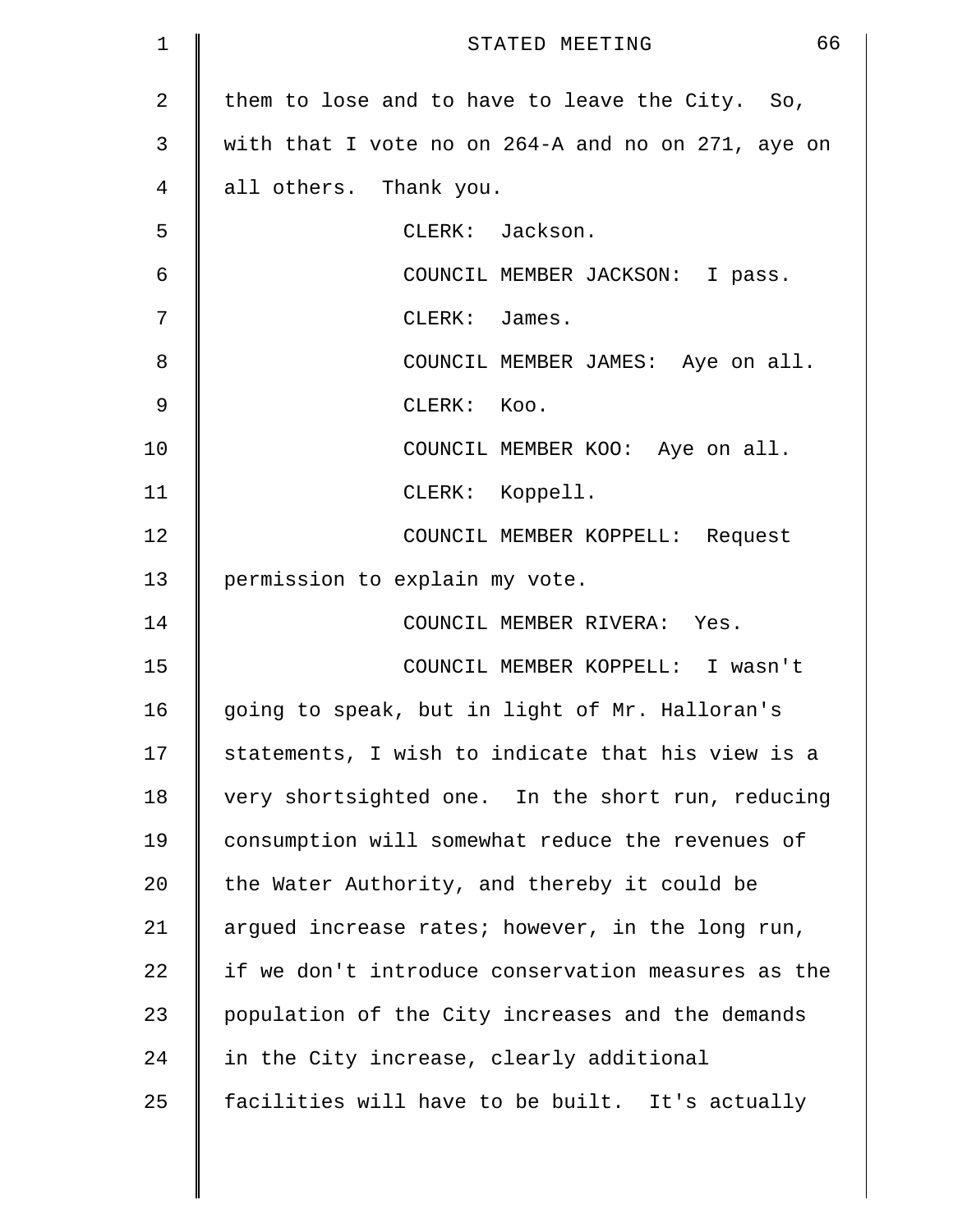them to lose and to have to leave the City. So, with that I vote no on 264-A and no on 271, aye on all others. Thank you.

CLERK: Jackson.

COUNCIL MEMBER JACKSON: I pass.

CLERK: James.

COUNCIL MEMBER JAMES: Aye on all.

CLERK: Koo.

COUNCIL MEMBER KOO: Aye on all.

CLERK: Koppell.

COUNCIL MEMBER KOPPELL: Request permission to explain my vote.

COUNCIL MEMBER RIVERA: Yes.

COUNCIL MEMBER KOPPELL: I wasn't going to speak, but in light of Mr. Halloran's statements, I wish to indicate that his view is a very shortsighted one. In the short run, reducing consumption will somewhat reduce the revenues of the Water Authority, and thereby it could be argued increase rates; however, in the long run, if we don't introduce conservation measures as the population of the City increases and the demands in the City increase, clearly additional facilities will have to be built. It's actually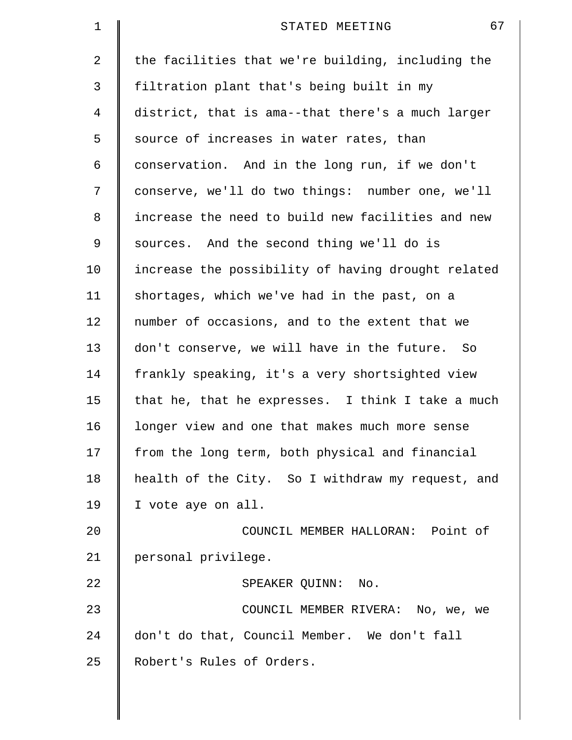the facilities that we're building, including the filtration plant that's being built in my district, that is ama--that there's a much larger source of increases in water rates, than conservation. And in the long run, if we don't conserve, we'll do two things: number one, we'll increase the need to build new facilities and new sources. And the second thing we'll do is increase the possibility of having drought related shortages, which we've had in the past, on a number of occasions, and to the extent that we don't conserve, we will have in the future. So frankly speaking, it's a very shortsighted view that he, that he expresses. I think I take a much longer view and one that makes much more sense from the long term, both physical and financial health of the City. So I withdraw my request, and I vote aye on all.

COUNCIL MEMBER HALLORAN: Point of personal privilege.

SPEAKER QUINN: No.

COUNCIL MEMBER RIVERA: No, we, we don't do that, Council Member. We don't fall Robert's Rules of Orders.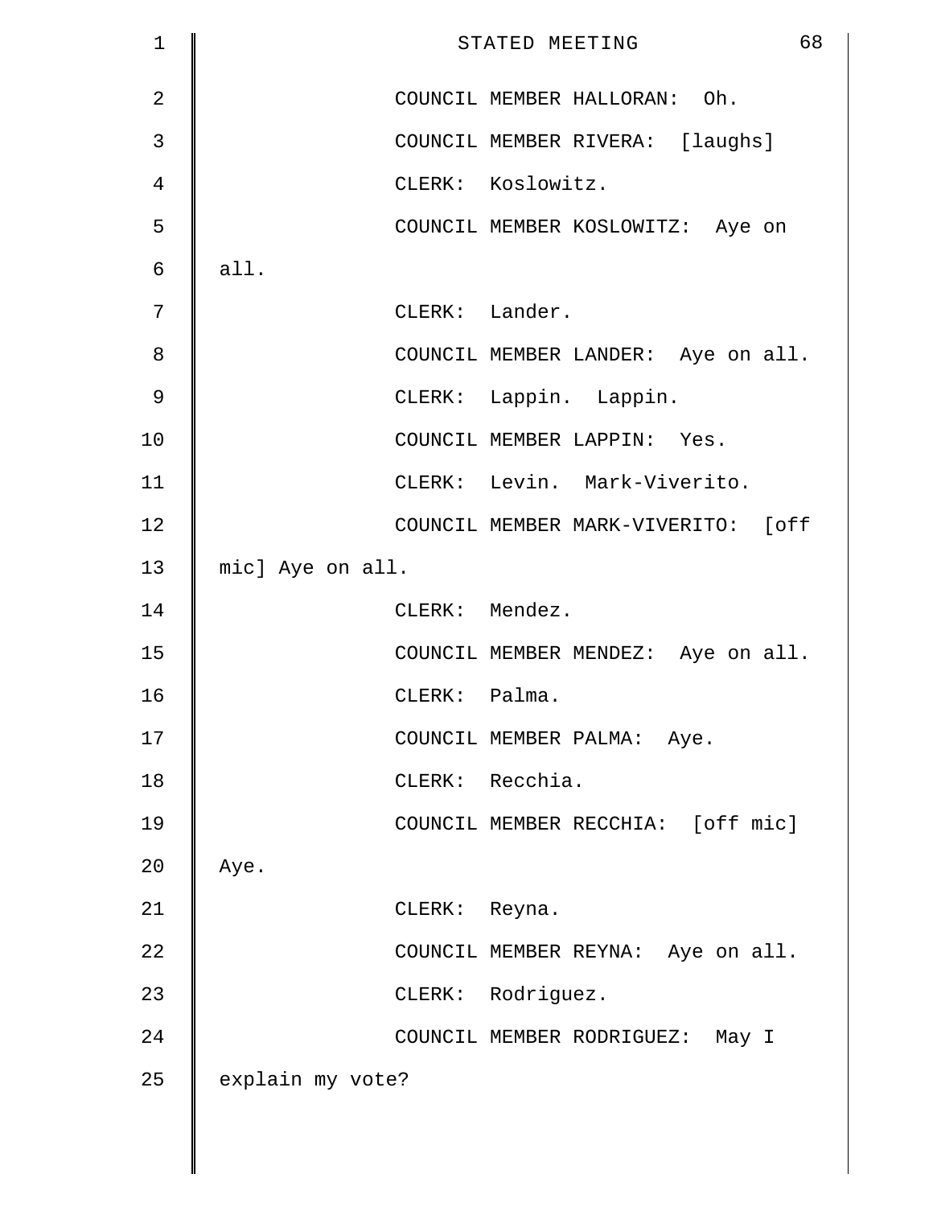COUNCIL MEMBER HALLORAN: Oh.

COUNCIL MEMBER RIVERA: [laughs]

CLERK: Koslowitz.

COUNCIL MEMBER KOSLOWITZ: Aye on all.

CLERK: Lander.

COUNCIL MEMBER LANDER: Aye on all.

CLERK: Lappin. Lappin.

COUNCIL MEMBER LAPPIN: Yes.

CLERK: Levin. Mark-Viverito.

COUNCIL MEMBER MARK-VIVERITO: [off mic] Aye on all.

CLERK: Mendez.

COUNCIL MEMBER MENDEZ: Aye on all.

CLERK: Palma.

COUNCIL MEMBER PALMA: Aye.

CLERK: Recchia.

COUNCIL MEMBER RECCHIA: [off mic] Aye.

CLERK: Reyna.

COUNCIL MEMBER REYNA: Aye on all.

CLERK: Rodriguez.

COUNCIL MEMBER RODRIGUEZ: May I explain my vote?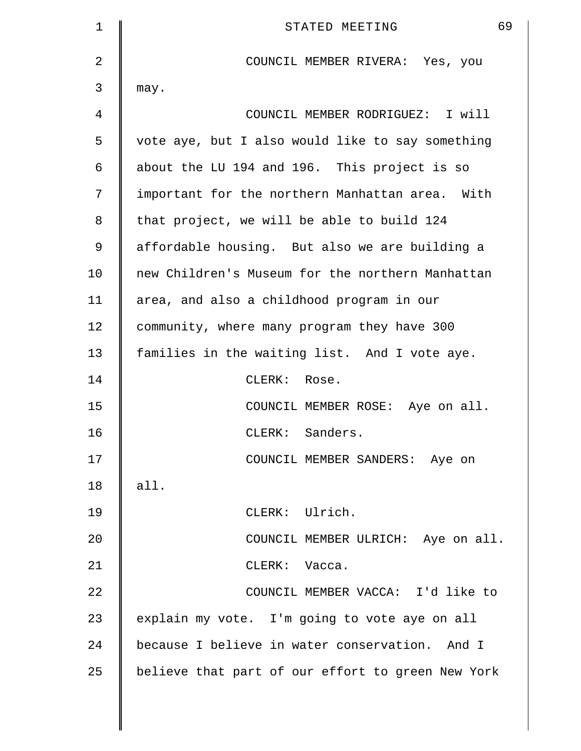COUNCIL MEMBER RIVERA: Yes, you may.

COUNCIL MEMBER RODRIGUEZ: I will vote aye, but I also would like to say something about the LU 194 and 196. This project is so important for the northern Manhattan area. With that project, we will be able to build 124 affordable housing. But also we are building a new Children's Museum for the northern Manhattan area, and also a childhood program in our community, where many program they have 300 families in the waiting list. And I vote aye.

CLERK: Rose.

COUNCIL MEMBER ROSE: Aye on all.

CLERK: Sanders.

COUNCIL MEMBER SANDERS: Aye on all.

CLERK: Ulrich.

COUNCIL MEMBER ULRICH: Aye on all.

CLERK: Vacca.

COUNCIL MEMBER VACCA: I'd like to explain my vote. I'm going to vote aye on all because I believe in water conservation. And I believe that part of our effort to green New York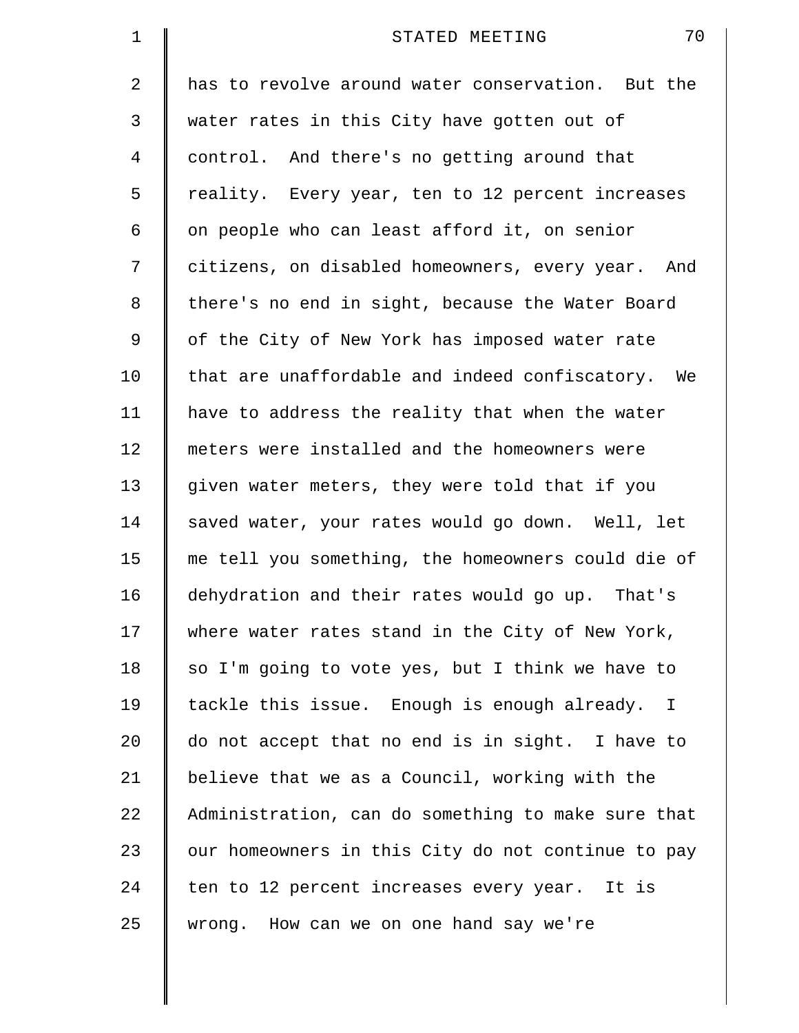has to revolve around water conservation. But the water rates in this City have gotten out of control. And there's no getting around that reality. Every year, ten to 12 percent increases on people who can least afford it, on senior citizens, on disabled homeowners, every year. And there's no end in sight, because the Water Board of the City of New York has imposed water rate that are unaffordable and indeed confiscatory. We have to address the reality that when the water meters were installed and the homeowners were given water meters, they were told that if you saved water, your rates would go down. Well, let me tell you something, the homeowners could die of dehydration and their rates would go up. That's where water rates stand in the City of New York, so I'm going to vote yes, but I think we have to tackle this issue. Enough is enough already. I do not accept that no end is in sight. I have to believe that we as a Council, working with the Administration, can do something to make sure that our homeowners in this City do not continue to pay ten to 12 percent increases every year. It is wrong. How can we on one hand say we're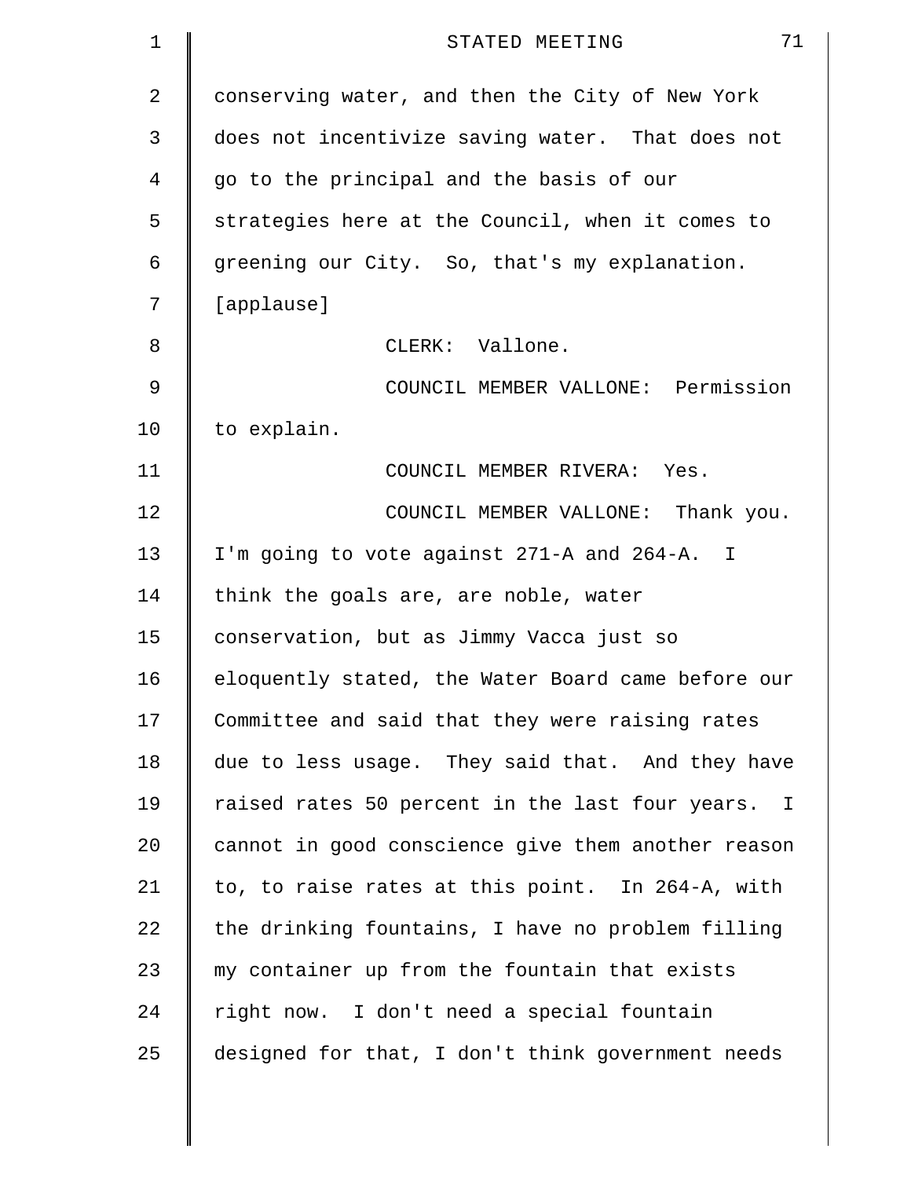conserving water, and then the City of New York does not incentivize saving water. That does not go to the principal and the basis of our strategies here at the Council, when it comes to greening our City. So, that's my explanation. [applause]

CLERK: Vallone.

COUNCIL MEMBER VALLONE: Permission to explain.

COUNCIL MEMBER RIVERA: Yes.

COUNCIL MEMBER VALLONE: Thank you. I'm going to vote against 271-A and 264-A. I think the goals are, are noble, water conservation, but as Jimmy Vacca just so eloquently stated, the Water Board came before our Committee and said that they were raising rates due to less usage. They said that. And they have raised rates 50 percent in the last four years. I cannot in good conscience give them another reason to, to raise rates at this point. In 264-A, with the drinking fountains, I have no problem filling my container up from the fountain that exists right now. I don't need a special fountain designed for that, I don't think government needs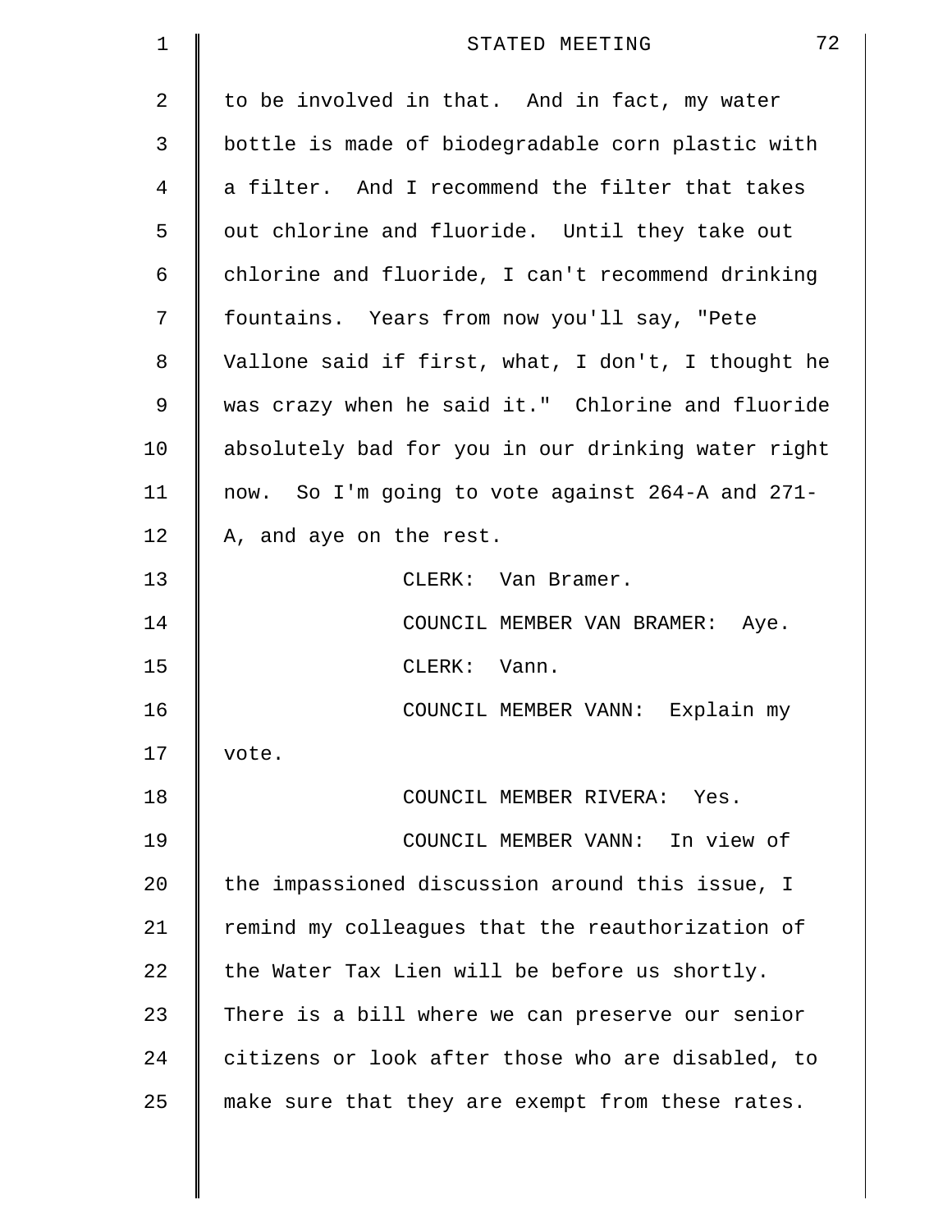to be involved in that. And in fact, my water bottle is made of biodegradable corn plastic with a filter. And I recommend the filter that takes out chlorine and fluoride. Until they take out chlorine and fluoride, I can't recommend drinking fountains. Years from now you'll say, "Pete Vallone said if first, what, I don't, I thought he was crazy when he said it." Chlorine and fluoride absolutely bad for you in our drinking water right now. So I'm going to vote against 264-A and 271-A, and aye on the rest.

CLERK: Van Bramer.

COUNCIL MEMBER VAN BRAMER: Aye.

CLERK: Vann.

COUNCIL MEMBER VANN: Explain my vote.

COUNCIL MEMBER RIVERA: Yes.

COUNCIL MEMBER VANN: In view of the impassioned discussion around this issue, I remind my colleagues that the reauthorization of the Water Tax Lien will be before us shortly. There is a bill where we can preserve our senior citizens or look after those who are disabled, to make sure that they are exempt from these rates.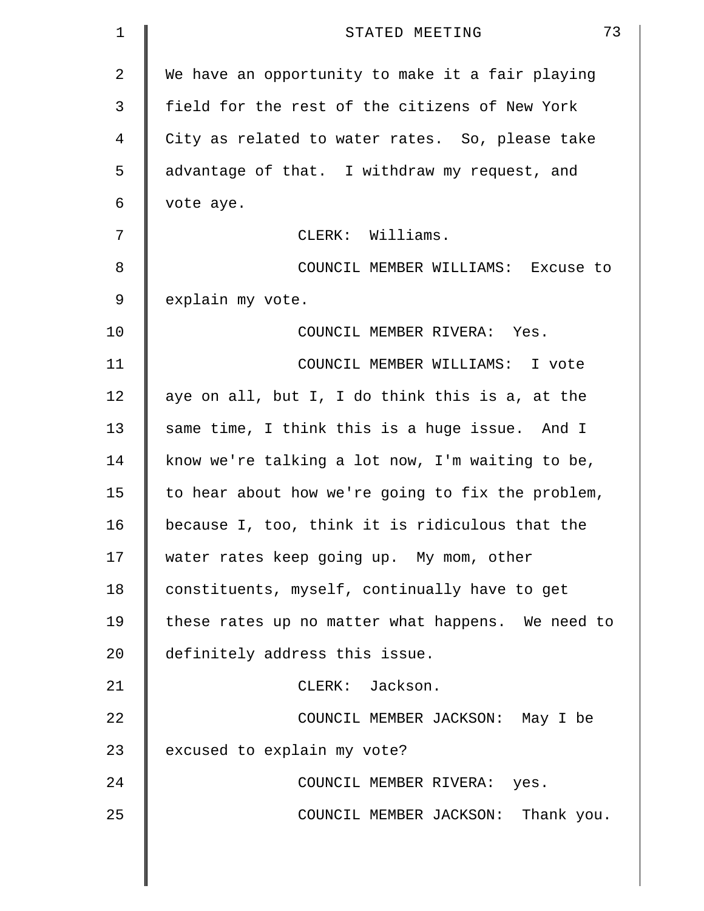We have an opportunity to make it a fair playing field for the rest of the citizens of New York City as related to water rates. So, please take advantage of that. I withdraw my request, and vote aye.

CLERK: Williams.

COUNCIL MEMBER WILLIAMS: Excuse to explain my vote.

COUNCIL MEMBER RIVERA: Yes.

COUNCIL MEMBER WILLIAMS: I vote aye on all, but I, I do think this is a, at the same time, I think this is a huge issue. And I know we're talking a lot now, I'm waiting to be, to hear about how we're going to fix the problem, because I, too, think it is ridiculous that the water rates keep going up. My mom, other constituents, myself, continually have to get these rates up no matter what happens. We need to definitely address this issue.

CLERK: Jackson.

COUNCIL MEMBER JACKSON: May I be excused to explain my vote?

COUNCIL MEMBER RIVERA: yes.

COUNCIL MEMBER JACKSON: Thank you.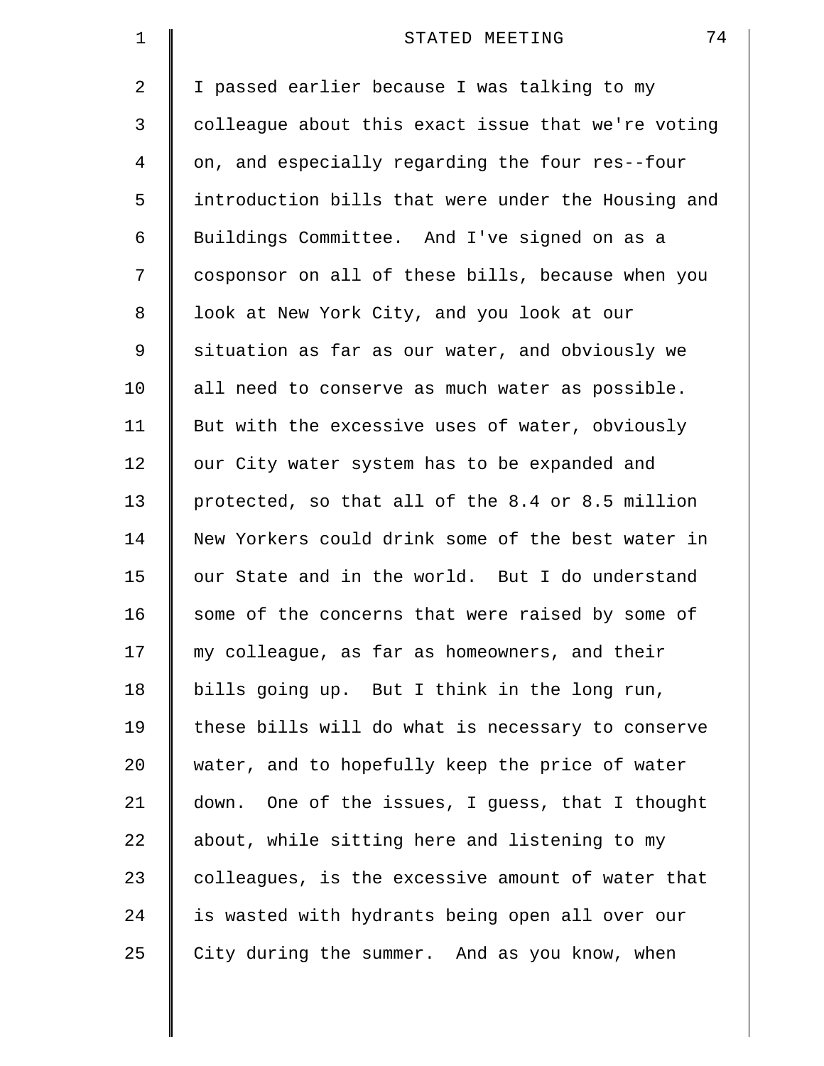I passed earlier because I was talking to my colleague about this exact issue that we're voting on, and especially regarding the four res--four introduction bills that were under the Housing and Buildings Committee. And I've signed on as a cosponsor on all of these bills, because when you look at New York City, and you look at our situation as far as our water, and obviously we all need to conserve as much water as possible. But with the excessive uses of water, obviously our City water system has to be expanded and protected, so that all of the 8.4 or 8.5 million New Yorkers could drink some of the best water in our State and in the world. But I do understand some of the concerns that were raised by some of my colleague, as far as homeowners, and their bills going up. But I think in the long run, these bills will do what is necessary to conserve water, and to hopefully keep the price of water down. One of the issues, I guess, that I thought about, while sitting here and listening to my colleagues, is the excessive amount of water that is wasted with hydrants being open all over our City during the summer. And as you know, when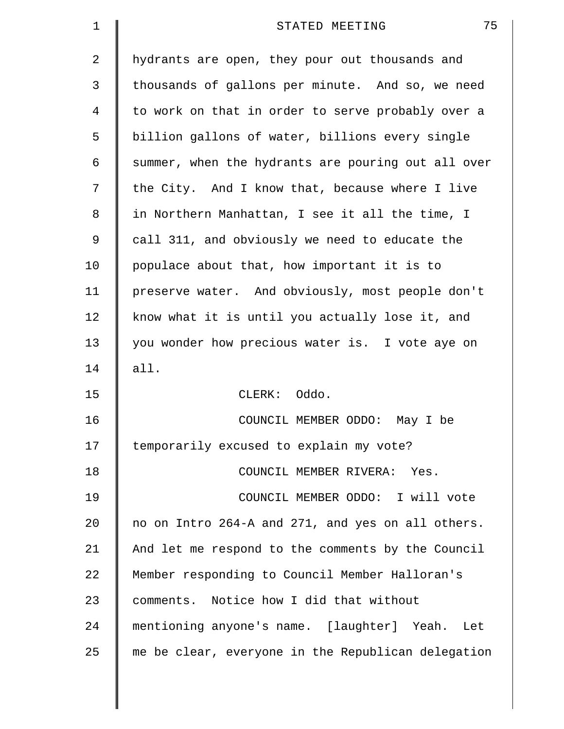hydrants are open, they pour out thousands and thousands of gallons per minute. And so, we need to work on that in order to serve probably over a billion gallons of water, billions every single summer, when the hydrants are pouring out all over the City. And I know that, because where I live in Northern Manhattan, I see it all the time, I call 311, and obviously we need to educate the populace about that, how important it is to preserve water. And obviously, most people don't know what it is until you actually lose it, and you wonder how precious water is. I vote aye on all.

CLERK: Oddo.

COUNCIL MEMBER ODDO: May I be temporarily excused to explain my vote?

COUNCIL MEMBER RIVERA: Yes.

COUNCIL MEMBER ODDO: I will vote no on Intro 264-A and 271, and yes on all others. And let me respond to the comments by the Council Member responding to Council Member Halloran's comments. Notice how I did that without mentioning anyone's name. [laughter] Yeah. Let me be clear, everyone in the Republican delegation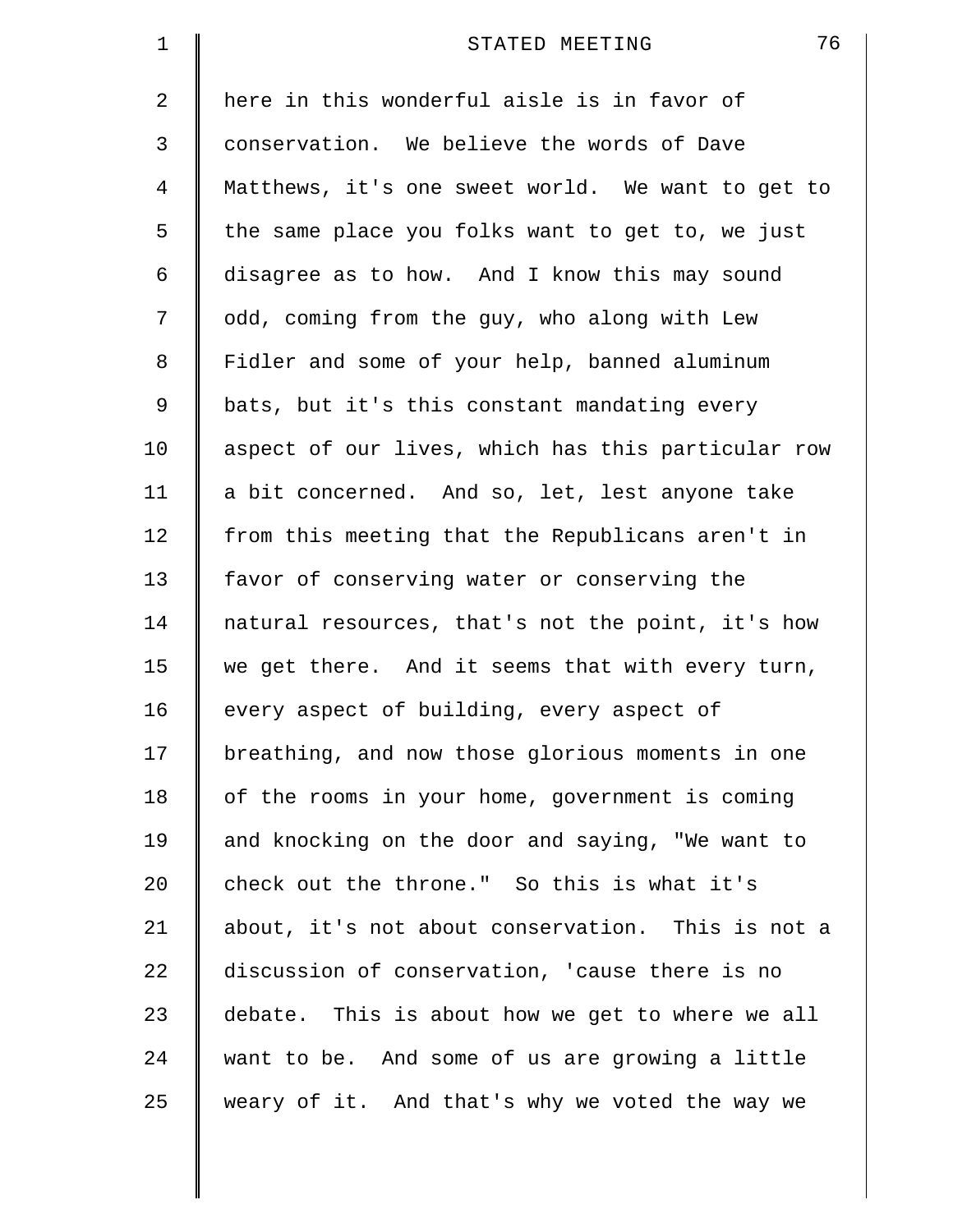here in this wonderful aisle is in favor of conservation. We believe the words of Dave Matthews, it's one sweet world. We want to get to the same place you folks want to get to, we just disagree as to how. And I know this may sound odd, coming from the guy, who along with Lew Fidler and some of your help, banned aluminum bats, but it's this constant mandating every aspect of our lives, which has this particular row a bit concerned. And so, let, lest anyone take from this meeting that the Republicans aren't in favor of conserving water or conserving the natural resources, that's not the point, it's how we get there. And it seems that with every turn, every aspect of building, every aspect of breathing, and now those glorious moments in one of the rooms in your home, government is coming and knocking on the door and saying, "We want to check out the throne." So this is what it's about, it's not about conservation. This is not a discussion of conservation, 'cause there is no debate. This is about how we get to where we all want to be. And some of us are growing a little weary of it. And that's why we voted the way we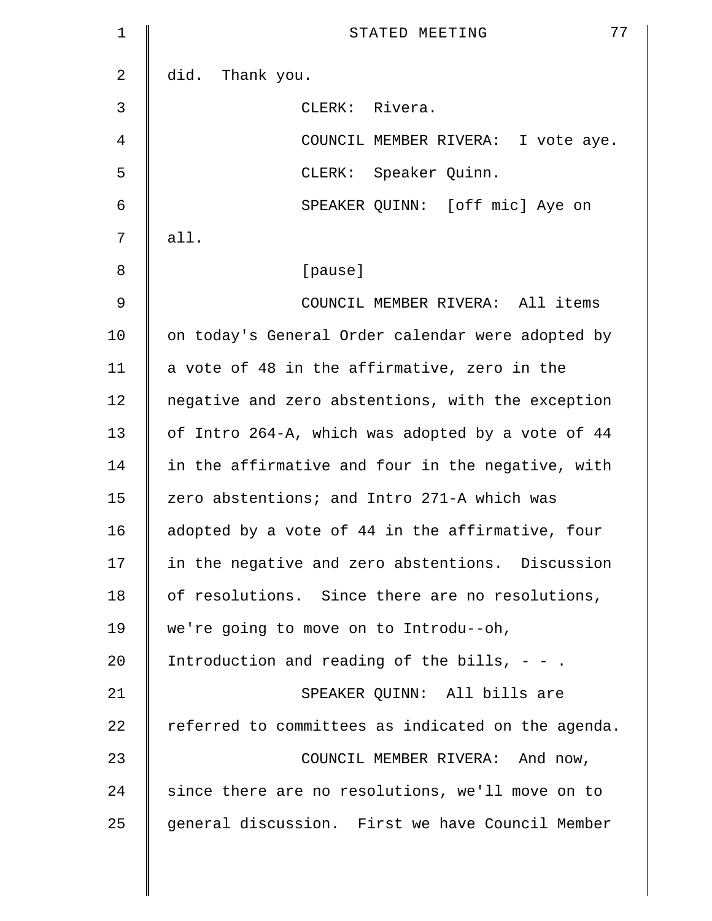did. Thank you.

CLERK: Rivera.

COUNCIL MEMBER RIVERA: I vote aye.

CLERK: Speaker Quinn.

SPEAKER QUINN: [off mic] Aye on all.

[pause]

COUNCIL MEMBER RIVERA: All items on today's General Order calendar were adopted by a vote of 48 in the affirmative, zero in the negative and zero abstentions, with the exception of Intro 264-A, which was adopted by a vote of 44 in the affirmative and four in the negative, with zero abstentions; and Intro 271-A which was adopted by a vote of 44 in the affirmative, four in the negative and zero abstentions. Discussion of resolutions. Since there are no resolutions, we're going to move on to Introdu--oh, Introduction and reading of the bills, - - .

SPEAKER QUINN: All bills are referred to committees as indicated on the agenda.

COUNCIL MEMBER RIVERA: And now, since there are no resolutions, we'll move on to general discussion. First we have Council Member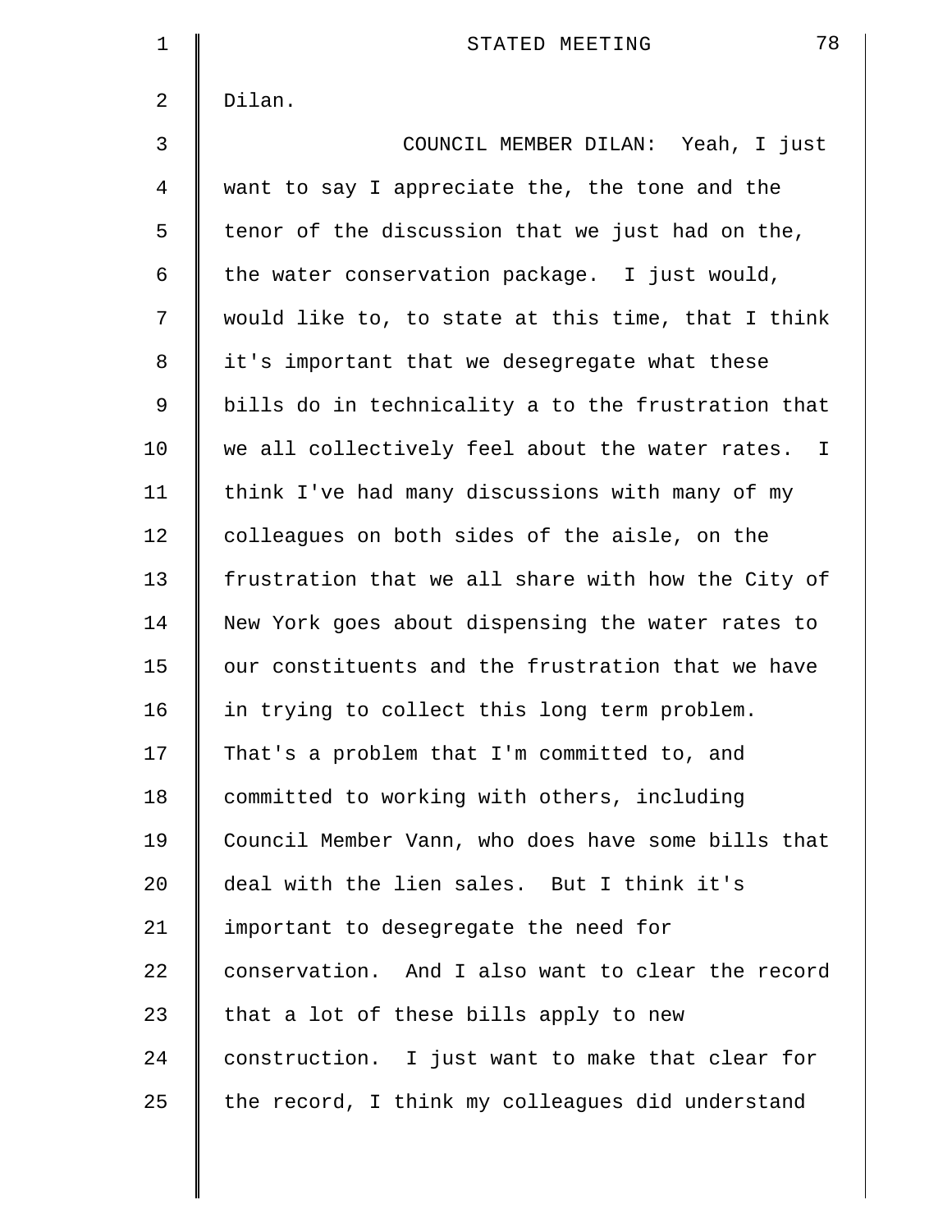Dilan.

COUNCIL MEMBER DILAN: Yeah, I just want to say I appreciate the, the tone and the tenor of the discussion that we just had on the, the water conservation package. I just would, would like to, to state at this time, that I think it's important that we desegregate what these bills do in technicality a to the frustration that we all collectively feel about the water rates. I think I've had many discussions with many of my colleagues on both sides of the aisle, on the frustration that we all share with how the City of New York goes about dispensing the water rates to our constituents and the frustration that we have in trying to collect this long term problem. That's a problem that I'm committed to, and committed to working with others, including Council Member Vann, who does have some bills that deal with the lien sales. But I think it's important to desegregate the need for conservation. And I also want to clear the record that a lot of these bills apply to new construction. I just want to make that clear for the record, I think my colleagues did understand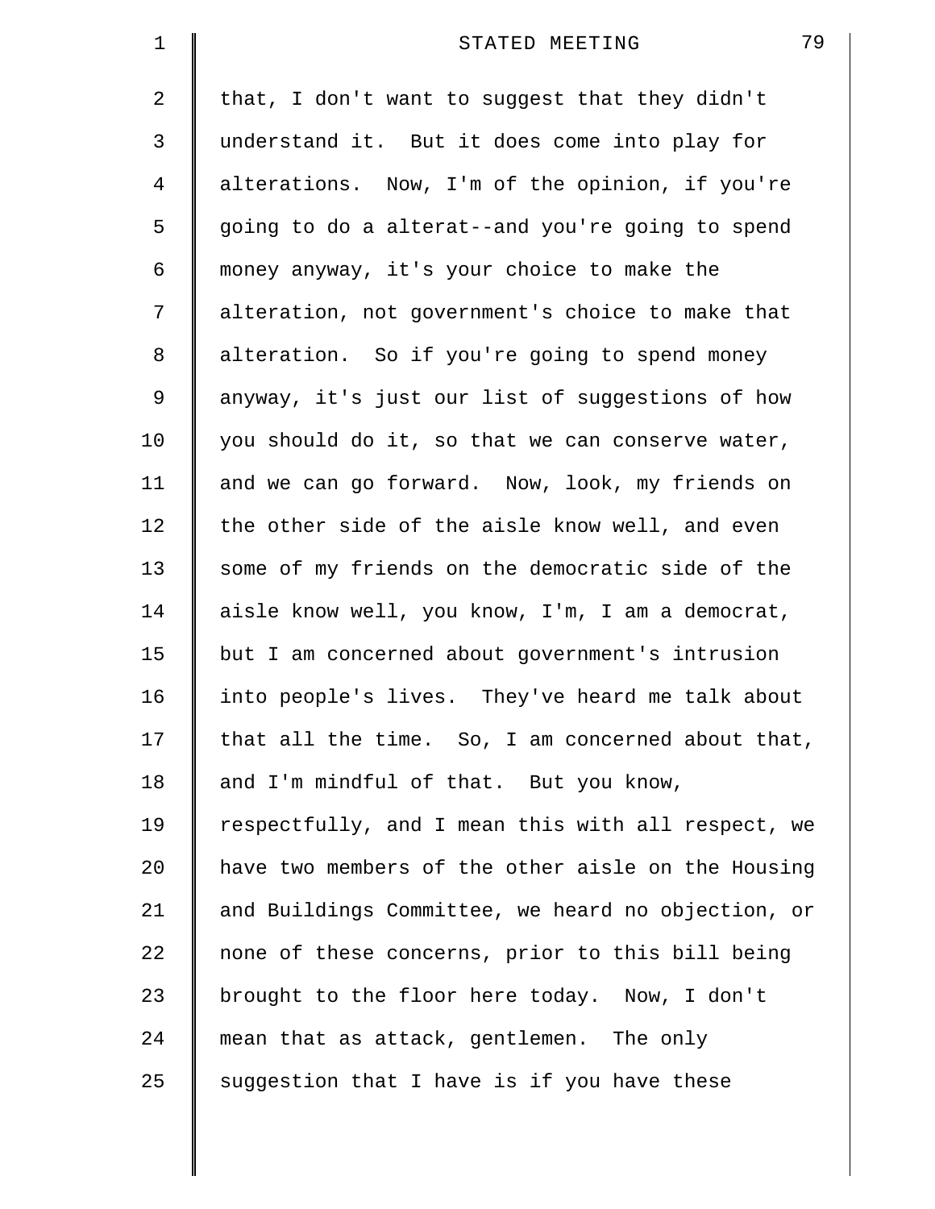that, I don't want to suggest that they didn't understand it. But it does come into play for alterations. Now, I'm of the opinion, if you're going to do a alterat--and you're going to spend money anyway, it's your choice to make the alteration, not government's choice to make that alteration. So if you're going to spend money anyway, it's just our list of suggestions of how you should do it, so that we can conserve water, and we can go forward. Now, look, my friends on the other side of the aisle know well, and even some of my friends on the democratic side of the aisle know well, you know, I'm, I am a democrat, but I am concerned about government's intrusion into people's lives. They've heard me talk about that all the time. So, I am concerned about that, and I'm mindful of that. But you know, respectfully, and I mean this with all respect, we have two members of the other aisle on the Housing and Buildings Committee, we heard no objection, or none of these concerns, prior to this bill being brought to the floor here today. Now, I don't mean that as attack, gentlemen. The only suggestion that I have is if you have these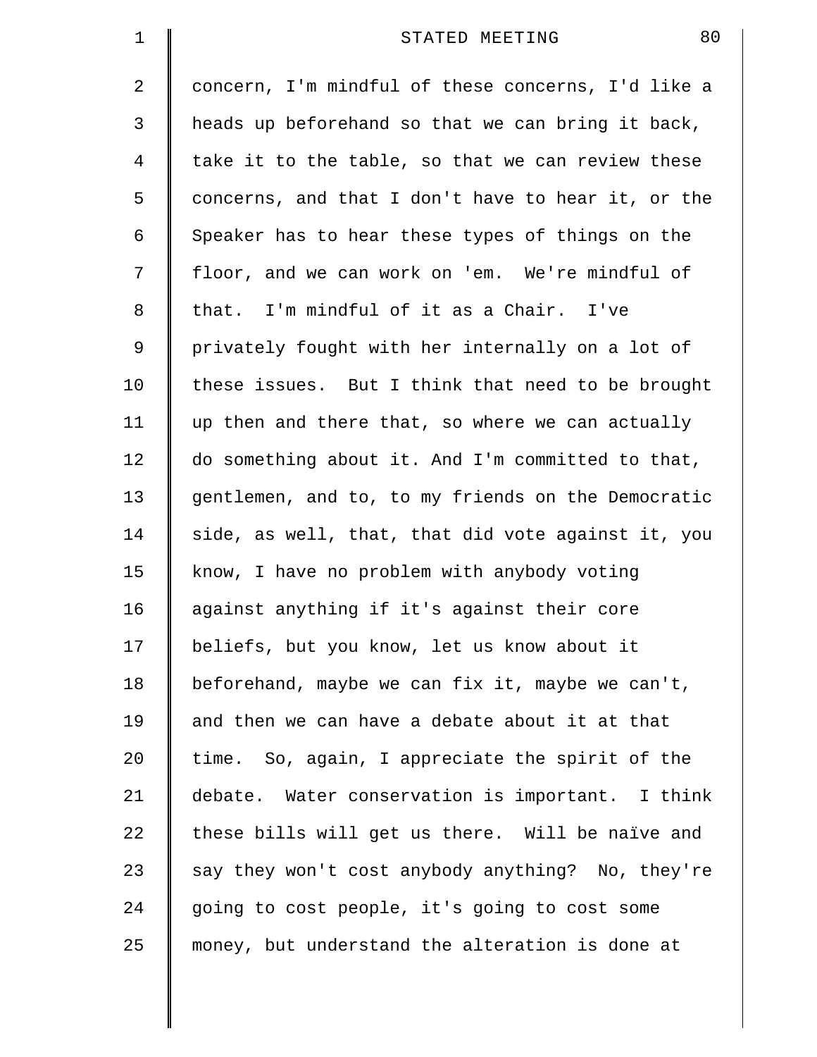concern, I'm mindful of these concerns, I'd like a heads up beforehand so that we can bring it back, take it to the table, so that we can review these concerns, and that I don't have to hear it, or the Speaker has to hear these types of things on the floor, and we can work on 'em. We're mindful of that. I'm mindful of it as a Chair. I've privately fought with her internally on a lot of these issues. But I think that need to be brought up then and there that, so where we can actually do something about it. And I'm committed to that, gentlemen, and to, to my friends on the Democratic side, as well, that, that did vote against it, you know, I have no problem with anybody voting against anything if it's against their core beliefs, but you know, let us know about it beforehand, maybe we can fix it, maybe we can't, and then we can have a debate about it at that time. So, again, I appreciate the spirit of the debate. Water conservation is important. I think these bills will get us there. Will be naïve and say they won't cost anybody anything? No, they're going to cost people, it's going to cost some money, but understand the alteration is done at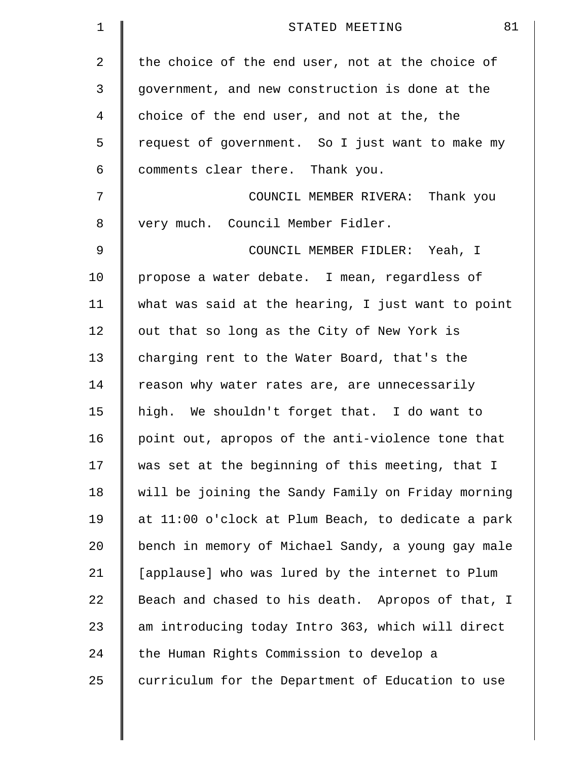the choice of the end user, not at the choice of government, and new construction is done at the choice of the end user, and not at the, the request of government. So I just want to make my comments clear there. Thank you.

COUNCIL MEMBER RIVERA: Thank you very much. Council Member Fidler.

COUNCIL MEMBER FIDLER: Yeah, I propose a water debate. I mean, regardless of what was said at the hearing, I just want to point out that so long as the City of New York is charging rent to the Water Board, that's the reason why water rates are, are unnecessarily high. We shouldn't forget that. I do want to point out, apropos of the anti-violence tone that was set at the beginning of this meeting, that I will be joining the Sandy Family on Friday morning at 11:00 o'clock at Plum Beach, to dedicate a park bench in memory of Michael Sandy, a young gay male [applause] who was lured by the internet to Plum Beach and chased to his death. Apropos of that, I am introducing today Intro 363, which will direct the Human Rights Commission to develop a curriculum for the Department of Education to use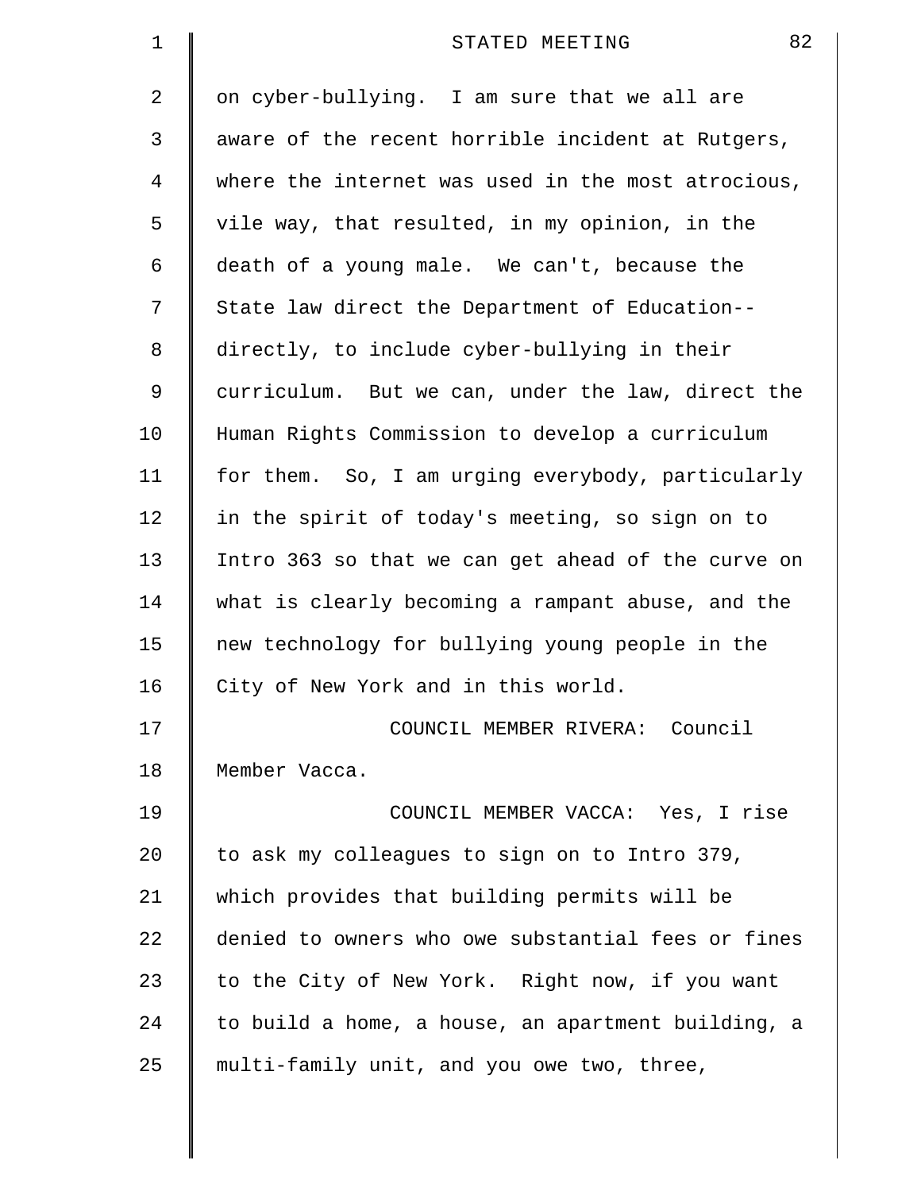on cyber-bullying. I am sure that we all are aware of the recent horrible incident at Rutgers, where the internet was used in the most atrocious, vile way, that resulted, in my opinion, in the death of a young male. We can't, because the State law direct the Department of Education-- directly, to include cyber-bullying in their curriculum. But we can, under the law, direct the Human Rights Commission to develop a curriculum for them. So, I am urging everybody, particularly in the spirit of today's meeting, so sign on to Intro 363 so that we can get ahead of the curve on what is clearly becoming a rampant abuse, and the new technology for bullying young people in the City of New York and in this world.

COUNCIL MEMBER RIVERA: Council Member Vacca.

COUNCIL MEMBER VACCA: Yes, I rise to ask my colleagues to sign on to Intro 379, which provides that building permits will be denied to owners who owe substantial fees or fines to the City of New York. Right now, if you want to build a home, a house, an apartment building, a multi-family unit, and you owe two, three,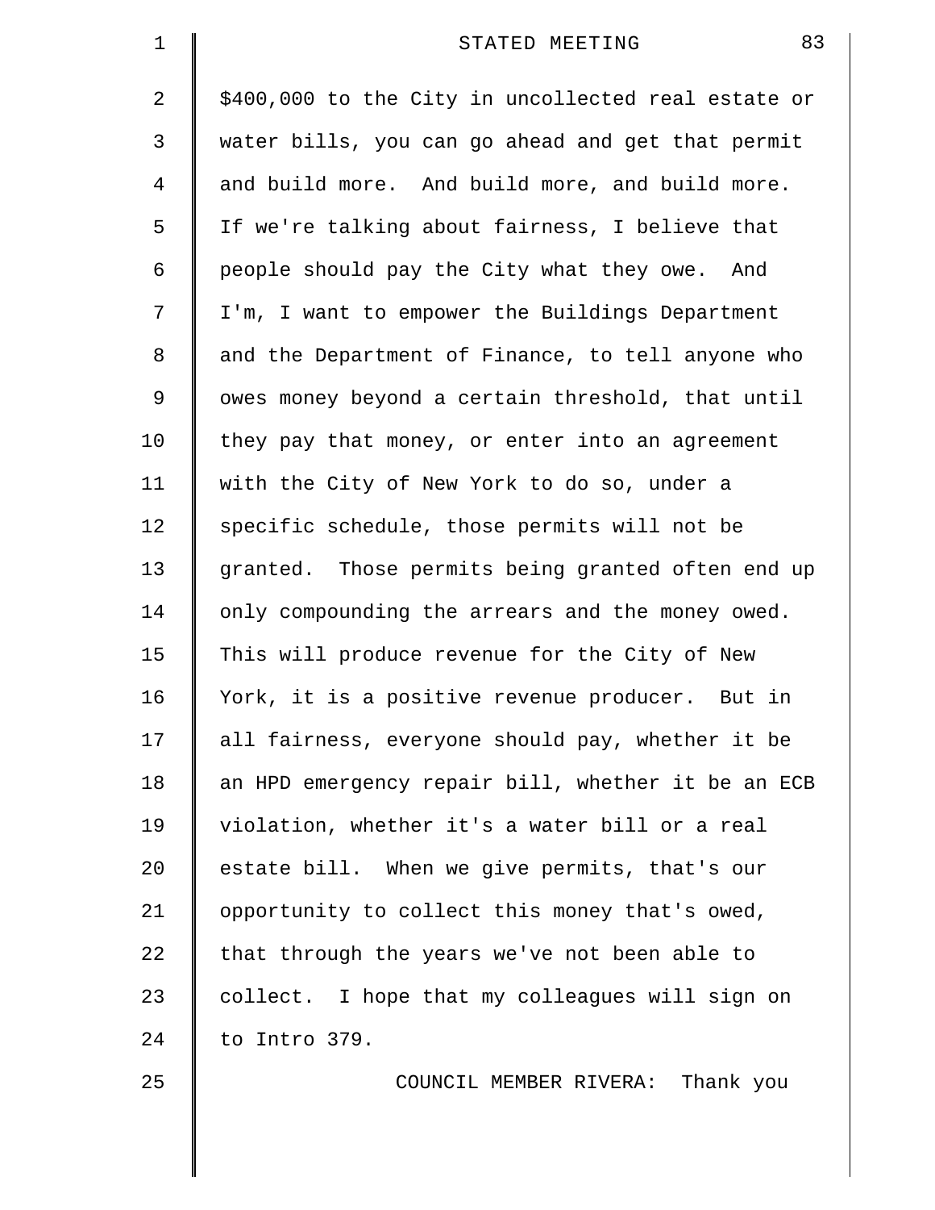$400,000 to the City in uncollected real estate or water bills, you can go ahead and get that permit and build more. And build more, and build more. If we're talking about fairness, I believe that people should pay the City what they owe. And I'm, I want to empower the Buildings Department and the Department of Finance, to tell anyone who owes money beyond a certain threshold, that until they pay that money, or enter into an agreement with the City of New York to do so, under a specific schedule, those permits will not be granted. Those permits being granted often end up only compounding the arrears and the money owed. This will produce revenue for the City of New York, it is a positive revenue producer. But in all fairness, everyone should pay, whether it be an HPD emergency repair bill, whether it be an ECB violation, whether it's a water bill or a real estate bill. When we give permits, that's our opportunity to collect this money that's owed, that through the years we've not been able to collect. I hope that my colleagues will sign on to Intro 379.

COUNCIL MEMBER RIVERA: Thank you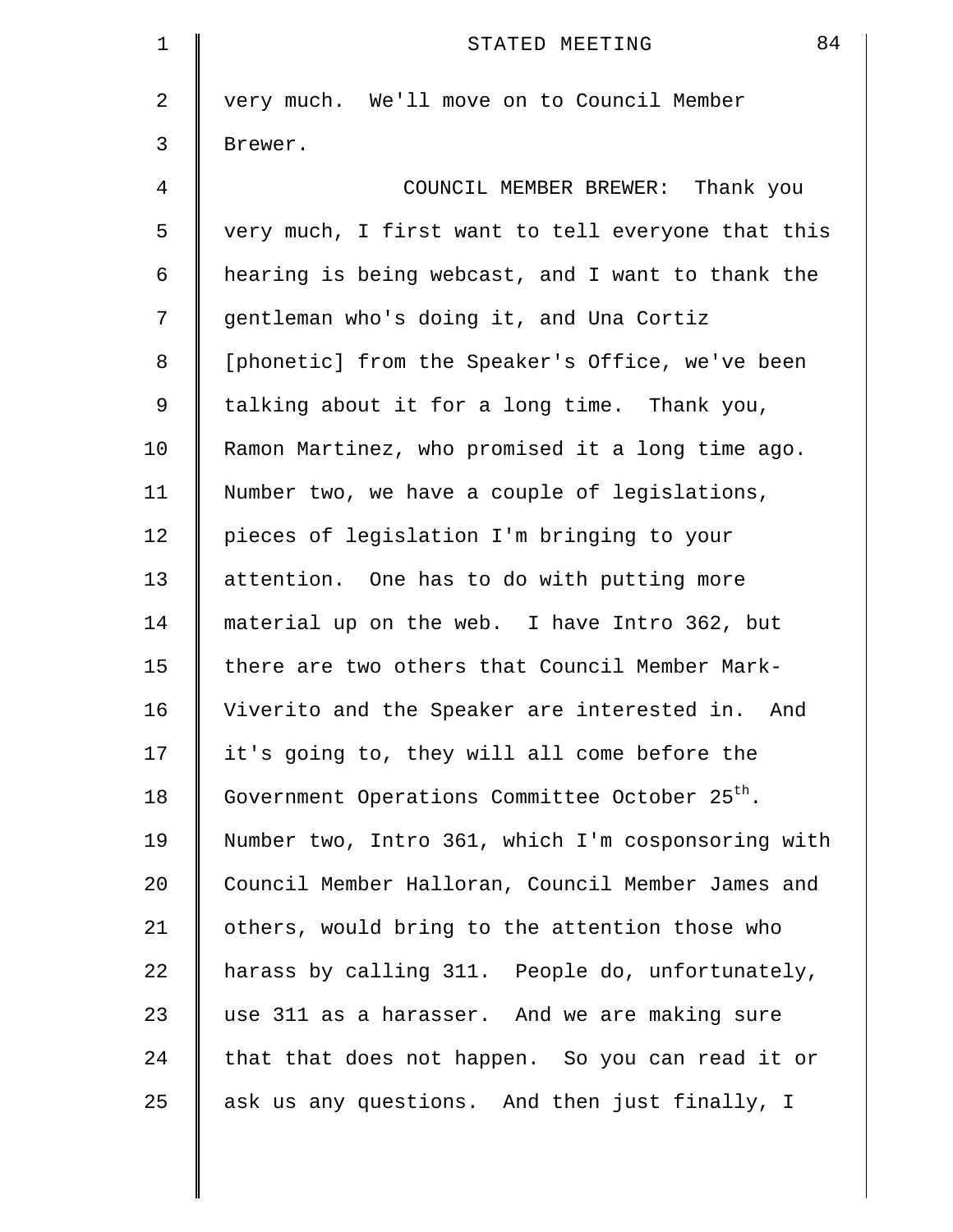very much. We'll move on to Council Member Brewer.

COUNCIL MEMBER BREWER: Thank you very much, I first want to tell everyone that this hearing is being webcast, and I want to thank the gentleman who's doing it, and Una Cortiz [phonetic] from the Speaker's Office, we've been talking about it for a long time. Thank you, Ramon Martinez, who promised it a long time ago. Number two, we have a couple of legislations, pieces of legislation I'm bringing to your attention. One has to do with putting more material up on the web. I have Intro 362, but there are two others that Council Member Mark-Viverito and the Speaker are interested in. And it's going to, they will all come before the Government Operations Committee October 25th. Number two, Intro 361, which I'm cosponsoring with Council Member Halloran, Council Member James and others, would bring to the attention those who harass by calling 311. People do, unfortunately, use 311 as a harasser. And we are making sure that that does not happen. So you can read it or ask us any questions. And then just finally, I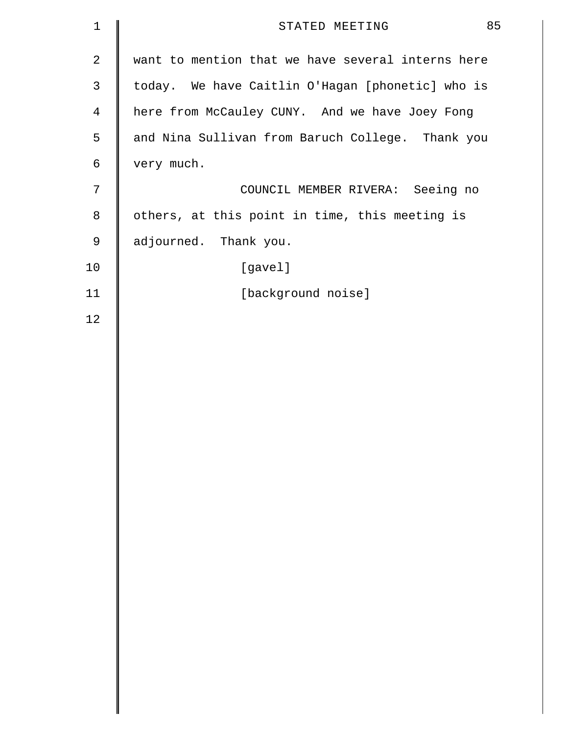want to mention that we have several interns here today. We have Caitlin O'Hagan [phonetic] who is here from McCauley CUNY. And we have Joey Fong and Nina Sullivan from Baruch College. Thank you very much.

COUNCIL MEMBER RIVERA: Seeing no others, at this point in time, this meeting is adjourned. Thank you.

[gavel]

[background noise]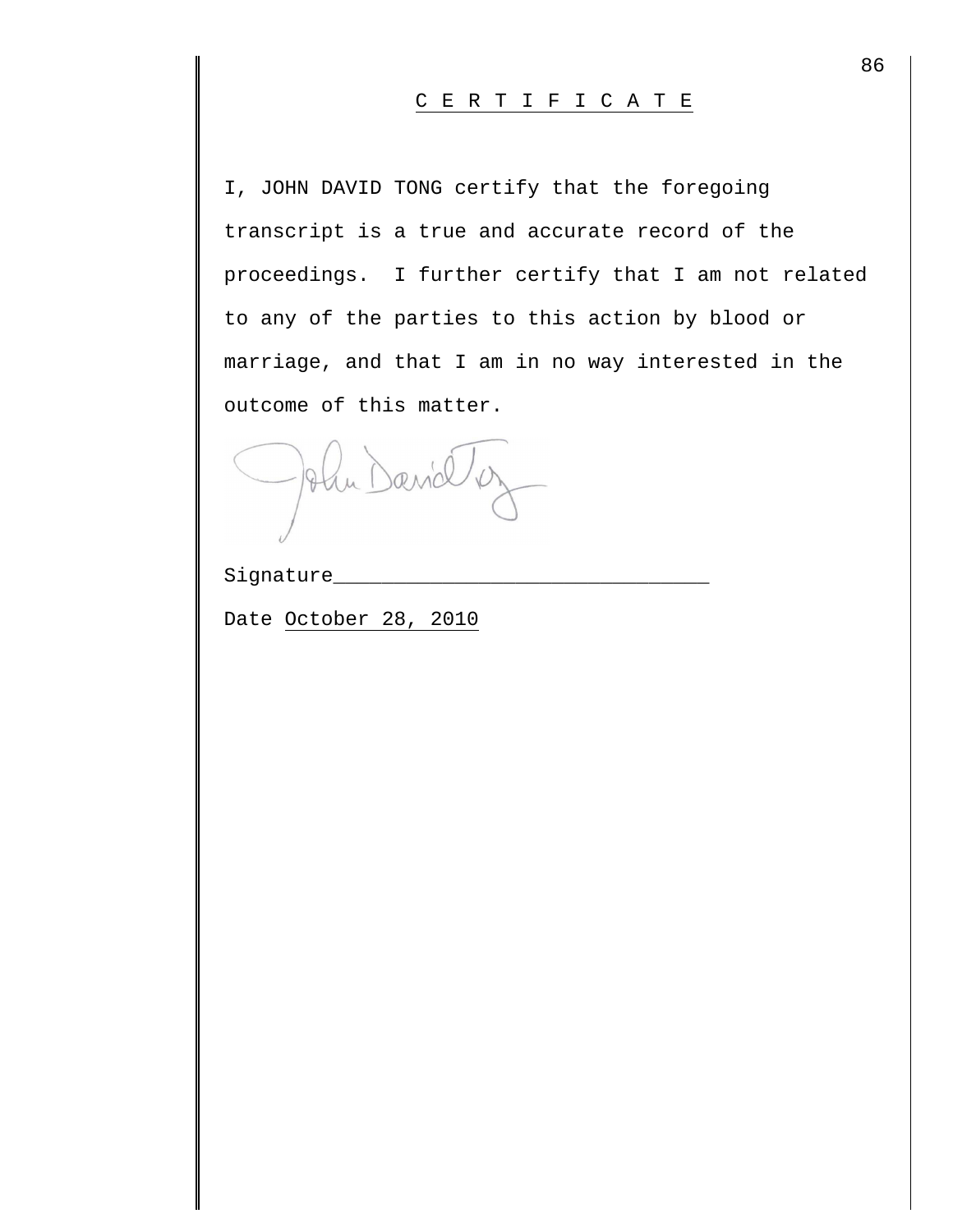# C E R T I F I C A T E

I, JOHN DAVID TONG certify that the foregoing transcript is a true and accurate record of the proceedings. I further certify that I am not related to any of the parties to this action by blood or marriage, and that I am in no way interested in the outcome of this matter.

Signature_______________________________

Date October 28, 2010